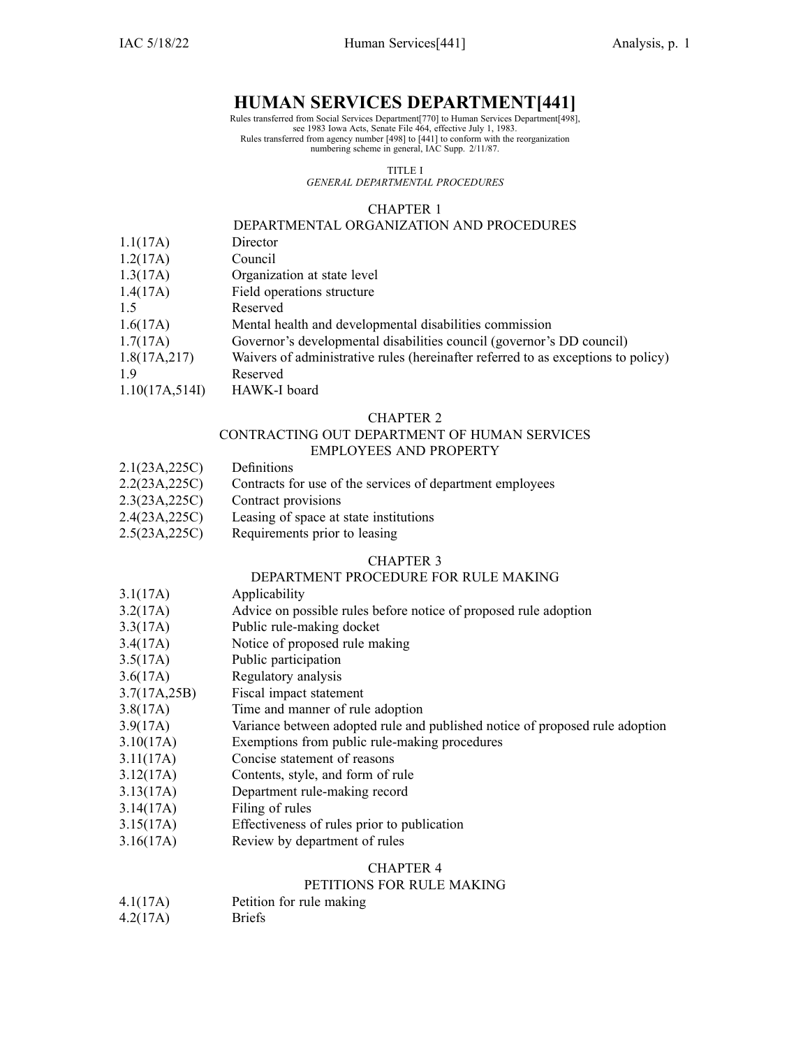# HUMAN SERVICES DEPARTMENT[441]

Rules transferred from Social Services Department[770] to Human Services Department[498], see 1983 Iowa Acts, Senate File 464, effective July 1, 1983.
Rules transferred from agency number [498] to [441] to conform with the reorganization numbering scheme in general, IAC Supp. 2/11/87.

TITLE I
*GENERAL DEPARTMENTAL PROCEDURES*

## CHAPTER 1
## DEPARTMENTAL ORGANIZATION AND PROCEDURES

| | |
|---|---|
| 1.1(17A) | Director |
| 1.2(17A) | Council |
| 1.3(17A) | Organization at state level |
| 1.4(17A) | Field operations structure |
| 1.5 | Reserved |
| 1.6(17A) | Mental health and developmental disabilities commission |
| 1.7(17A) | Governor's developmental disabilities council (governor's DD council) |
| 1.8(17A,217) | Waivers of administrative rules (hereinafter referred to as exceptions to policy) |
| 1.9 | Reserved |
| 1.10(17A,514I) | HAWK-I board |

## CHAPTER 2
## CONTRACTING OUT DEPARTMENT OF HUMAN SERVICES EMPLOYEES AND PROPERTY

| | |
|---|---|
| 2.1(23A,225C) | Definitions |
| 2.2(23A,225C) | Contracts for use of the services of department employees |
| 2.3(23A,225C) | Contract provisions |
| 2.4(23A,225C) | Leasing of space at state institutions |
| 2.5(23A,225C) | Requirements prior to leasing |

## CHAPTER 3
## DEPARTMENT PROCEDURE FOR RULE MAKING

| | |
|---|---|
| 3.1(17A) | Applicability |
| 3.2(17A) | Advice on possible rules before notice of proposed rule adoption |
| 3.3(17A) | Public rule-making docket |
| 3.4(17A) | Notice of proposed rule making |
| 3.5(17A) | Public participation |
| 3.6(17A) | Regulatory analysis |
| 3.7(17A,25B) | Fiscal impact statement |
| 3.8(17A) | Time and manner of rule adoption |
| 3.9(17A) | Variance between adopted rule and published notice of proposed rule adoption |
| 3.10(17A) | Exemptions from public rule-making procedures |
| 3.11(17A) | Concise statement of reasons |
| 3.12(17A) | Contents, style, and form of rule |
| 3.13(17A) | Department rule-making record |
| 3.14(17A) | Filing of rules |
| 3.15(17A) | Effectiveness of rules prior to publication |
| 3.16(17A) | Review by department of rules |

## CHAPTER 4
## PETITIONS FOR RULE MAKING

| | |
|---|---|
| 4.1(17A) | Petition for rule making |
| 4.2(17A) | Briefs |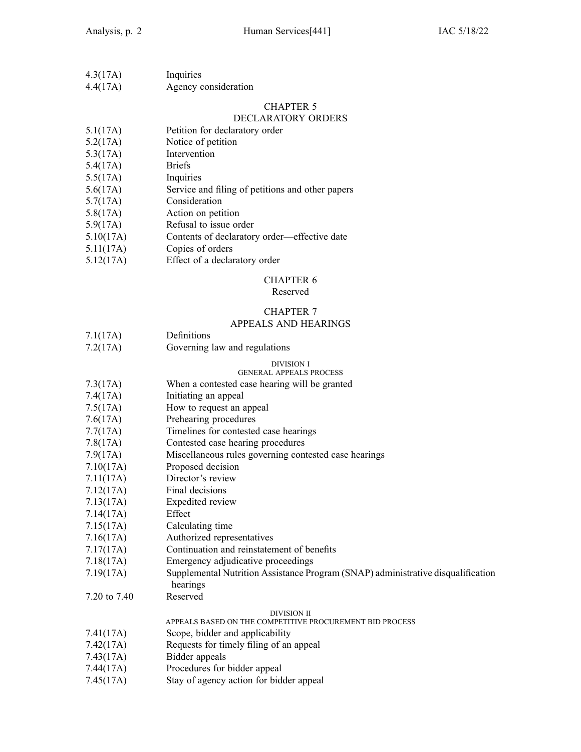4.3(17A) Inquiries
4.4(17A) Agency consideration

## CHAPTER 5
## DECLARATORY ORDERS

5.1(17A) Petition for declaratory order
5.2(17A) Notice of petition
5.3(17A) Intervention
5.4(17A) Briefs
5.5(17A) Inquiries
5.6(17A) Service and filing of petitions and other papers
5.7(17A) Consideration
5.8(17A) Action on petition
5.9(17A) Refusal to issue order
5.10(17A) Contents of declaratory order—effective date
5.11(17A) Copies of orders
5.12(17A) Effect of a declaratory order

## CHAPTER 6
Reserved

## CHAPTER 7
## APPEALS AND HEARINGS

7.1(17A) Definitions
7.2(17A) Governing law and regulations

### DIVISION I
### GENERAL APPEALS PROCESS

7.3(17A) When a contested case hearing will be granted
7.4(17A) Initiating an appeal
7.5(17A) How to request an appeal
7.6(17A) Prehearing procedures
7.7(17A) Timelines for contested case hearings
7.8(17A) Contested case hearing procedures
7.9(17A) Miscellaneous rules governing contested case hearings
7.10(17A) Proposed decision
7.11(17A) Director's review
7.12(17A) Final decisions
7.13(17A) Expedited review
7.14(17A) Effect
7.15(17A) Calculating time
7.16(17A) Authorized representatives
7.17(17A) Continuation and reinstatement of benefits
7.18(17A) Emergency adjudicative proceedings
7.19(17A) Supplemental Nutrition Assistance Program (SNAP) administrative disqualification hearings
7.20 to 7.40 Reserved

### DIVISION II
### APPEALS BASED ON THE COMPETITIVE PROCUREMENT BID PROCESS

7.41(17A) Scope, bidder and applicability
7.42(17A) Requests for timely filing of an appeal
7.43(17A) Bidder appeals
7.44(17A) Procedures for bidder appeal
7.45(17A) Stay of agency action for bidder appeal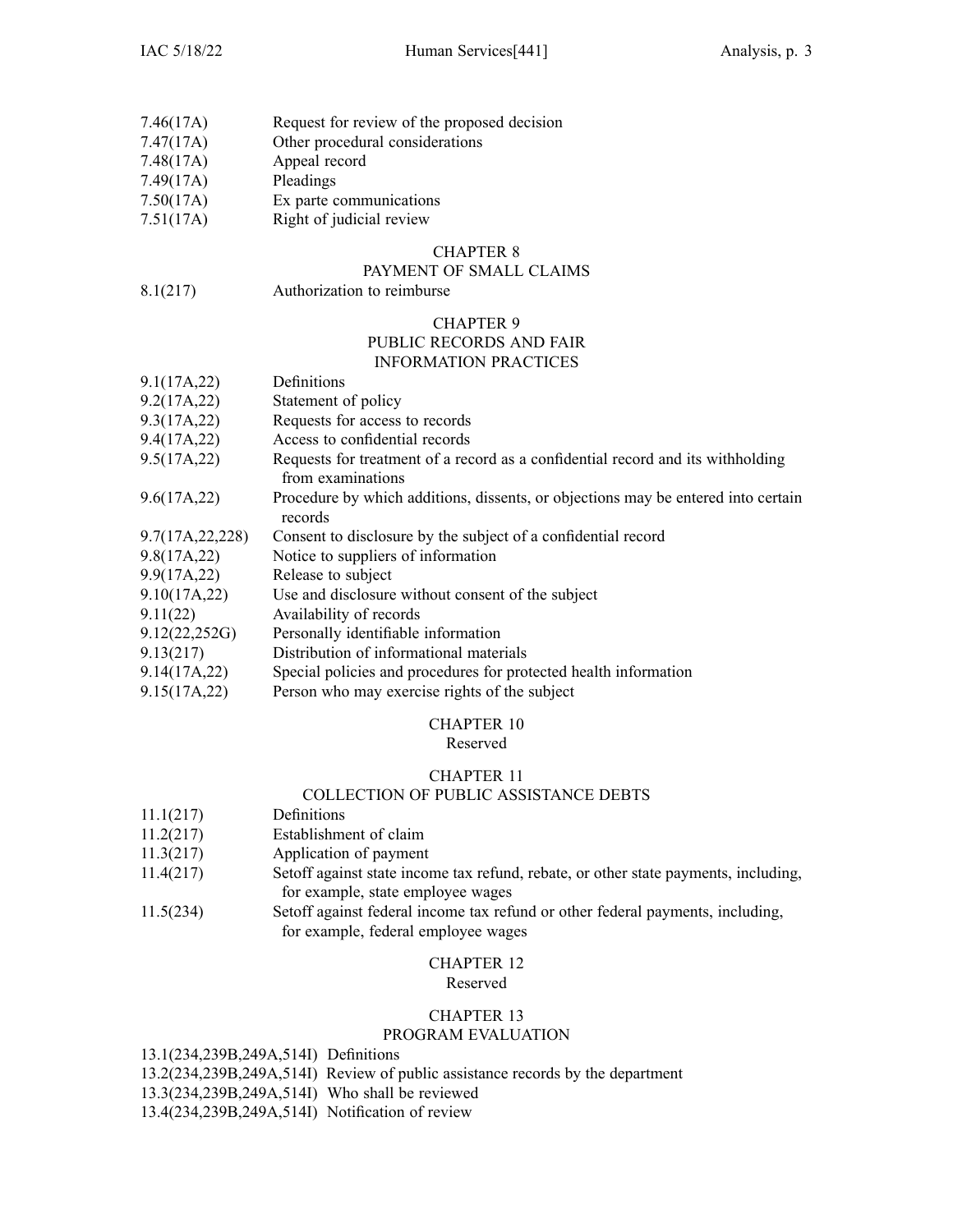7.46(17A) Request for review of the proposed decision
7.47(17A) Other procedural considerations
7.48(17A) Appeal record
7.49(17A) Pleadings
7.50(17A) Ex parte communications
7.51(17A) Right of judicial review

## CHAPTER 8
## PAYMENT OF SMALL CLAIMS

8.1(217) Authorization to reimburse

## CHAPTER 9
## PUBLIC RECORDS AND FAIR INFORMATION PRACTICES

9.1(17A,22) Definitions
9.2(17A,22) Statement of policy
9.3(17A,22) Requests for access to records
9.4(17A,22) Access to confidential records
9.5(17A,22) Requests for treatment of a record as a confidential record and its withholding from examinations
9.6(17A,22) Procedure by which additions, dissents, or objections may be entered into certain records
9.7(17A,22,228) Consent to disclosure by the subject of a confidential record
9.8(17A,22) Notice to suppliers of information
9.9(17A,22) Release to subject
9.10(17A,22) Use and disclosure without consent of the subject
9.11(22) Availability of records
9.12(22,252G) Personally identifiable information
9.13(217) Distribution of informational materials
9.14(17A,22) Special policies and procedures for protected health information
9.15(17A,22) Person who may exercise rights of the subject

## CHAPTER 10
Reserved

## CHAPTER 11
## COLLECTION OF PUBLIC ASSISTANCE DEBTS

11.1(217) Definitions
11.2(217) Establishment of claim
11.3(217) Application of payment
11.4(217) Setoff against state income tax refund, rebate, or other state payments, including, for example, state employee wages
11.5(234) Setoff against federal income tax refund or other federal payments, including, for example, federal employee wages

## CHAPTER 12
Reserved

## CHAPTER 13
## PROGRAM EVALUATION

13.1(234,239B,249A,514I) Definitions
13.2(234,239B,249A,514I) Review of public assistance records by the department
13.3(234,239B,249A,514I) Who shall be reviewed
13.4(234,239B,249A,514I) Notification of review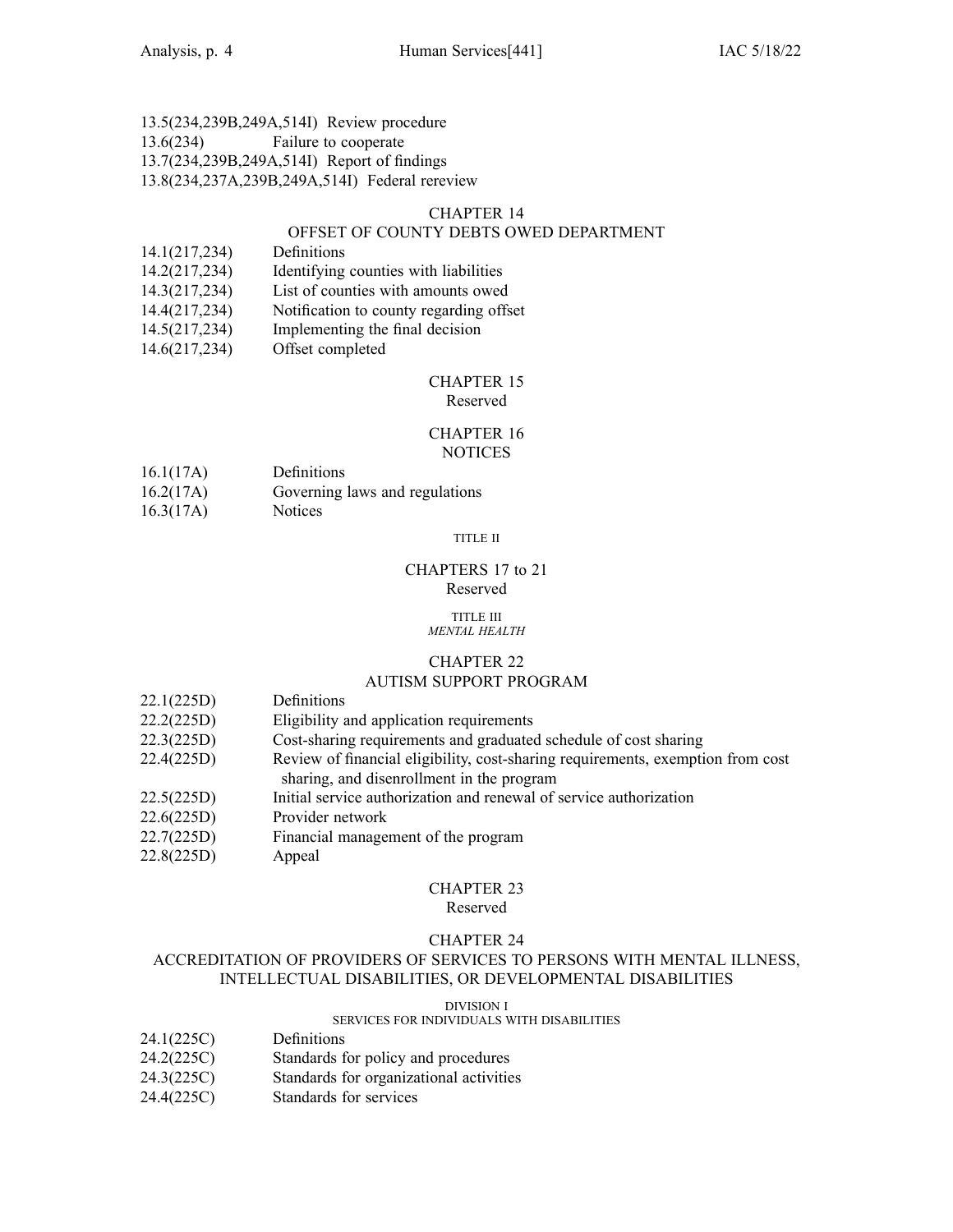13.5(234,239B,249A,514I) Review procedure
13.6(234) Failure to cooperate
13.7(234,239B,249A,514I) Report of findings
13.8(234,237A,239B,249A,514I) Federal rereview

## CHAPTER 14
## OFFSET OF COUNTY DEBTS OWED DEPARTMENT

14.1(217,234) Definitions
14.2(217,234) Identifying counties with liabilities
14.3(217,234) List of counties with amounts owed
14.4(217,234) Notification to county regarding offset
14.5(217,234) Implementing the final decision
14.6(217,234) Offset completed

## CHAPTER 15
Reserved

## CHAPTER 16
## NOTICES

16.1(17A) Definitions
16.2(17A) Governing laws and regulations
16.3(17A) Notices

# TITLE II

## CHAPTERS 17 to 21
Reserved

# TITLE III
*MENTAL HEALTH*

## CHAPTER 22
## AUTISM SUPPORT PROGRAM

22.1(225D) Definitions
22.2(225D) Eligibility and application requirements
22.3(225D) Cost-sharing requirements and graduated schedule of cost sharing
22.4(225D) Review of financial eligibility, cost-sharing requirements, exemption from cost sharing, and disenrollment in the program
22.5(225D) Initial service authorization and renewal of service authorization
22.6(225D) Provider network
22.7(225D) Financial management of the program
22.8(225D) Appeal

## CHAPTER 23
Reserved

## CHAPTER 24
## ACCREDITATION OF PROVIDERS OF SERVICES TO PERSONS WITH MENTAL ILLNESS, INTELLECTUAL DISABILITIES, OR DEVELOPMENTAL DISABILITIES

### DIVISION I
### SERVICES FOR INDIVIDUALS WITH DISABILITIES

24.1(225C) Definitions
24.2(225C) Standards for policy and procedures
24.3(225C) Standards for organizational activities
24.4(225C) Standards for services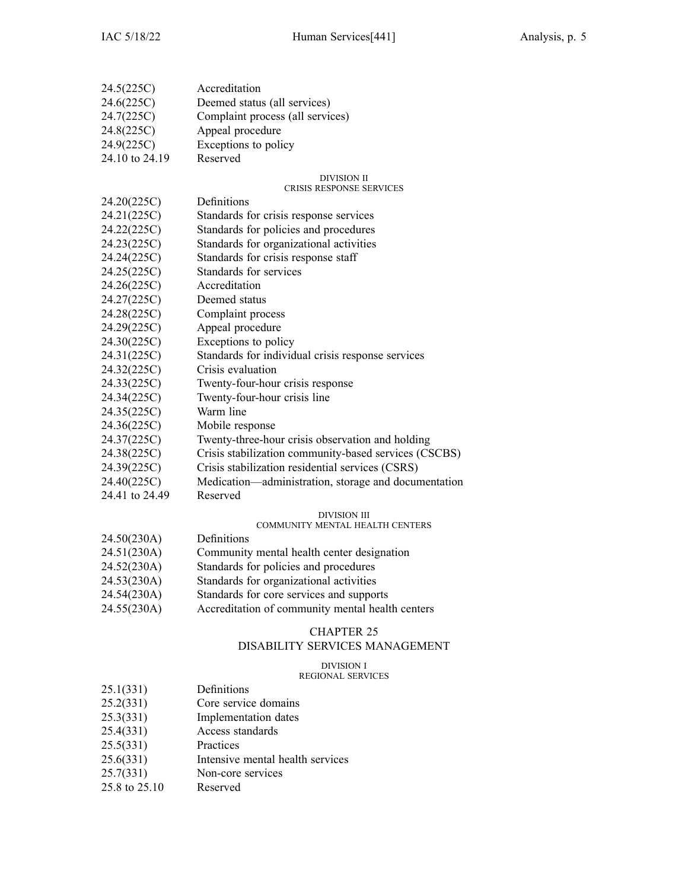24.5(225C) Accreditation
24.6(225C) Deemed status (all services)
24.7(225C) Complaint process (all services)
24.8(225C) Appeal procedure
24.9(225C) Exceptions to policy
24.10 to 24.19 Reserved

DIVISION II
CRISIS RESPONSE SERVICES

24.20(225C) Definitions
24.21(225C) Standards for crisis response services
24.22(225C) Standards for policies and procedures
24.23(225C) Standards for organizational activities
24.24(225C) Standards for crisis response staff
24.25(225C) Standards for services
24.26(225C) Accreditation
24.27(225C) Deemed status
24.28(225C) Complaint process
24.29(225C) Appeal procedure
24.30(225C) Exceptions to policy
24.31(225C) Standards for individual crisis response services
24.32(225C) Crisis evaluation
24.33(225C) Twenty-four-hour crisis response
24.34(225C) Twenty-four-hour crisis line
24.35(225C) Warm line
24.36(225C) Mobile response
24.37(225C) Twenty-three-hour crisis observation and holding
24.38(225C) Crisis stabilization community-based services (CSCBS)
24.39(225C) Crisis stabilization residential services (CSRS)
24.40(225C) Medication—administration, storage and documentation
24.41 to 24.49 Reserved

DIVISION III
COMMUNITY MENTAL HEALTH CENTERS

24.50(230A) Definitions
24.51(230A) Community mental health center designation
24.52(230A) Standards for policies and procedures
24.53(230A) Standards for organizational activities
24.54(230A) Standards for core services and supports
24.55(230A) Accreditation of community mental health centers

## CHAPTER 25
## DISABILITY SERVICES MANAGEMENT

DIVISION I
REGIONAL SERVICES

25.1(331) Definitions
25.2(331) Core service domains
25.3(331) Implementation dates
25.4(331) Access standards
25.5(331) Practices
25.6(331) Intensive mental health services
25.7(331) Non-core services
25.8 to 25.10 Reserved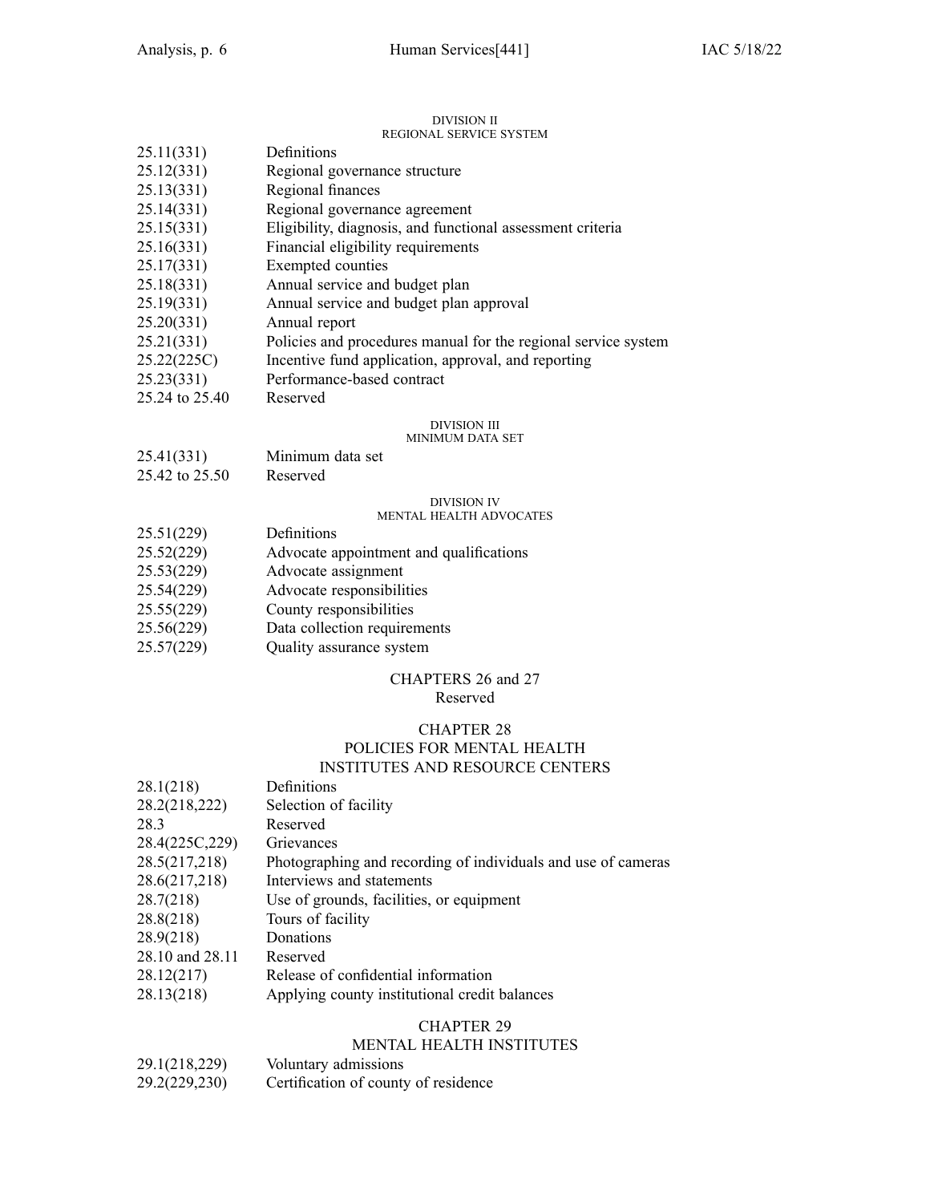DIVISION II
REGIONAL SERVICE SYSTEM

| | |
|---|---|
| 25.11(331) | Definitions |
| 25.12(331) | Regional governance structure |
| 25.13(331) | Regional finances |
| 25.14(331) | Regional governance agreement |
| 25.15(331) | Eligibility, diagnosis, and functional assessment criteria |
| 25.16(331) | Financial eligibility requirements |
| 25.17(331) | Exempted counties |
| 25.18(331) | Annual service and budget plan |
| 25.19(331) | Annual service and budget plan approval |
| 25.20(331) | Annual report |
| 25.21(331) | Policies and procedures manual for the regional service system |
| 25.22(225C) | Incentive fund application, approval, and reporting |
| 25.23(331) | Performance-based contract |
| 25.24 to 25.40 | Reserved |

DIVISION III
MINIMUM DATA SET

| | |
|---|---|
| 25.41(331) | Minimum data set |
| 25.42 to 25.50 | Reserved |

DIVISION IV
MENTAL HEALTH ADVOCATES

| | |
|---|---|
| 25.51(229) | Definitions |
| 25.52(229) | Advocate appointment and qualifications |
| 25.53(229) | Advocate assignment |
| 25.54(229) | Advocate responsibilities |
| 25.55(229) | County responsibilities |
| 25.56(229) | Data collection requirements |
| 25.57(229) | Quality assurance system |

## CHAPTERS 26 and 27
Reserved

## CHAPTER 28
## POLICIES FOR MENTAL HEALTH INSTITUTES AND RESOURCE CENTERS

| | |
|---|---|
| 28.1(218) | Definitions |
| 28.2(218,222) | Selection of facility |
| 28.3 | Reserved |
| 28.4(225C,229) | Grievances |
| 28.5(217,218) | Photographing and recording of individuals and use of cameras |
| 28.6(217,218) | Interviews and statements |
| 28.7(218) | Use of grounds, facilities, or equipment |
| 28.8(218) | Tours of facility |
| 28.9(218) | Donations |
| 28.10 and 28.11 | Reserved |
| 28.12(217) | Release of confidential information |
| 28.13(218) | Applying county institutional credit balances |

## CHAPTER 29
## MENTAL HEALTH INSTITUTES

| | |
|---|---|
| 29.1(218,229) | Voluntary admissions |
| 29.2(229,230) | Certification of county of residence |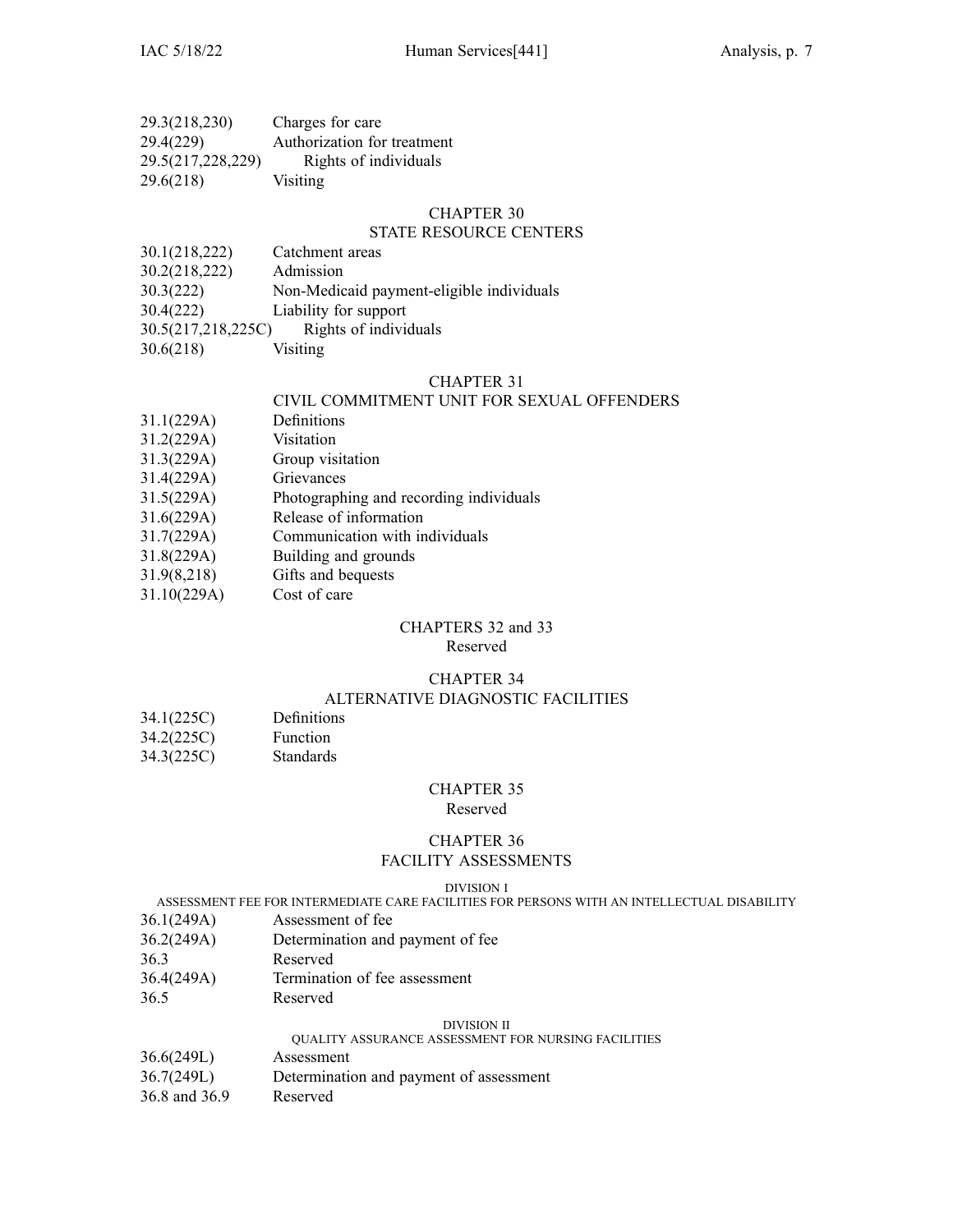29.3(218,230) Charges for care
29.4(229) Authorization for treatment
29.5(217,228,229) Rights of individuals
29.6(218) Visiting

## CHAPTER 30
## STATE RESOURCE CENTERS

30.1(218,222) Catchment areas
30.2(218,222) Admission
30.3(222) Non-Medicaid payment-eligible individuals
30.4(222) Liability for support
30.5(217,218,225C) Rights of individuals
30.6(218) Visiting

## CHAPTER 31
## CIVIL COMMITMENT UNIT FOR SEXUAL OFFENDERS

31.1(229A) Definitions
31.2(229A) Visitation
31.3(229A) Group visitation
31.4(229A) Grievances
31.5(229A) Photographing and recording individuals
31.6(229A) Release of information
31.7(229A) Communication with individuals
31.8(229A) Building and grounds
31.9(8,218) Gifts and bequests
31.10(229A) Cost of care

## CHAPTERS 32 and 33
Reserved

## CHAPTER 34
## ALTERNATIVE DIAGNOSTIC FACILITIES

34.1(225C) Definitions
34.2(225C) Function
34.3(225C) Standards

## CHAPTER 35
Reserved

## CHAPTER 36
## FACILITY ASSESSMENTS

### DIVISION I
### ASSESSMENT FEE FOR INTERMEDIATE CARE FACILITIES FOR PERSONS WITH AN INTELLECTUAL DISABILITY

36.1(249A) Assessment of fee
36.2(249A) Determination and payment of fee
36.3 Reserved
36.4(249A) Termination of fee assessment
36.5 Reserved

### DIVISION II
### QUALITY ASSURANCE ASSESSMENT FOR NURSING FACILITIES

36.6(249L) Assessment
36.7(249L) Determination and payment of assessment
36.8 and 36.9 Reserved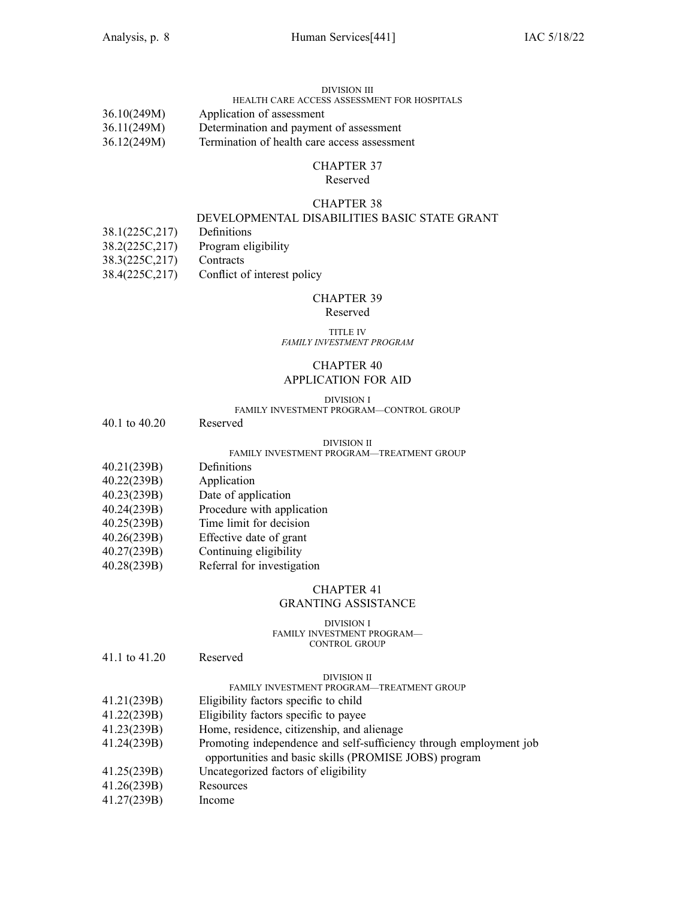DIVISION III
HEALTH CARE ACCESS ASSESSMENT FOR HOSPITALS

| | |
|---|---|
| 36.10(249M) | Application of assessment |
| 36.11(249M) | Determination and payment of assessment |
| 36.12(249M) | Termination of health care access assessment |

## CHAPTER 37
Reserved

## CHAPTER 38
DEVELOPMENTAL DISABILITIES BASIC STATE GRANT

| | |
|---|---|
| 38.1(225C,217) | Definitions |
| 38.2(225C,217) | Program eligibility |
| 38.3(225C,217) | Contracts |
| 38.4(225C,217) | Conflict of interest policy |

## CHAPTER 39
Reserved

TITLE IV
*FAMILY INVESTMENT PROGRAM*

## CHAPTER 40
APPLICATION FOR AID

DIVISION I
FAMILY INVESTMENT PROGRAM—CONTROL GROUP

| | |
|---|---|
| 40.1 to 40.20 | Reserved |

DIVISION II
FAMILY INVESTMENT PROGRAM—TREATMENT GROUP

| | |
|---|---|
| 40.21(239B) | Definitions |
| 40.22(239B) | Application |
| 40.23(239B) | Date of application |
| 40.24(239B) | Procedure with application |
| 40.25(239B) | Time limit for decision |
| 40.26(239B) | Effective date of grant |
| 40.27(239B) | Continuing eligibility |
| 40.28(239B) | Referral for investigation |

## CHAPTER 41
GRANTING ASSISTANCE

DIVISION I
FAMILY INVESTMENT PROGRAM—
CONTROL GROUP

| | |
|---|---|
| 41.1 to 41.20 | Reserved |

DIVISION II
FAMILY INVESTMENT PROGRAM—TREATMENT GROUP

| | |
|---|---|
| 41.21(239B) | Eligibility factors specific to child |
| 41.22(239B) | Eligibility factors specific to payee |
| 41.23(239B) | Home, residence, citizenship, and alienage |
| 41.24(239B) | Promoting independence and self-sufficiency through employment job opportunities and basic skills (PROMISE JOBS) program |
| 41.25(239B) | Uncategorized factors of eligibility |
| 41.26(239B) | Resources |
| 41.27(239B) | Income |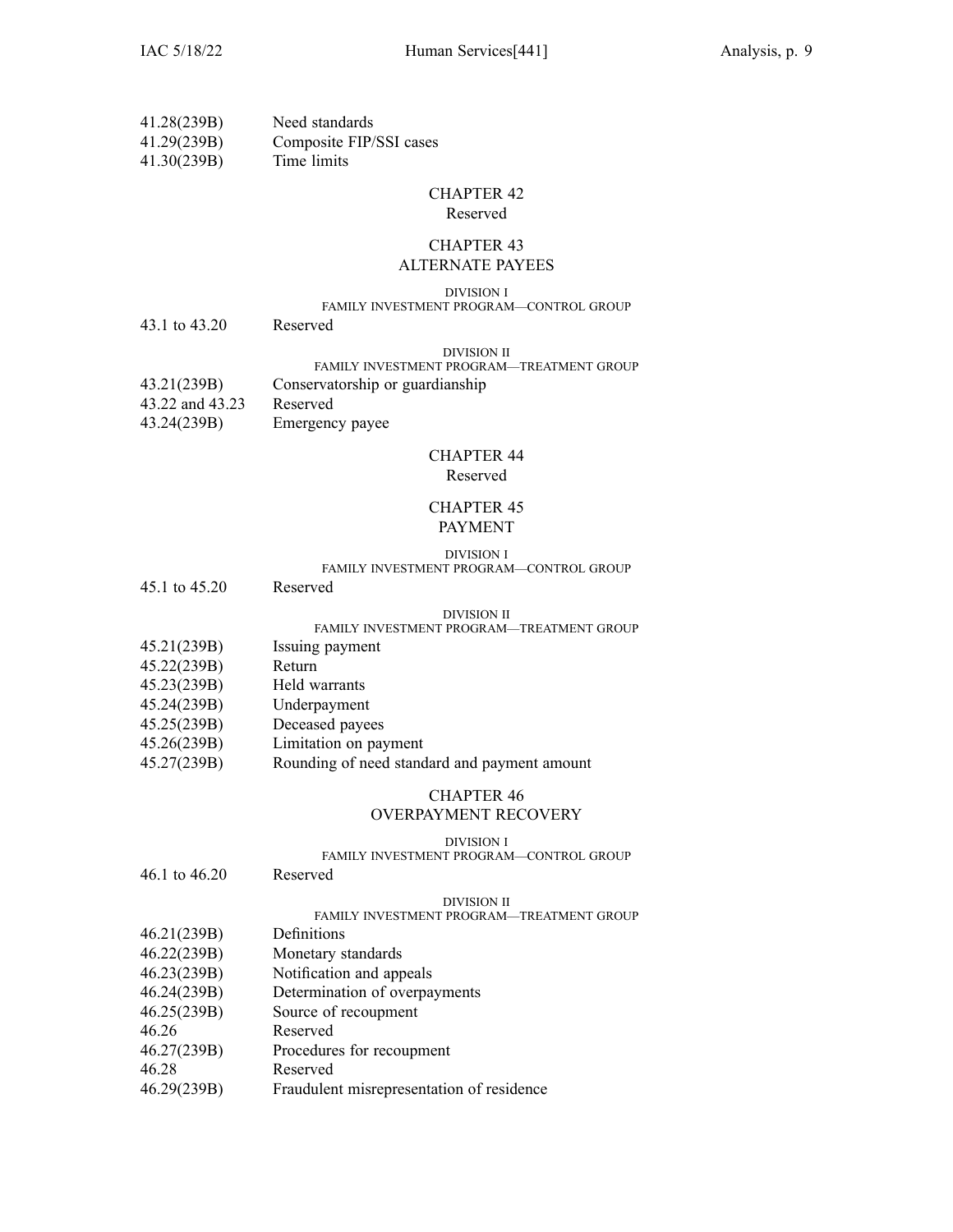41.28(239B) Need standards
41.29(239B) Composite FIP/SSI cases
41.30(239B) Time limits

## CHAPTER 42
Reserved

## CHAPTER 43
## ALTERNATE PAYEES

### DIVISION I
### FAMILY INVESTMENT PROGRAM—CONTROL GROUP

43.1 to 43.20 Reserved

### DIVISION II
### FAMILY INVESTMENT PROGRAM—TREATMENT GROUP

43.21(239B) Conservatorship or guardianship
43.22 and 43.23 Reserved
43.24(239B) Emergency payee

## CHAPTER 44
Reserved

## CHAPTER 45
## PAYMENT

### DIVISION I
### FAMILY INVESTMENT PROGRAM—CONTROL GROUP

45.1 to 45.20 Reserved

### DIVISION II
### FAMILY INVESTMENT PROGRAM—TREATMENT GROUP

45.21(239B) Issuing payment
45.22(239B) Return
45.23(239B) Held warrants
45.24(239B) Underpayment
45.25(239B) Deceased payees
45.26(239B) Limitation on payment
45.27(239B) Rounding of need standard and payment amount

## CHAPTER 46
## OVERPAYMENT RECOVERY

### DIVISION I
### FAMILY INVESTMENT PROGRAM—CONTROL GROUP

46.1 to 46.20 Reserved

### DIVISION II
### FAMILY INVESTMENT PROGRAM—TREATMENT GROUP

46.21(239B) Definitions
46.22(239B) Monetary standards
46.23(239B) Notification and appeals
46.24(239B) Determination of overpayments
46.25(239B) Source of recoupment
46.26 Reserved
46.27(239B) Procedures for recoupment
46.28 Reserved
46.29(239B) Fraudulent misrepresentation of residence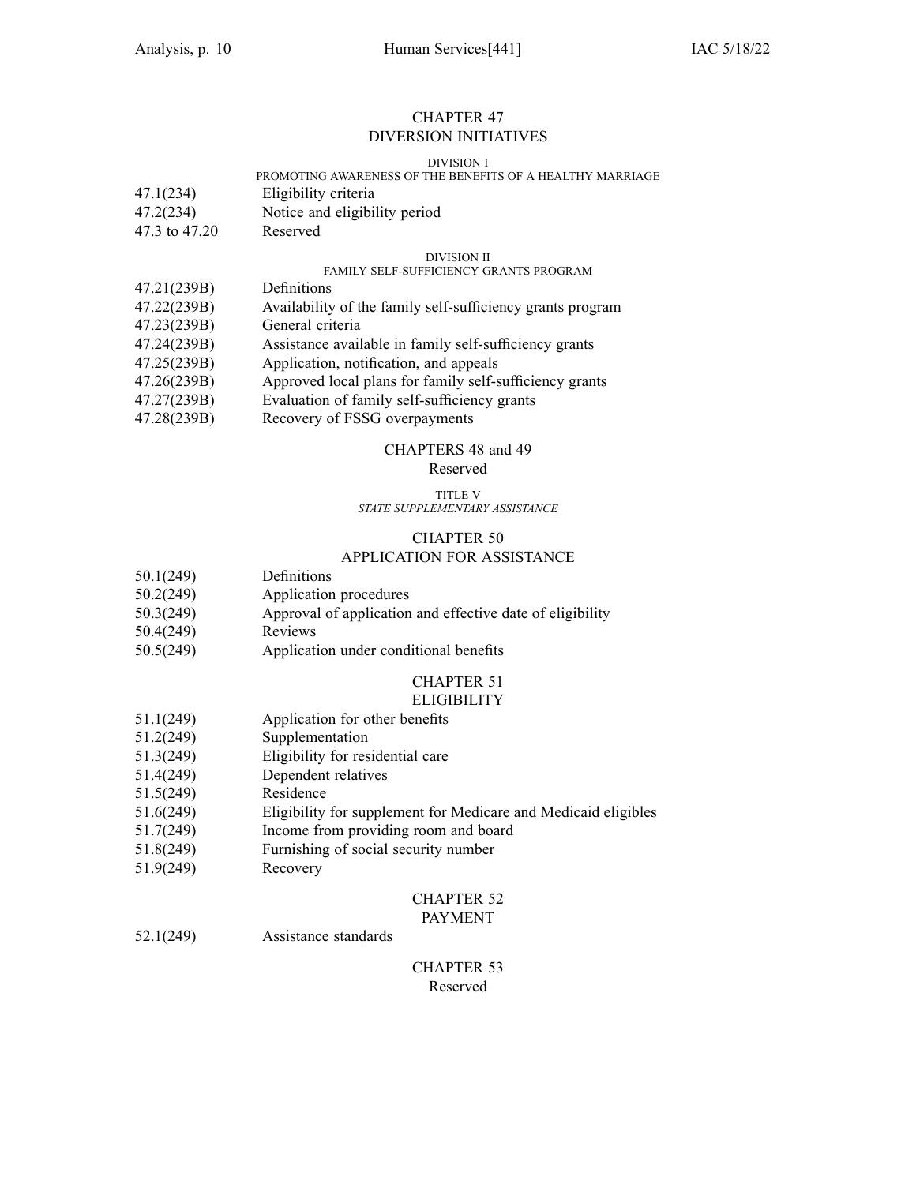## CHAPTER 47
## DIVERSION INITIATIVES

### DIVISION I
### PROMOTING AWARENESS OF THE BENEFITS OF A HEALTHY MARRIAGE

| | |
|---|---|
| 47.1(234) | Eligibility criteria |
| 47.2(234) | Notice and eligibility period |
| 47.3 to 47.20 | Reserved |

### DIVISION II
### FAMILY SELF-SUFFICIENCY GRANTS PROGRAM

| | |
|---|---|
| 47.21(239B) | Definitions |
| 47.22(239B) | Availability of the family self-sufficiency grants program |
| 47.23(239B) | General criteria |
| 47.24(239B) | Assistance available in family self-sufficiency grants |
| 47.25(239B) | Application, notification, and appeals |
| 47.26(239B) | Approved local plans for family self-sufficiency grants |
| 47.27(239B) | Evaluation of family self-sufficiency grants |
| 47.28(239B) | Recovery of FSSG overpayments |

## CHAPTERS 48 and 49
Reserved

# TITLE V
*STATE SUPPLEMENTARY ASSISTANCE*

## CHAPTER 50
## APPLICATION FOR ASSISTANCE

| | |
|---|---|
| 50.1(249) | Definitions |
| 50.2(249) | Application procedures |
| 50.3(249) | Approval of application and effective date of eligibility |
| 50.4(249) | Reviews |
| 50.5(249) | Application under conditional benefits |

## CHAPTER 51
## ELIGIBILITY

| | |
|---|---|
| 51.1(249) | Application for other benefits |
| 51.2(249) | Supplementation |
| 51.3(249) | Eligibility for residential care |
| 51.4(249) | Dependent relatives |
| 51.5(249) | Residence |
| 51.6(249) | Eligibility for supplement for Medicare and Medicaid eligibles |
| 51.7(249) | Income from providing room and board |
| 51.8(249) | Furnishing of social security number |
| 51.9(249) | Recovery |

## CHAPTER 52
## PAYMENT

| | |
|---|---|
| 52.1(249) | Assistance standards |

## CHAPTER 53
Reserved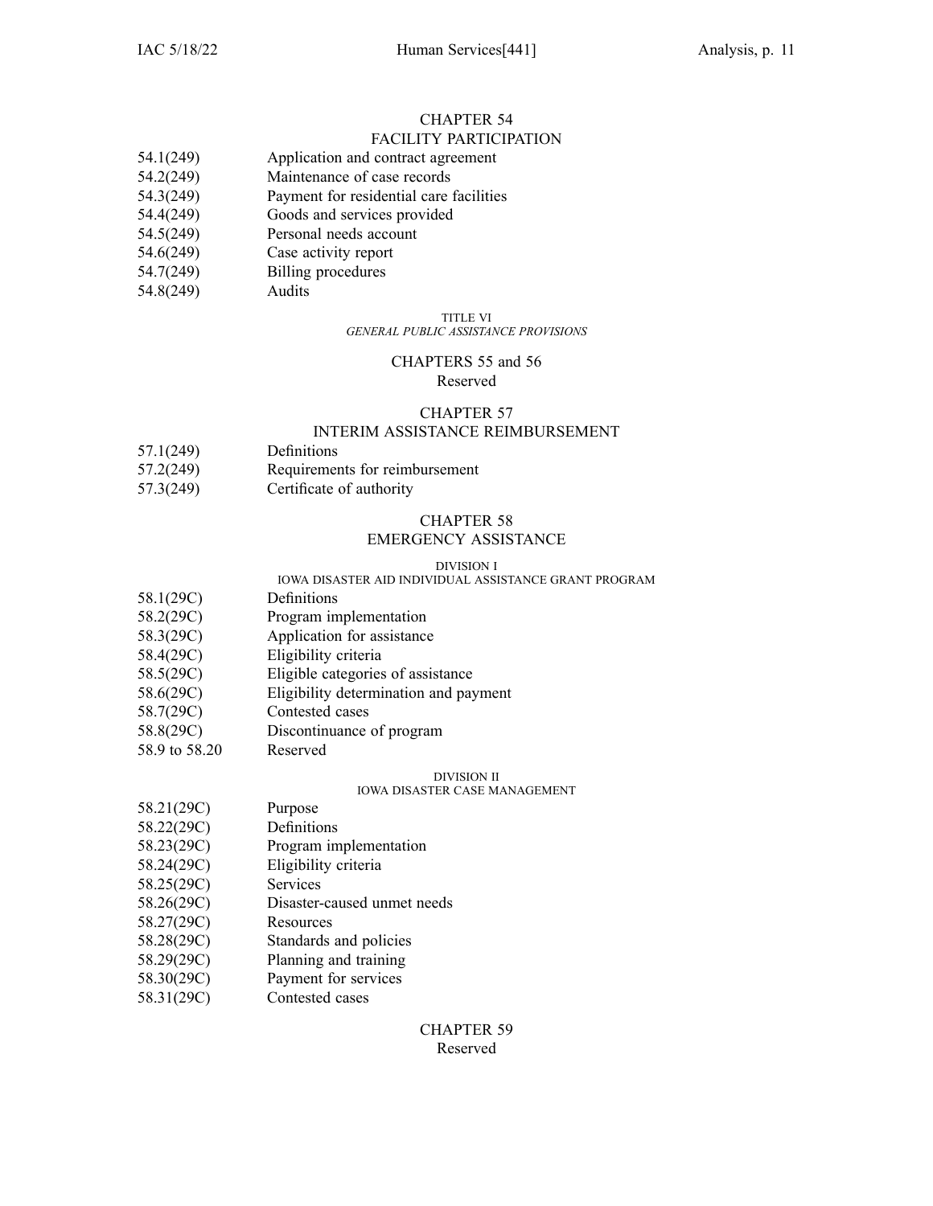## CHAPTER 54
## FACILITY PARTICIPATION

54.1(249) Application and contract agreement
54.2(249) Maintenance of case records
54.3(249) Payment for residential care facilities
54.4(249) Goods and services provided
54.5(249) Personal needs account
54.6(249) Case activity report
54.7(249) Billing procedures
54.8(249) Audits

TITLE VI
*GENERAL PUBLIC ASSISTANCE PROVISIONS*

## CHAPTERS 55 and 56
Reserved

## CHAPTER 57
## INTERIM ASSISTANCE REIMBURSEMENT

57.1(249) Definitions
57.2(249) Requirements for reimbursement
57.3(249) Certificate of authority

## CHAPTER 58
## EMERGENCY ASSISTANCE

DIVISION I
IOWA DISASTER AID INDIVIDUAL ASSISTANCE GRANT PROGRAM

58.1(29C) Definitions
58.2(29C) Program implementation
58.3(29C) Application for assistance
58.4(29C) Eligibility criteria
58.5(29C) Eligible categories of assistance
58.6(29C) Eligibility determination and payment
58.7(29C) Contested cases
58.8(29C) Discontinuance of program
58.9 to 58.20 Reserved

DIVISION II
IOWA DISASTER CASE MANAGEMENT

58.21(29C) Purpose
58.22(29C) Definitions
58.23(29C) Program implementation
58.24(29C) Eligibility criteria
58.25(29C) Services
58.26(29C) Disaster-caused unmet needs
58.27(29C) Resources
58.28(29C) Standards and policies
58.29(29C) Planning and training
58.30(29C) Payment for services
58.31(29C) Contested cases

## CHAPTER 59
Reserved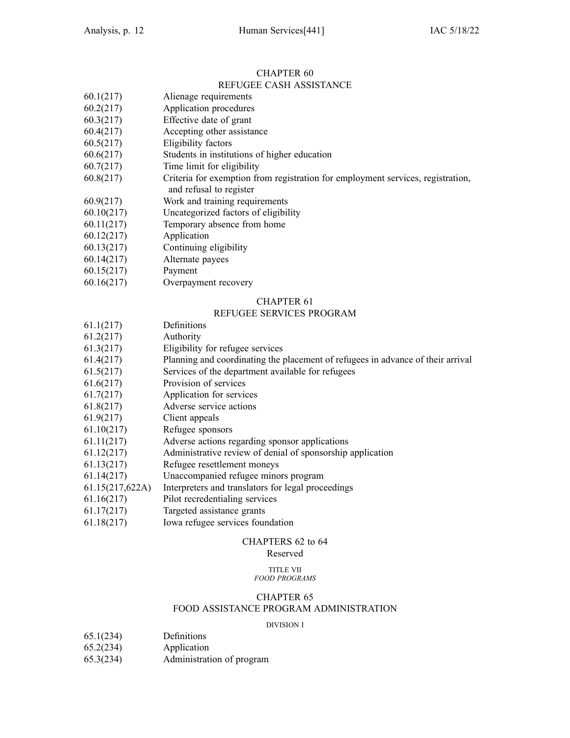## CHAPTER 60
## REFUGEE CASH ASSISTANCE

| | |
|---|---|
| 60.1(217) | Alienage requirements |
| 60.2(217) | Application procedures |
| 60.3(217) | Effective date of grant |
| 60.4(217) | Accepting other assistance |
| 60.5(217) | Eligibility factors |
| 60.6(217) | Students in institutions of higher education |
| 60.7(217) | Time limit for eligibility |
| 60.8(217) | Criteria for exemption from registration for employment services, registration, and refusal to register |
| 60.9(217) | Work and training requirements |
| 60.10(217) | Uncategorized factors of eligibility |
| 60.11(217) | Temporary absence from home |
| 60.12(217) | Application |
| 60.13(217) | Continuing eligibility |
| 60.14(217) | Alternate payees |
| 60.15(217) | Payment |
| 60.16(217) | Overpayment recovery |

## CHAPTER 61
## REFUGEE SERVICES PROGRAM

| | |
|---|---|
| 61.1(217) | Definitions |
| 61.2(217) | Authority |
| 61.3(217) | Eligibility for refugee services |
| 61.4(217) | Planning and coordinating the placement of refugees in advance of their arrival |
| 61.5(217) | Services of the department available for refugees |
| 61.6(217) | Provision of services |
| 61.7(217) | Application for services |
| 61.8(217) | Adverse service actions |
| 61.9(217) | Client appeals |
| 61.10(217) | Refugee sponsors |
| 61.11(217) | Adverse actions regarding sponsor applications |
| 61.12(217) | Administrative review of denial of sponsorship application |
| 61.13(217) | Refugee resettlement moneys |
| 61.14(217) | Unaccompanied refugee minors program |
| 61.15(217,622A) | Interpreters and translators for legal proceedings |
| 61.16(217) | Pilot recredentialing services |
| 61.17(217) | Targeted assistance grants |
| 61.18(217) | Iowa refugee services foundation |

## CHAPTERS 62 to 64
Reserved

## TITLE VII
*FOOD PROGRAMS*

## CHAPTER 65
## FOOD ASSISTANCE PROGRAM ADMINISTRATION

DIVISION I

| | |
|---|---|
| 65.1(234) | Definitions |
| 65.2(234) | Application |
| 65.3(234) | Administration of program |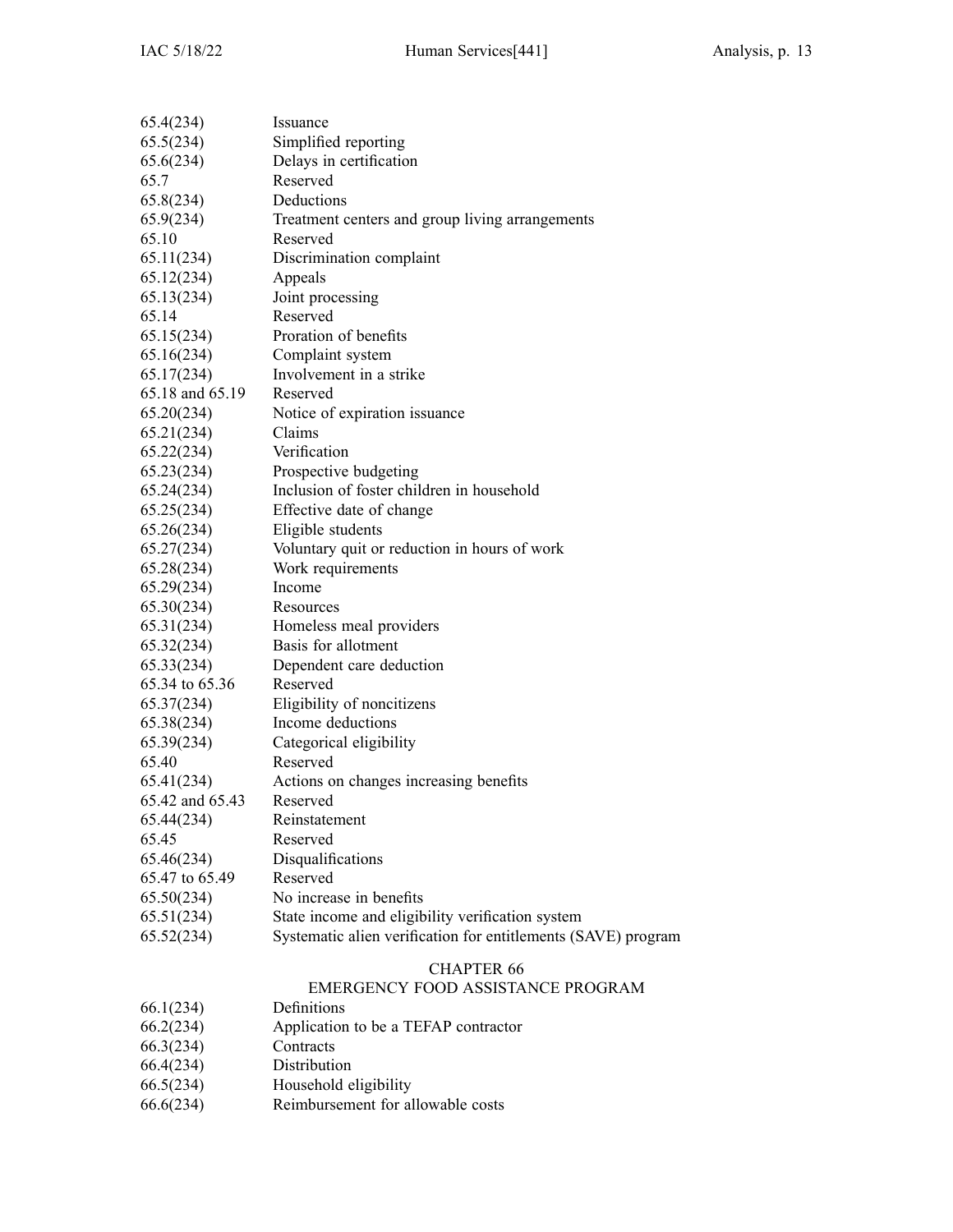| | |
|---|---|
| 65.4(234) | Issuance |
| 65.5(234) | Simplified reporting |
| 65.6(234) | Delays in certification |
| 65.7 | Reserved |
| 65.8(234) | Deductions |
| 65.9(234) | Treatment centers and group living arrangements |
| 65.10 | Reserved |
| 65.11(234) | Discrimination complaint |
| 65.12(234) | Appeals |
| 65.13(234) | Joint processing |
| 65.14 | Reserved |
| 65.15(234) | Proration of benefits |
| 65.16(234) | Complaint system |
| 65.17(234) | Involvement in a strike |
| 65.18 and 65.19 | Reserved |
| 65.20(234) | Notice of expiration issuance |
| 65.21(234) | Claims |
| 65.22(234) | Verification |
| 65.23(234) | Prospective budgeting |
| 65.24(234) | Inclusion of foster children in household |
| 65.25(234) | Effective date of change |
| 65.26(234) | Eligible students |
| 65.27(234) | Voluntary quit or reduction in hours of work |
| 65.28(234) | Work requirements |
| 65.29(234) | Income |
| 65.30(234) | Resources |
| 65.31(234) | Homeless meal providers |
| 65.32(234) | Basis for allotment |
| 65.33(234) | Dependent care deduction |
| 65.34 to 65.36 | Reserved |
| 65.37(234) | Eligibility of noncitizens |
| 65.38(234) | Income deductions |
| 65.39(234) | Categorical eligibility |
| 65.40 | Reserved |
| 65.41(234) | Actions on changes increasing benefits |
| 65.42 and 65.43 | Reserved |
| 65.44(234) | Reinstatement |
| 65.45 | Reserved |
| 65.46(234) | Disqualifications |
| 65.47 to 65.49 | Reserved |
| 65.50(234) | No increase in benefits |
| 65.51(234) | State income and eligibility verification system |
| 65.52(234) | Systematic alien verification for entitlements (SAVE) program |

## CHAPTER 66
## EMERGENCY FOOD ASSISTANCE PROGRAM

| | |
|---|---|
| 66.1(234) | Definitions |
| 66.2(234) | Application to be a TEFAP contractor |
| 66.3(234) | Contracts |
| 66.4(234) | Distribution |
| 66.5(234) | Household eligibility |
| 66.6(234) | Reimbursement for allowable costs |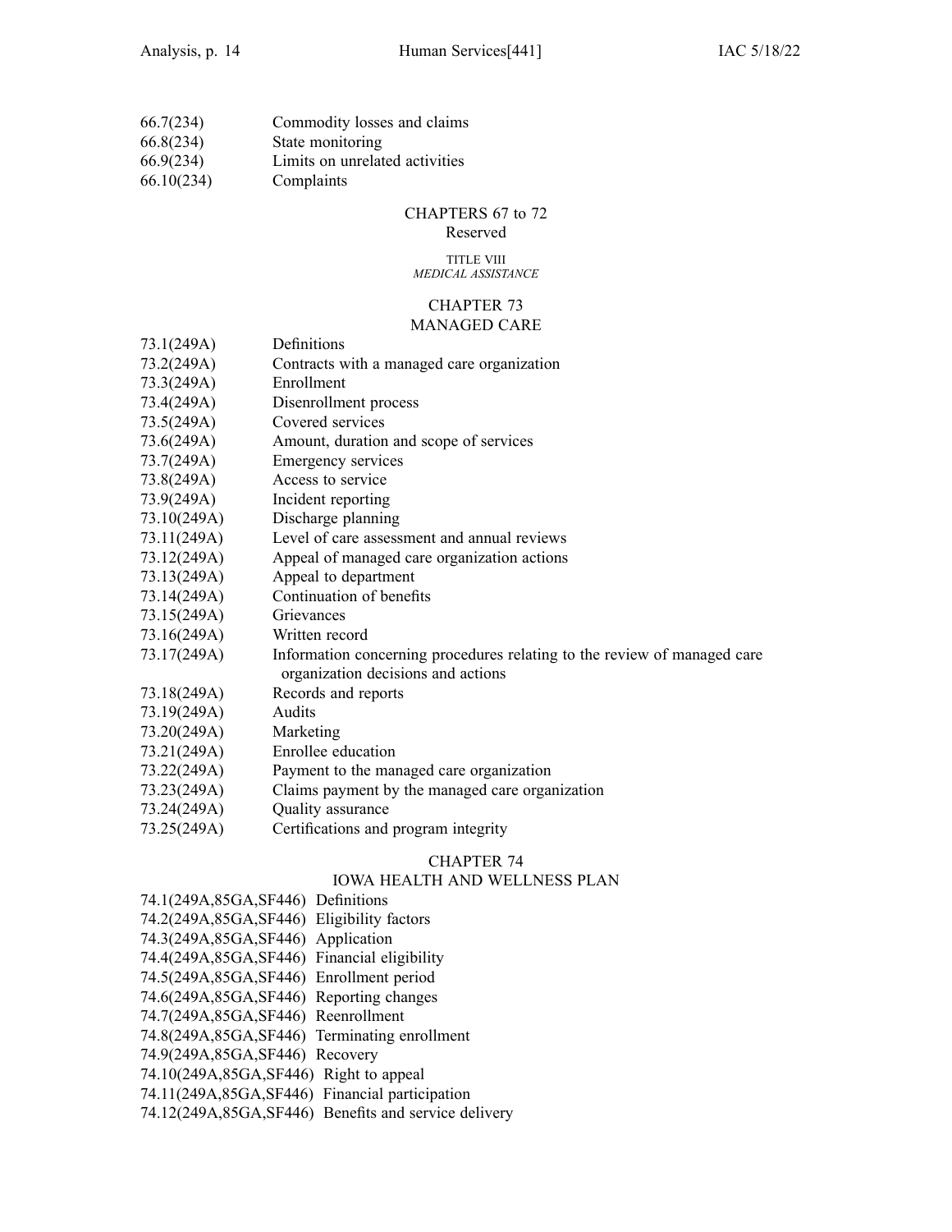66.7(234) Commodity losses and claims
66.8(234) State monitoring
66.9(234) Limits on unrelated activities
66.10(234) Complaints

## CHAPTERS 67 to 72
Reserved

# TITLE VIII
*MEDICAL ASSISTANCE*

## CHAPTER 73
## MANAGED CARE

73.1(249A) Definitions
73.2(249A) Contracts with a managed care organization
73.3(249A) Enrollment
73.4(249A) Disenrollment process
73.5(249A) Covered services
73.6(249A) Amount, duration and scope of services
73.7(249A) Emergency services
73.8(249A) Access to service
73.9(249A) Incident reporting
73.10(249A) Discharge planning
73.11(249A) Level of care assessment and annual reviews
73.12(249A) Appeal of managed care organization actions
73.13(249A) Appeal to department
73.14(249A) Continuation of benefits
73.15(249A) Grievances
73.16(249A) Written record
73.17(249A) Information concerning procedures relating to the review of managed care organization decisions and actions
73.18(249A) Records and reports
73.19(249A) Audits
73.20(249A) Marketing
73.21(249A) Enrollee education
73.22(249A) Payment to the managed care organization
73.23(249A) Claims payment by the managed care organization
73.24(249A) Quality assurance
73.25(249A) Certifications and program integrity

## CHAPTER 74
## IOWA HEALTH AND WELLNESS PLAN

74.1(249A,85GA,SF446) Definitions
74.2(249A,85GA,SF446) Eligibility factors
74.3(249A,85GA,SF446) Application
74.4(249A,85GA,SF446) Financial eligibility
74.5(249A,85GA,SF446) Enrollment period
74.6(249A,85GA,SF446) Reporting changes
74.7(249A,85GA,SF446) Reenrollment
74.8(249A,85GA,SF446) Terminating enrollment
74.9(249A,85GA,SF446) Recovery
74.10(249A,85GA,SF446) Right to appeal
74.11(249A,85GA,SF446) Financial participation
74.12(249A,85GA,SF446) Benefits and service delivery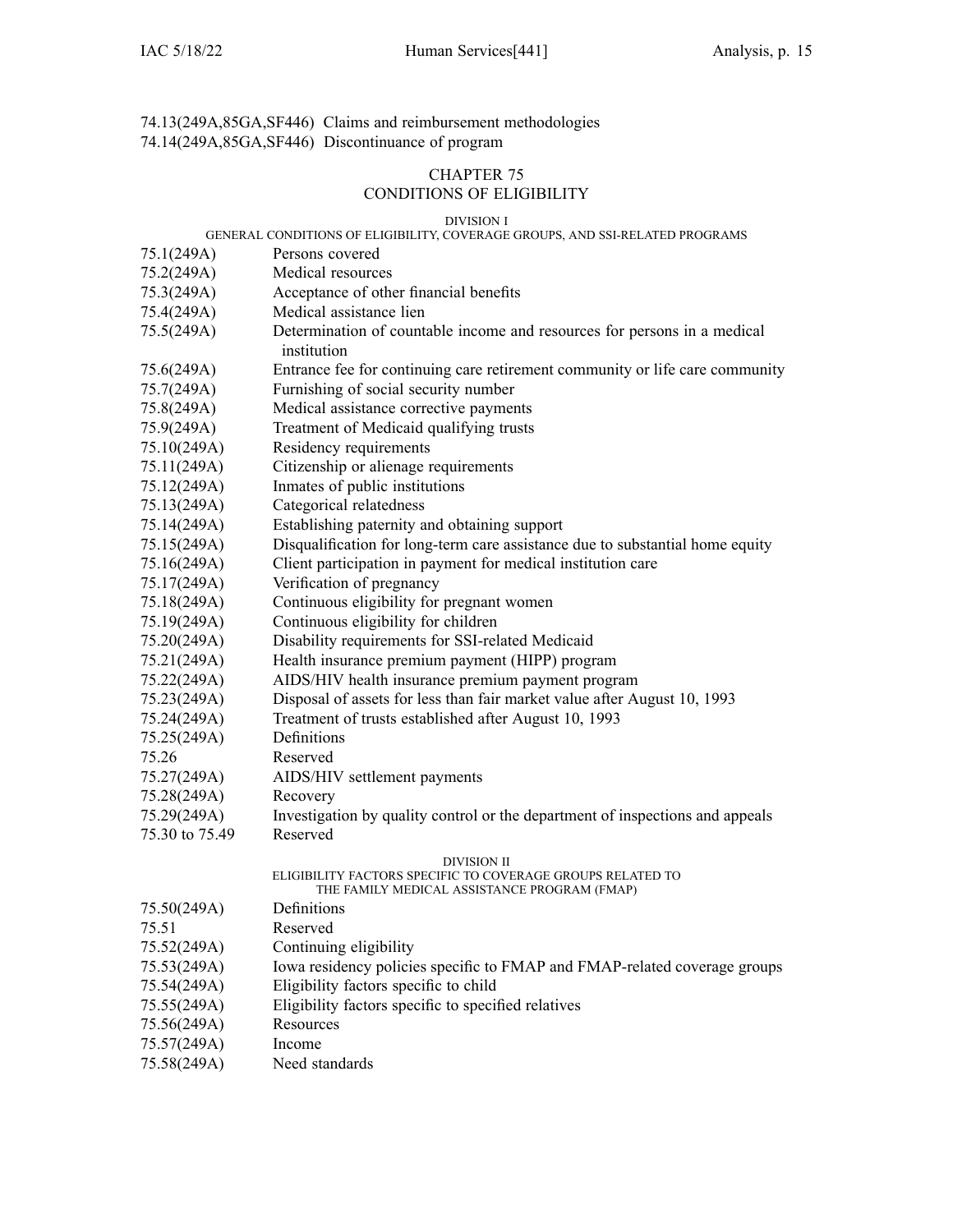74.13(249A,85GA,SF446) Claims and reimbursement methodologies
74.14(249A,85GA,SF446) Discontinuance of program

## CHAPTER 75
## CONDITIONS OF ELIGIBILITY

### DIVISION I
### GENERAL CONDITIONS OF ELIGIBILITY, COVERAGE GROUPS, AND SSI-RELATED PROGRAMS

| | |
|---|---|
| 75.1(249A) | Persons covered |
| 75.2(249A) | Medical resources |
| 75.3(249A) | Acceptance of other financial benefits |
| 75.4(249A) | Medical assistance lien |
| 75.5(249A) | Determination of countable income and resources for persons in a medical institution |
| 75.6(249A) | Entrance fee for continuing care retirement community or life care community |
| 75.7(249A) | Furnishing of social security number |
| 75.8(249A) | Medical assistance corrective payments |
| 75.9(249A) | Treatment of Medicaid qualifying trusts |
| 75.10(249A) | Residency requirements |
| 75.11(249A) | Citizenship or alienage requirements |
| 75.12(249A) | Inmates of public institutions |
| 75.13(249A) | Categorical relatedness |
| 75.14(249A) | Establishing paternity and obtaining support |
| 75.15(249A) | Disqualification for long-term care assistance due to substantial home equity |
| 75.16(249A) | Client participation in payment for medical institution care |
| 75.17(249A) | Verification of pregnancy |
| 75.18(249A) | Continuous eligibility for pregnant women |
| 75.19(249A) | Continuous eligibility for children |
| 75.20(249A) | Disability requirements for SSI-related Medicaid |
| 75.21(249A) | Health insurance premium payment (HIPP) program |
| 75.22(249A) | AIDS/HIV health insurance premium payment program |
| 75.23(249A) | Disposal of assets for less than fair market value after August 10, 1993 |
| 75.24(249A) | Treatment of trusts established after August 10, 1993 |
| 75.25(249A) | Definitions |
| 75.26 | Reserved |
| 75.27(249A) | AIDS/HIV settlement payments |
| 75.28(249A) | Recovery |
| 75.29(249A) | Investigation by quality control or the department of inspections and appeals |
| 75.30 to 75.49 | Reserved |

### DIVISION II
### ELIGIBILITY FACTORS SPECIFIC TO COVERAGE GROUPS RELATED TO THE FAMILY MEDICAL ASSISTANCE PROGRAM (FMAP)

| | |
|---|---|
| 75.50(249A) | Definitions |
| 75.51 | Reserved |
| 75.52(249A) | Continuing eligibility |
| 75.53(249A) | Iowa residency policies specific to FMAP and FMAP-related coverage groups |
| 75.54(249A) | Eligibility factors specific to child |
| 75.55(249A) | Eligibility factors specific to specified relatives |
| 75.56(249A) | Resources |
| 75.57(249A) | Income |
| 75.58(249A) | Need standards |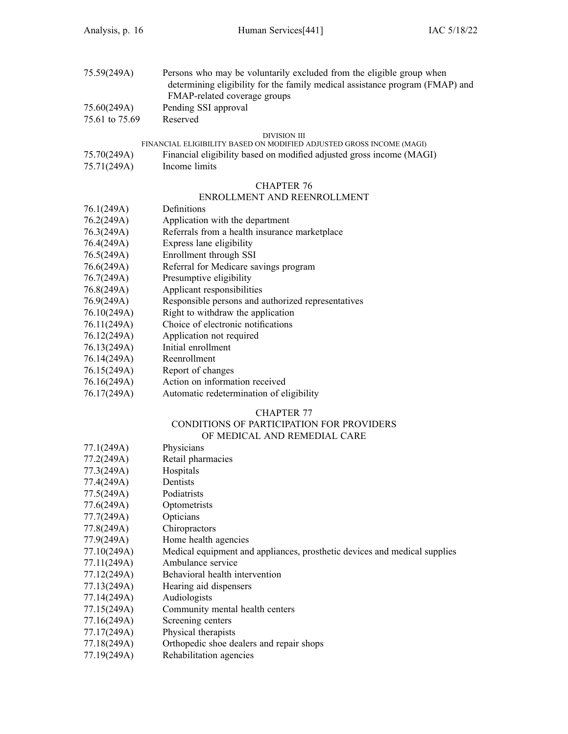75.59(249A) Persons who may be voluntarily excluded from the eligible group when determining eligibility for the family medical assistance program (FMAP) and FMAP-related coverage groups

75.60(249A) Pending SSI approval

75.61 to 75.69 Reserved

DIVISION III
FINANCIAL ELIGIBILITY BASED ON MODIFIED ADJUSTED GROSS INCOME (MAGI)

75.70(249A) Financial eligibility based on modified adjusted gross income (MAGI)

75.71(249A) Income limits

## CHAPTER 76
## ENROLLMENT AND REENROLLMENT

76.1(249A) Definitions

76.2(249A) Application with the department

76.3(249A) Referrals from a health insurance marketplace

76.4(249A) Express lane eligibility

76.5(249A) Enrollment through SSI

76.6(249A) Referral for Medicare savings program

76.7(249A) Presumptive eligibility

76.8(249A) Applicant responsibilities

76.9(249A) Responsible persons and authorized representatives

76.10(249A) Right to withdraw the application

76.11(249A) Choice of electronic notifications

76.12(249A) Application not required

76.13(249A) Initial enrollment

76.14(249A) Reenrollment

76.15(249A) Report of changes

76.16(249A) Action on information received

76.17(249A) Automatic redetermination of eligibility

## CHAPTER 77
## CONDITIONS OF PARTICIPATION FOR PROVIDERS OF MEDICAL AND REMEDIAL CARE

77.1(249A) Physicians

77.2(249A) Retail pharmacies

77.3(249A) Hospitals

77.4(249A) Dentists

77.5(249A) Podiatrists

77.6(249A) Optometrists

77.7(249A) Opticians

77.8(249A) Chiropractors

77.9(249A) Home health agencies

77.10(249A) Medical equipment and appliances, prosthetic devices and medical supplies

77.11(249A) Ambulance service

77.12(249A) Behavioral health intervention

77.13(249A) Hearing aid dispensers

77.14(249A) Audiologists

77.15(249A) Community mental health centers

77.16(249A) Screening centers

77.17(249A) Physical therapists

77.18(249A) Orthopedic shoe dealers and repair shops

77.19(249A) Rehabilitation agencies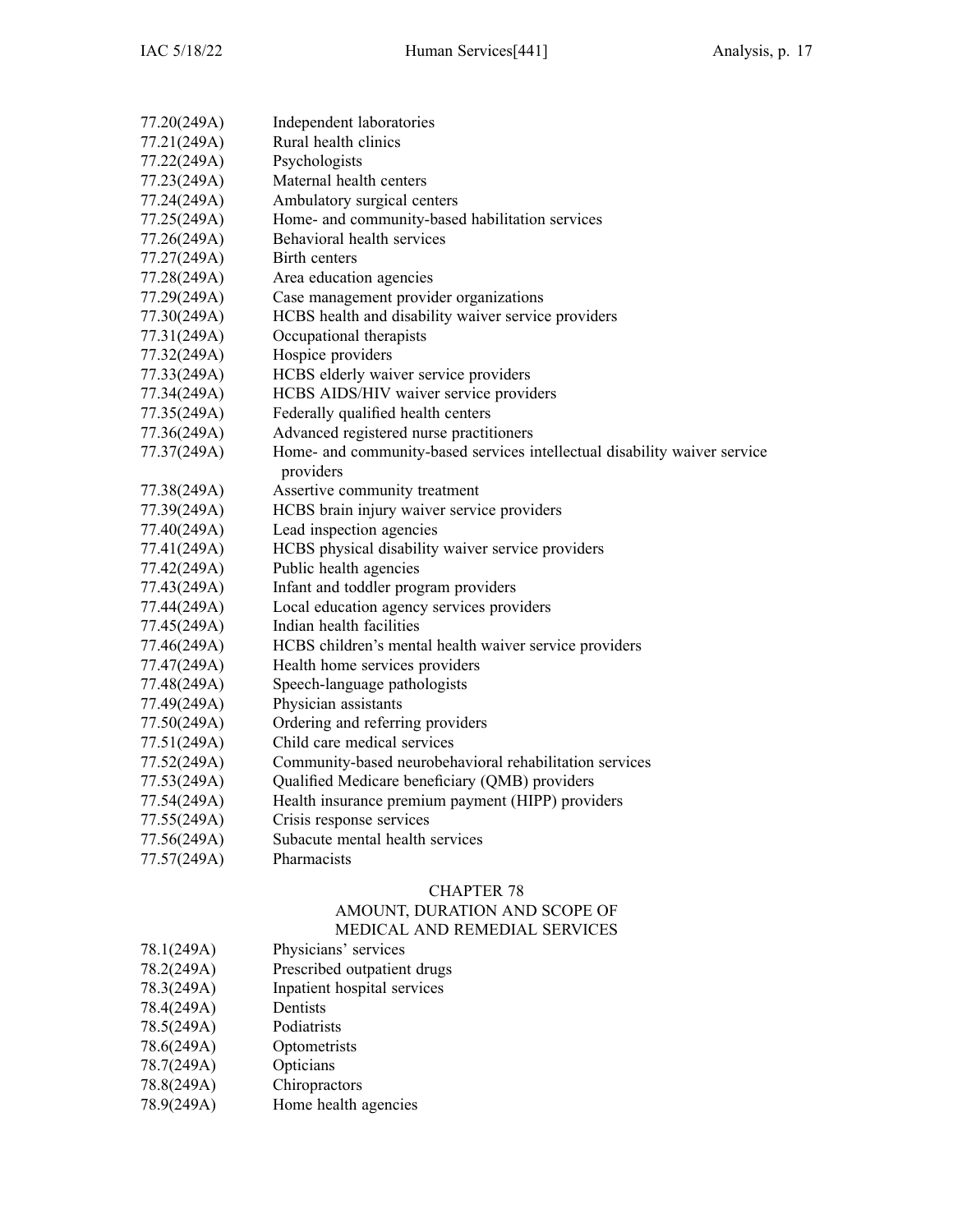| | |
|---|---|
| 77.20(249A) | Independent laboratories |
| 77.21(249A) | Rural health clinics |
| 77.22(249A) | Psychologists |
| 77.23(249A) | Maternal health centers |
| 77.24(249A) | Ambulatory surgical centers |
| 77.25(249A) | Home- and community-based habilitation services |
| 77.26(249A) | Behavioral health services |
| 77.27(249A) | Birth centers |
| 77.28(249A) | Area education agencies |
| 77.29(249A) | Case management provider organizations |
| 77.30(249A) | HCBS health and disability waiver service providers |
| 77.31(249A) | Occupational therapists |
| 77.32(249A) | Hospice providers |
| 77.33(249A) | HCBS elderly waiver service providers |
| 77.34(249A) | HCBS AIDS/HIV waiver service providers |
| 77.35(249A) | Federally qualified health centers |
| 77.36(249A) | Advanced registered nurse practitioners |
| 77.37(249A) | Home- and community-based services intellectual disability waiver service providers |
| 77.38(249A) | Assertive community treatment |
| 77.39(249A) | HCBS brain injury waiver service providers |
| 77.40(249A) | Lead inspection agencies |
| 77.41(249A) | HCBS physical disability waiver service providers |
| 77.42(249A) | Public health agencies |
| 77.43(249A) | Infant and toddler program providers |
| 77.44(249A) | Local education agency services providers |
| 77.45(249A) | Indian health facilities |
| 77.46(249A) | HCBS children's mental health waiver service providers |
| 77.47(249A) | Health home services providers |
| 77.48(249A) | Speech-language pathologists |
| 77.49(249A) | Physician assistants |
| 77.50(249A) | Ordering and referring providers |
| 77.51(249A) | Child care medical services |
| 77.52(249A) | Community-based neurobehavioral rehabilitation services |
| 77.53(249A) | Qualified Medicare beneficiary (QMB) providers |
| 77.54(249A) | Health insurance premium payment (HIPP) providers |
| 77.55(249A) | Crisis response services |
| 77.56(249A) | Subacute mental health services |
| 77.57(249A) | Pharmacists |

## CHAPTER 78
## AMOUNT, DURATION AND SCOPE OF MEDICAL AND REMEDIAL SERVICES

| | |
|---|---|
| 78.1(249A) | Physicians' services |
| 78.2(249A) | Prescribed outpatient drugs |
| 78.3(249A) | Inpatient hospital services |
| 78.4(249A) | Dentists |
| 78.5(249A) | Podiatrists |
| 78.6(249A) | Optometrists |
| 78.7(249A) | Opticians |
| 78.8(249A) | Chiropractors |
| 78.9(249A) | Home health agencies |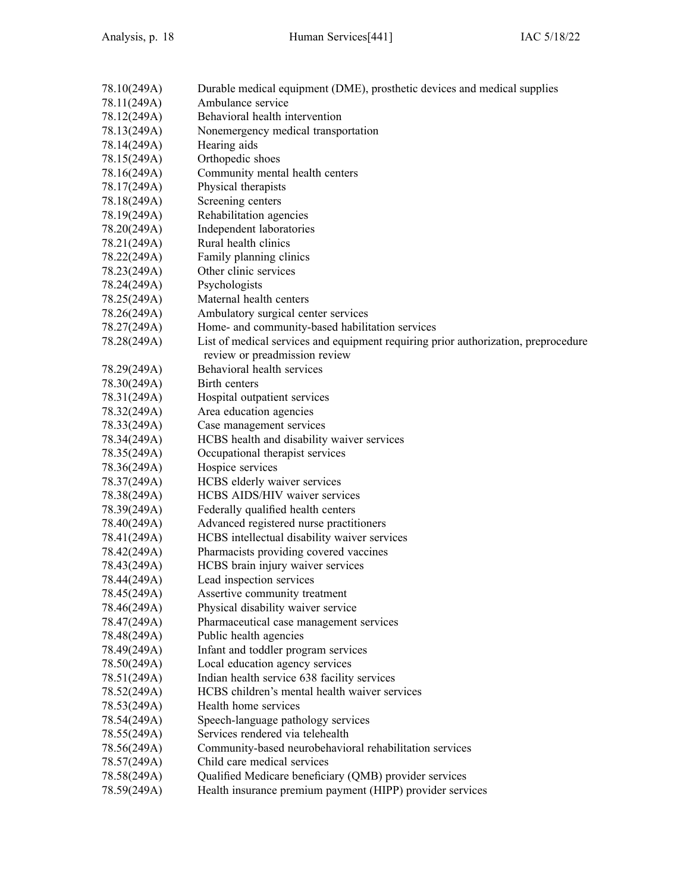78.10(249A) Durable medical equipment (DME), prosthetic devices and medical supplies
78.11(249A) Ambulance service
78.12(249A) Behavioral health intervention
78.13(249A) Nonemergency medical transportation
78.14(249A) Hearing aids
78.15(249A) Orthopedic shoes
78.16(249A) Community mental health centers
78.17(249A) Physical therapists
78.18(249A) Screening centers
78.19(249A) Rehabilitation agencies
78.20(249A) Independent laboratories
78.21(249A) Rural health clinics
78.22(249A) Family planning clinics
78.23(249A) Other clinic services
78.24(249A) Psychologists
78.25(249A) Maternal health centers
78.26(249A) Ambulatory surgical center services
78.27(249A) Home- and community-based habilitation services
78.28(249A) List of medical services and equipment requiring prior authorization, preprocedure review or preadmission review
78.29(249A) Behavioral health services
78.30(249A) Birth centers
78.31(249A) Hospital outpatient services
78.32(249A) Area education agencies
78.33(249A) Case management services
78.34(249A) HCBS health and disability waiver services
78.35(249A) Occupational therapist services
78.36(249A) Hospice services
78.37(249A) HCBS elderly waiver services
78.38(249A) HCBS AIDS/HIV waiver services
78.39(249A) Federally qualified health centers
78.40(249A) Advanced registered nurse practitioners
78.41(249A) HCBS intellectual disability waiver services
78.42(249A) Pharmacists providing covered vaccines
78.43(249A) HCBS brain injury waiver services
78.44(249A) Lead inspection services
78.45(249A) Assertive community treatment
78.46(249A) Physical disability waiver service
78.47(249A) Pharmaceutical case management services
78.48(249A) Public health agencies
78.49(249A) Infant and toddler program services
78.50(249A) Local education agency services
78.51(249A) Indian health service 638 facility services
78.52(249A) HCBS children's mental health waiver services
78.53(249A) Health home services
78.54(249A) Speech-language pathology services
78.55(249A) Services rendered via telehealth
78.56(249A) Community-based neurobehavioral rehabilitation services
78.57(249A) Child care medical services
78.58(249A) Qualified Medicare beneficiary (QMB) provider services
78.59(249A) Health insurance premium payment (HIPP) provider services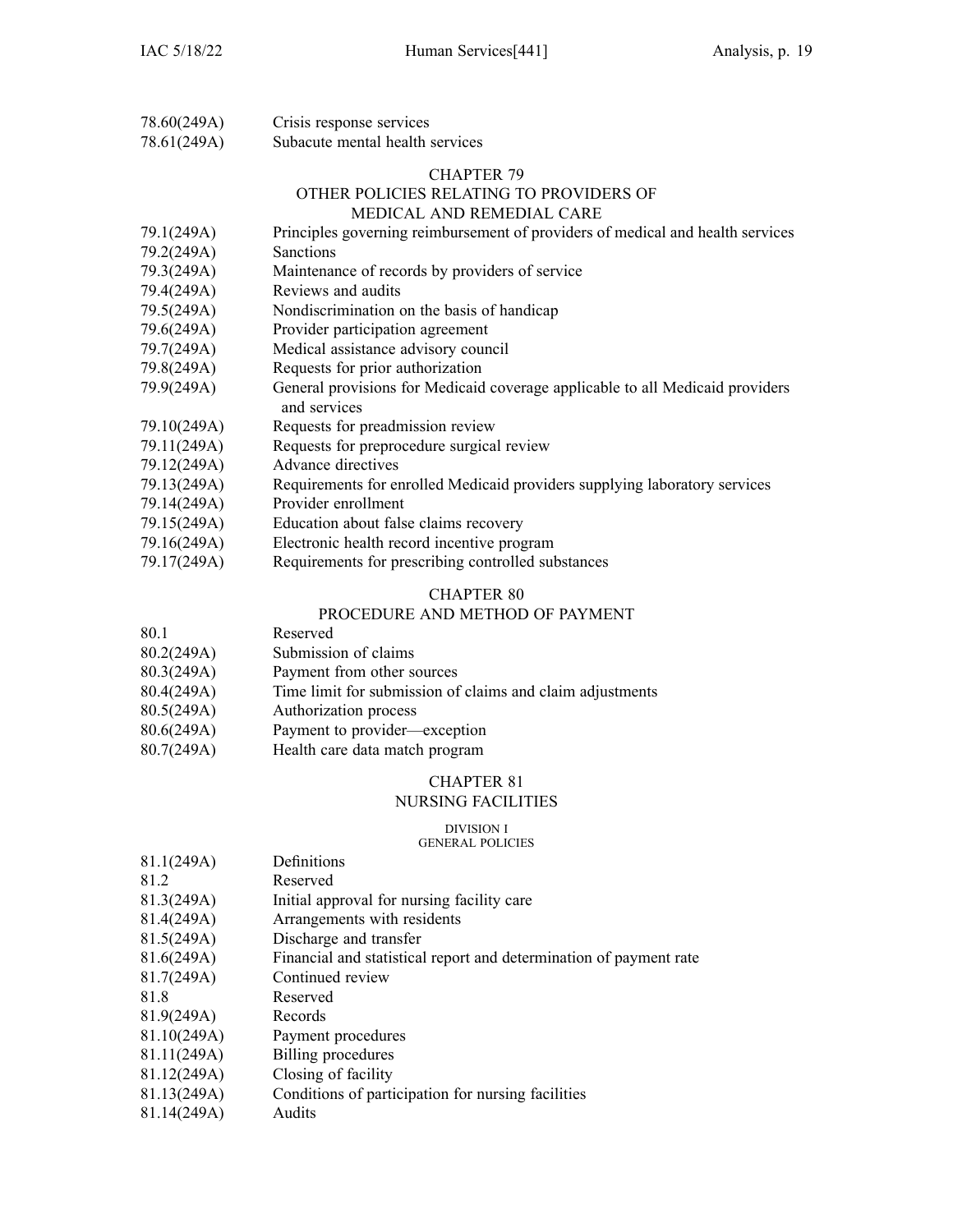| | |
|---|---|
| 78.60(249A) | Crisis response services |
| 78.61(249A) | Subacute mental health services |

## CHAPTER 79
## OTHER POLICIES RELATING TO PROVIDERS OF MEDICAL AND REMEDIAL CARE

| | |
|---|---|
| 79.1(249A) | Principles governing reimbursement of providers of medical and health services |
| 79.2(249A) | Sanctions |
| 79.3(249A) | Maintenance of records by providers of service |
| 79.4(249A) | Reviews and audits |
| 79.5(249A) | Nondiscrimination on the basis of handicap |
| 79.6(249A) | Provider participation agreement |
| 79.7(249A) | Medical assistance advisory council |
| 79.8(249A) | Requests for prior authorization |
| 79.9(249A) | General provisions for Medicaid coverage applicable to all Medicaid providers and services |
| 79.10(249A) | Requests for preadmission review |
| 79.11(249A) | Requests for preprocedure surgical review |
| 79.12(249A) | Advance directives |
| 79.13(249A) | Requirements for enrolled Medicaid providers supplying laboratory services |
| 79.14(249A) | Provider enrollment |
| 79.15(249A) | Education about false claims recovery |
| 79.16(249A) | Electronic health record incentive program |
| 79.17(249A) | Requirements for prescribing controlled substances |

## CHAPTER 80
## PROCEDURE AND METHOD OF PAYMENT

| | |
|---|---|
| 80.1 | Reserved |
| 80.2(249A) | Submission of claims |
| 80.3(249A) | Payment from other sources |
| 80.4(249A) | Time limit for submission of claims and claim adjustments |
| 80.5(249A) | Authorization process |
| 80.6(249A) | Payment to provider—exception |
| 80.7(249A) | Health care data match program |

## CHAPTER 81
## NURSING FACILITIES

### DIVISION I
### GENERAL POLICIES

| | |
|---|---|
| 81.1(249A) | Definitions |
| 81.2 | Reserved |
| 81.3(249A) | Initial approval for nursing facility care |
| 81.4(249A) | Arrangements with residents |
| 81.5(249A) | Discharge and transfer |
| 81.6(249A) | Financial and statistical report and determination of payment rate |
| 81.7(249A) | Continued review |
| 81.8 | Reserved |
| 81.9(249A) | Records |
| 81.10(249A) | Payment procedures |
| 81.11(249A) | Billing procedures |
| 81.12(249A) | Closing of facility |
| 81.13(249A) | Conditions of participation for nursing facilities |
| 81.14(249A) | Audits |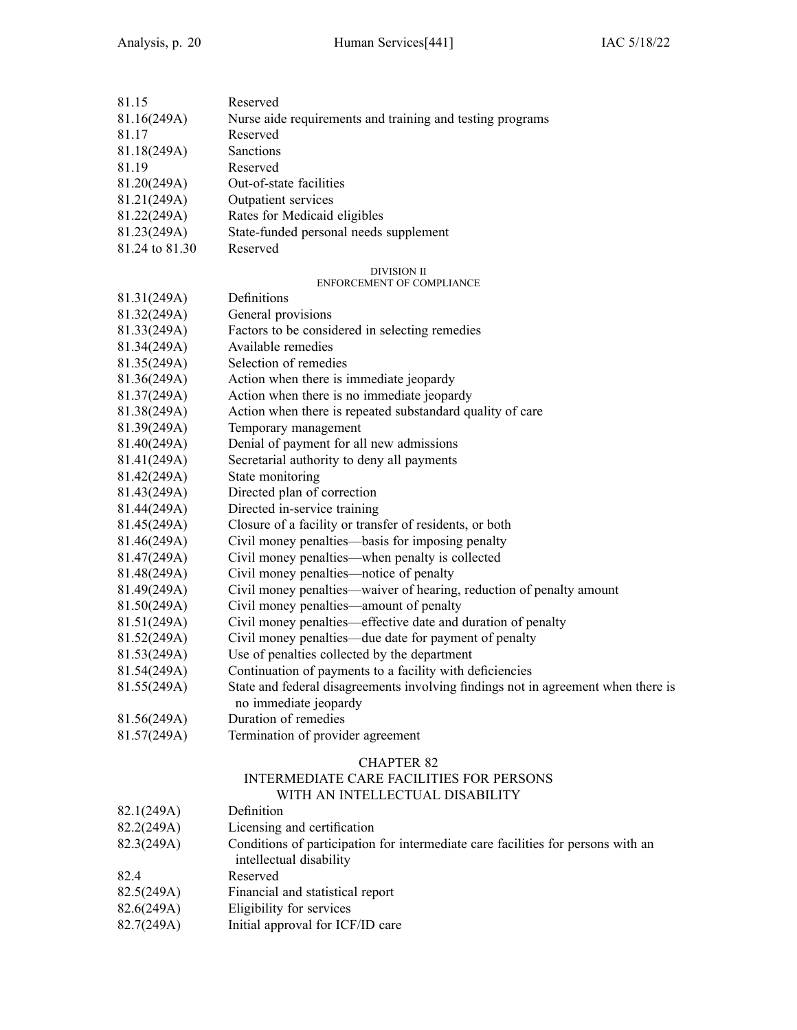| | |
|---|---|
| 81.15 | Reserved |
| 81.16(249A) | Nurse aide requirements and training and testing programs |
| 81.17 | Reserved |
| 81.18(249A) | Sanctions |
| 81.19 | Reserved |
| 81.20(249A) | Out-of-state facilities |
| 81.21(249A) | Outpatient services |
| 81.22(249A) | Rates for Medicaid eligibles |
| 81.23(249A) | State-funded personal needs supplement |
| 81.24 to 81.30 | Reserved |

DIVISION II
ENFORCEMENT OF COMPLIANCE

| | |
|---|---|
| 81.31(249A) | Definitions |
| 81.32(249A) | General provisions |
| 81.33(249A) | Factors to be considered in selecting remedies |
| 81.34(249A) | Available remedies |
| 81.35(249A) | Selection of remedies |
| 81.36(249A) | Action when there is immediate jeopardy |
| 81.37(249A) | Action when there is no immediate jeopardy |
| 81.38(249A) | Action when there is repeated substandard quality of care |
| 81.39(249A) | Temporary management |
| 81.40(249A) | Denial of payment for all new admissions |
| 81.41(249A) | Secretarial authority to deny all payments |
| 81.42(249A) | State monitoring |
| 81.43(249A) | Directed plan of correction |
| 81.44(249A) | Directed in-service training |
| 81.45(249A) | Closure of a facility or transfer of residents, or both |
| 81.46(249A) | Civil money penalties—basis for imposing penalty |
| 81.47(249A) | Civil money penalties—when penalty is collected |
| 81.48(249A) | Civil money penalties—notice of penalty |
| 81.49(249A) | Civil money penalties—waiver of hearing, reduction of penalty amount |
| 81.50(249A) | Civil money penalties—amount of penalty |
| 81.51(249A) | Civil money penalties—effective date and duration of penalty |
| 81.52(249A) | Civil money penalties—due date for payment of penalty |
| 81.53(249A) | Use of penalties collected by the department |
| 81.54(249A) | Continuation of payments to a facility with deficiencies |
| 81.55(249A) | State and federal disagreements involving findings not in agreement when there is no immediate jeopardy |
| 81.56(249A) | Duration of remedies |
| 81.57(249A) | Termination of provider agreement |

## CHAPTER 82
## INTERMEDIATE CARE FACILITIES FOR PERSONS WITH AN INTELLECTUAL DISABILITY

| | |
|---|---|
| 82.1(249A) | Definition |
| 82.2(249A) | Licensing and certification |
| 82.3(249A) | Conditions of participation for intermediate care facilities for persons with an intellectual disability |
| 82.4 | Reserved |
| 82.5(249A) | Financial and statistical report |
| 82.6(249A) | Eligibility for services |
| 82.7(249A) | Initial approval for ICF/ID care |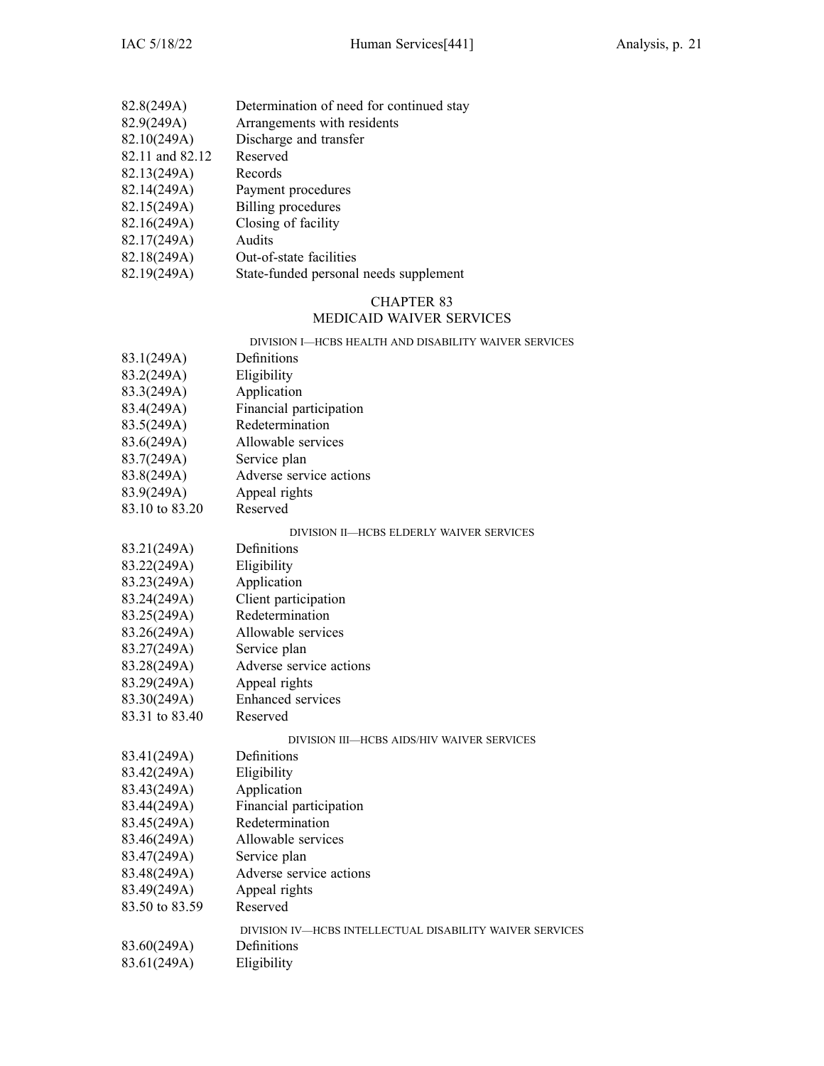| | |
|---|---|
| 82.8(249A) | Determination of need for continued stay |
| 82.9(249A) | Arrangements with residents |
| 82.10(249A) | Discharge and transfer |
| 82.11 and 82.12 | Reserved |
| 82.13(249A) | Records |
| 82.14(249A) | Payment procedures |
| 82.15(249A) | Billing procedures |
| 82.16(249A) | Closing of facility |
| 82.17(249A) | Audits |
| 82.18(249A) | Out-of-state facilities |
| 82.19(249A) | State-funded personal needs supplement |

## CHAPTER 83
## MEDICAID WAIVER SERVICES

### DIVISION I—HCBS HEALTH AND DISABILITY WAIVER SERVICES

| | |
|---|---|
| 83.1(249A) | Definitions |
| 83.2(249A) | Eligibility |
| 83.3(249A) | Application |
| 83.4(249A) | Financial participation |
| 83.5(249A) | Redetermination |
| 83.6(249A) | Allowable services |
| 83.7(249A) | Service plan |
| 83.8(249A) | Adverse service actions |
| 83.9(249A) | Appeal rights |
| 83.10 to 83.20 | Reserved |

### DIVISION II—HCBS ELDERLY WAIVER SERVICES

| | |
|---|---|
| 83.21(249A) | Definitions |
| 83.22(249A) | Eligibility |
| 83.23(249A) | Application |
| 83.24(249A) | Client participation |
| 83.25(249A) | Redetermination |
| 83.26(249A) | Allowable services |
| 83.27(249A) | Service plan |
| 83.28(249A) | Adverse service actions |
| 83.29(249A) | Appeal rights |
| 83.30(249A) | Enhanced services |
| 83.31 to 83.40 | Reserved |

### DIVISION III—HCBS AIDS/HIV WAIVER SERVICES

| | |
|---|---|
| 83.41(249A) | Definitions |
| 83.42(249A) | Eligibility |
| 83.43(249A) | Application |
| 83.44(249A) | Financial participation |
| 83.45(249A) | Redetermination |
| 83.46(249A) | Allowable services |
| 83.47(249A) | Service plan |
| 83.48(249A) | Adverse service actions |
| 83.49(249A) | Appeal rights |
| 83.50 to 83.59 | Reserved |

### DIVISION IV—HCBS INTELLECTUAL DISABILITY WAIVER SERVICES

| | |
|---|---|
| 83.60(249A) | Definitions |
| 83.61(249A) | Eligibility |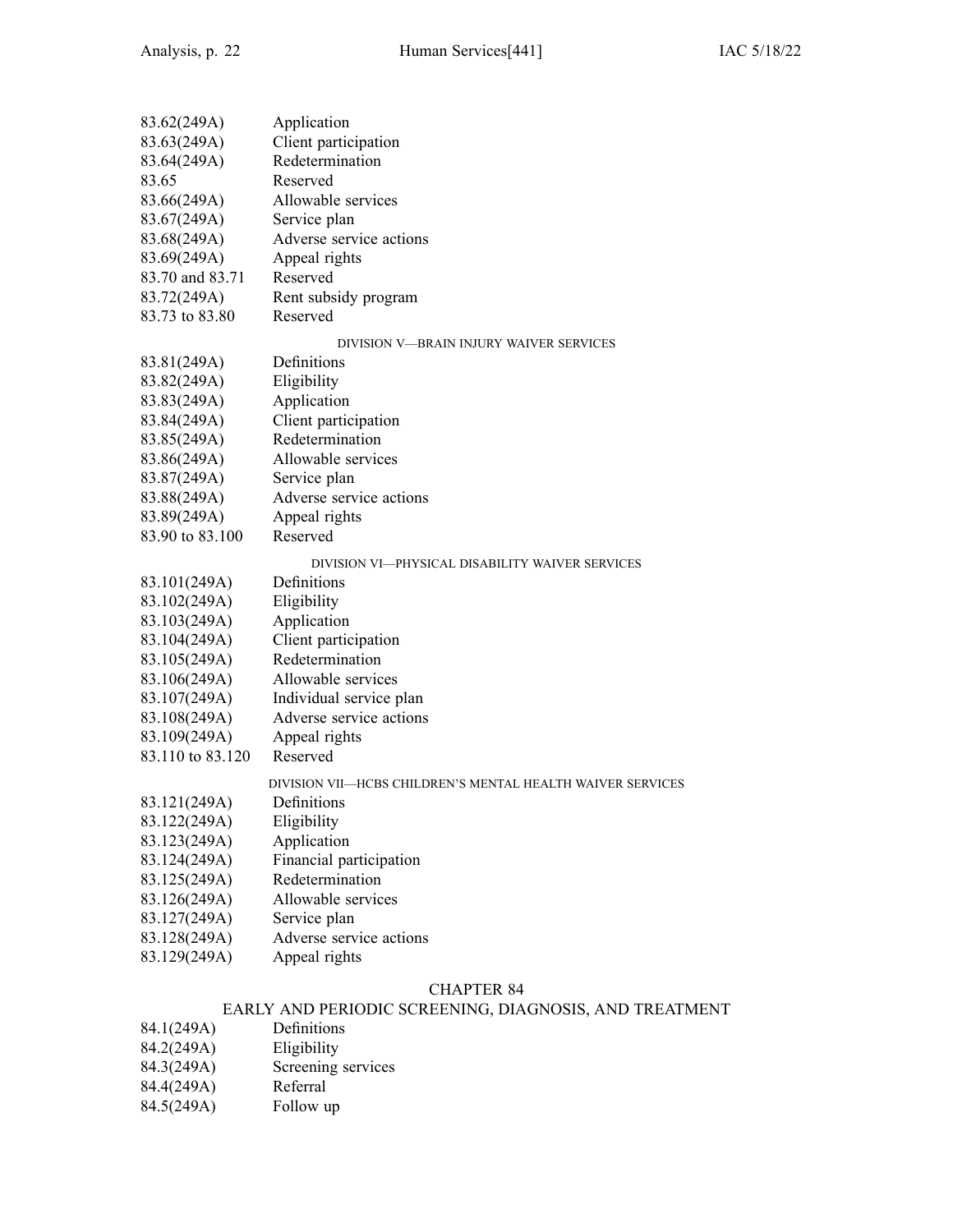| | |
|---|---|
| 83.62(249A) | Application |
| 83.63(249A) | Client participation |
| 83.64(249A) | Redetermination |
| 83.65 | Reserved |
| 83.66(249A) | Allowable services |
| 83.67(249A) | Service plan |
| 83.68(249A) | Adverse service actions |
| 83.69(249A) | Appeal rights |
| 83.70 and 83.71 | Reserved |
| 83.72(249A) | Rent subsidy program |
| 83.73 to 83.80 | Reserved |

DIVISION V—BRAIN INJURY WAIVER SERVICES

| | |
|---|---|
| 83.81(249A) | Definitions |
| 83.82(249A) | Eligibility |
| 83.83(249A) | Application |
| 83.84(249A) | Client participation |
| 83.85(249A) | Redetermination |
| 83.86(249A) | Allowable services |
| 83.87(249A) | Service plan |
| 83.88(249A) | Adverse service actions |
| 83.89(249A) | Appeal rights |
| 83.90 to 83.100 | Reserved |

DIVISION VI—PHYSICAL DISABILITY WAIVER SERVICES

| | |
|---|---|
| 83.101(249A) | Definitions |
| 83.102(249A) | Eligibility |
| 83.103(249A) | Application |
| 83.104(249A) | Client participation |
| 83.105(249A) | Redetermination |
| 83.106(249A) | Allowable services |
| 83.107(249A) | Individual service plan |
| 83.108(249A) | Adverse service actions |
| 83.109(249A) | Appeal rights |
| 83.110 to 83.120 | Reserved |

DIVISION VII—HCBS CHILDREN'S MENTAL HEALTH WAIVER SERVICES

| | |
|---|---|
| 83.121(249A) | Definitions |
| 83.122(249A) | Eligibility |
| 83.123(249A) | Application |
| 83.124(249A) | Financial participation |
| 83.125(249A) | Redetermination |
| 83.126(249A) | Allowable services |
| 83.127(249A) | Service plan |
| 83.128(249A) | Adverse service actions |
| 83.129(249A) | Appeal rights |

## CHAPTER 84

## EARLY AND PERIODIC SCREENING, DIAGNOSIS, AND TREATMENT

| | |
|---|---|
| 84.1(249A) | Definitions |
| 84.2(249A) | Eligibility |
| 84.3(249A) | Screening services |
| 84.4(249A) | Referral |
| 84.5(249A) | Follow up |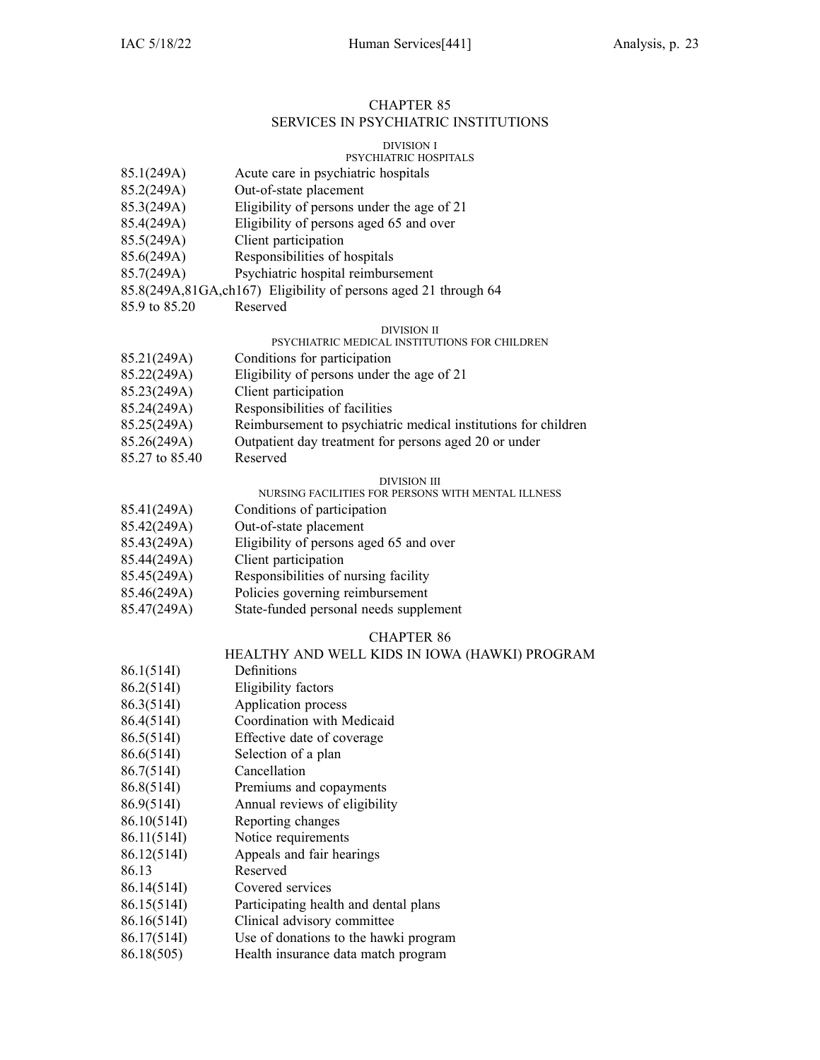# CHAPTER 85
# SERVICES IN PSYCHIATRIC INSTITUTIONS

## DIVISION I
## PSYCHIATRIC HOSPITALS

| | |
|---|---|
| 85.1(249A) | Acute care in psychiatric hospitals |
| 85.2(249A) | Out-of-state placement |
| 85.3(249A) | Eligibility of persons under the age of 21 |
| 85.4(249A) | Eligibility of persons aged 65 and over |
| 85.5(249A) | Client participation |
| 85.6(249A) | Responsibilities of hospitals |
| 85.7(249A) | Psychiatric hospital reimbursement |
| 85.8(249A,81GA,ch167) | Eligibility of persons aged 21 through 64 |
| 85.9 to 85.20 | Reserved |

## DIVISION II
## PSYCHIATRIC MEDICAL INSTITUTIONS FOR CHILDREN

| | |
|---|---|
| 85.21(249A) | Conditions for participation |
| 85.22(249A) | Eligibility of persons under the age of 21 |
| 85.23(249A) | Client participation |
| 85.24(249A) | Responsibilities of facilities |
| 85.25(249A) | Reimbursement to psychiatric medical institutions for children |
| 85.26(249A) | Outpatient day treatment for persons aged 20 or under |
| 85.27 to 85.40 | Reserved |

## DIVISION III
## NURSING FACILITIES FOR PERSONS WITH MENTAL ILLNESS

| | |
|---|---|
| 85.41(249A) | Conditions of participation |
| 85.42(249A) | Out-of-state placement |
| 85.43(249A) | Eligibility of persons aged 65 and over |
| 85.44(249A) | Client participation |
| 85.45(249A) | Responsibilities of nursing facility |
| 85.46(249A) | Policies governing reimbursement |
| 85.47(249A) | State-funded personal needs supplement |

# CHAPTER 86
# HEALTHY AND WELL KIDS IN IOWA (HAWKI) PROGRAM

| | |
|---|---|
| 86.1(514I) | Definitions |
| 86.2(514I) | Eligibility factors |
| 86.3(514I) | Application process |
| 86.4(514I) | Coordination with Medicaid |
| 86.5(514I) | Effective date of coverage |
| 86.6(514I) | Selection of a plan |
| 86.7(514I) | Cancellation |
| 86.8(514I) | Premiums and copayments |
| 86.9(514I) | Annual reviews of eligibility |
| 86.10(514I) | Reporting changes |
| 86.11(514I) | Notice requirements |
| 86.12(514I) | Appeals and fair hearings |
| 86.13 | Reserved |
| 86.14(514I) | Covered services |
| 86.15(514I) | Participating health and dental plans |
| 86.16(514I) | Clinical advisory committee |
| 86.17(514I) | Use of donations to the hawki program |
| 86.18(505) | Health insurance data match program |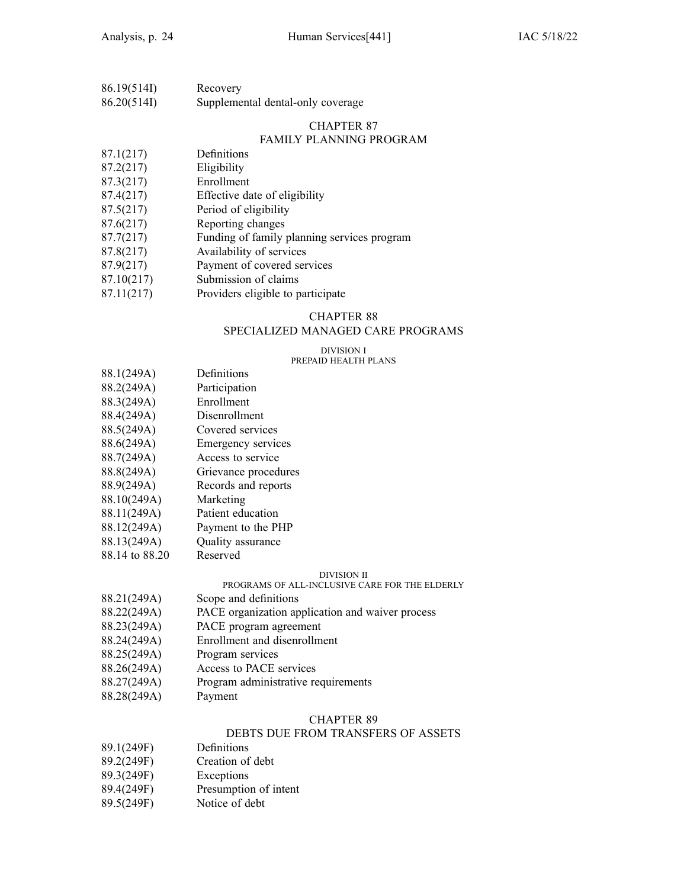86.19(514I) Recovery
86.20(514I) Supplemental dental-only coverage

## CHAPTER 87
## FAMILY PLANNING PROGRAM

87.1(217) Definitions
87.2(217) Eligibility
87.3(217) Enrollment
87.4(217) Effective date of eligibility
87.5(217) Period of eligibility
87.6(217) Reporting changes
87.7(217) Funding of family planning services program
87.8(217) Availability of services
87.9(217) Payment of covered services
87.10(217) Submission of claims
87.11(217) Providers eligible to participate

## CHAPTER 88
## SPECIALIZED MANAGED CARE PROGRAMS

### DIVISION I
### PREPAID HEALTH PLANS

88.1(249A) Definitions
88.2(249A) Participation
88.3(249A) Enrollment
88.4(249A) Disenrollment
88.5(249A) Covered services
88.6(249A) Emergency services
88.7(249A) Access to service
88.8(249A) Grievance procedures
88.9(249A) Records and reports
88.10(249A) Marketing
88.11(249A) Patient education
88.12(249A) Payment to the PHP
88.13(249A) Quality assurance
88.14 to 88.20 Reserved

### DIVISION II
### PROGRAMS OF ALL-INCLUSIVE CARE FOR THE ELDERLY

88.21(249A) Scope and definitions
88.22(249A) PACE organization application and waiver process
88.23(249A) PACE program agreement
88.24(249A) Enrollment and disenrollment
88.25(249A) Program services
88.26(249A) Access to PACE services
88.27(249A) Program administrative requirements
88.28(249A) Payment

## CHAPTER 89
## DEBTS DUE FROM TRANSFERS OF ASSETS

89.1(249F) Definitions
89.2(249F) Creation of debt
89.3(249F) Exceptions
89.4(249F) Presumption of intent
89.5(249F) Notice of debt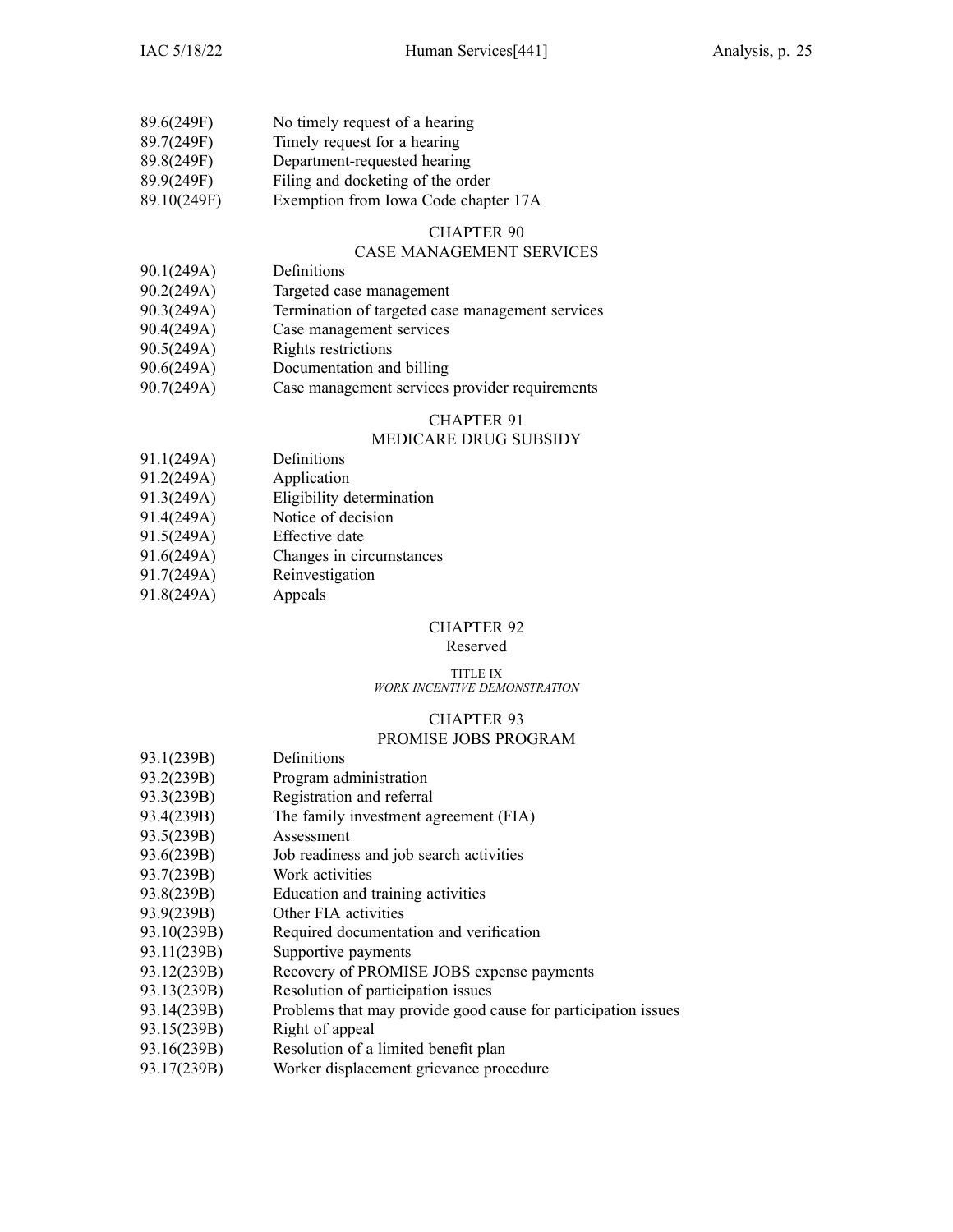| | |
|---|---|
| 89.6(249F) | No timely request of a hearing |
| 89.7(249F) | Timely request for a hearing |
| 89.8(249F) | Department-requested hearing |
| 89.9(249F) | Filing and docketing of the order |
| 89.10(249F) | Exemption from Iowa Code chapter 17A |

## CHAPTER 90
## CASE MANAGEMENT SERVICES

| | |
|---|---|
| 90.1(249A) | Definitions |
| 90.2(249A) | Targeted case management |
| 90.3(249A) | Termination of targeted case management services |
| 90.4(249A) | Case management services |
| 90.5(249A) | Rights restrictions |
| 90.6(249A) | Documentation and billing |
| 90.7(249A) | Case management services provider requirements |

## CHAPTER 91
## MEDICARE DRUG SUBSIDY

| | |
|---|---|
| 91.1(249A) | Definitions |
| 91.2(249A) | Application |
| 91.3(249A) | Eligibility determination |
| 91.4(249A) | Notice of decision |
| 91.5(249A) | Effective date |
| 91.6(249A) | Changes in circumstances |
| 91.7(249A) | Reinvestigation |
| 91.8(249A) | Appeals |

## CHAPTER 92
Reserved

### TITLE IX
*WORK INCENTIVE DEMONSTRATION*

## CHAPTER 93
## PROMISE JOBS PROGRAM

| | |
|---|---|
| 93.1(239B) | Definitions |
| 93.2(239B) | Program administration |
| 93.3(239B) | Registration and referral |
| 93.4(239B) | The family investment agreement (FIA) |
| 93.5(239B) | Assessment |
| 93.6(239B) | Job readiness and job search activities |
| 93.7(239B) | Work activities |
| 93.8(239B) | Education and training activities |
| 93.9(239B) | Other FIA activities |
| 93.10(239B) | Required documentation and verification |
| 93.11(239B) | Supportive payments |
| 93.12(239B) | Recovery of PROMISE JOBS expense payments |
| 93.13(239B) | Resolution of participation issues |
| 93.14(239B) | Problems that may provide good cause for participation issues |
| 93.15(239B) | Right of appeal |
| 93.16(239B) | Resolution of a limited benefit plan |
| 93.17(239B) | Worker displacement grievance procedure |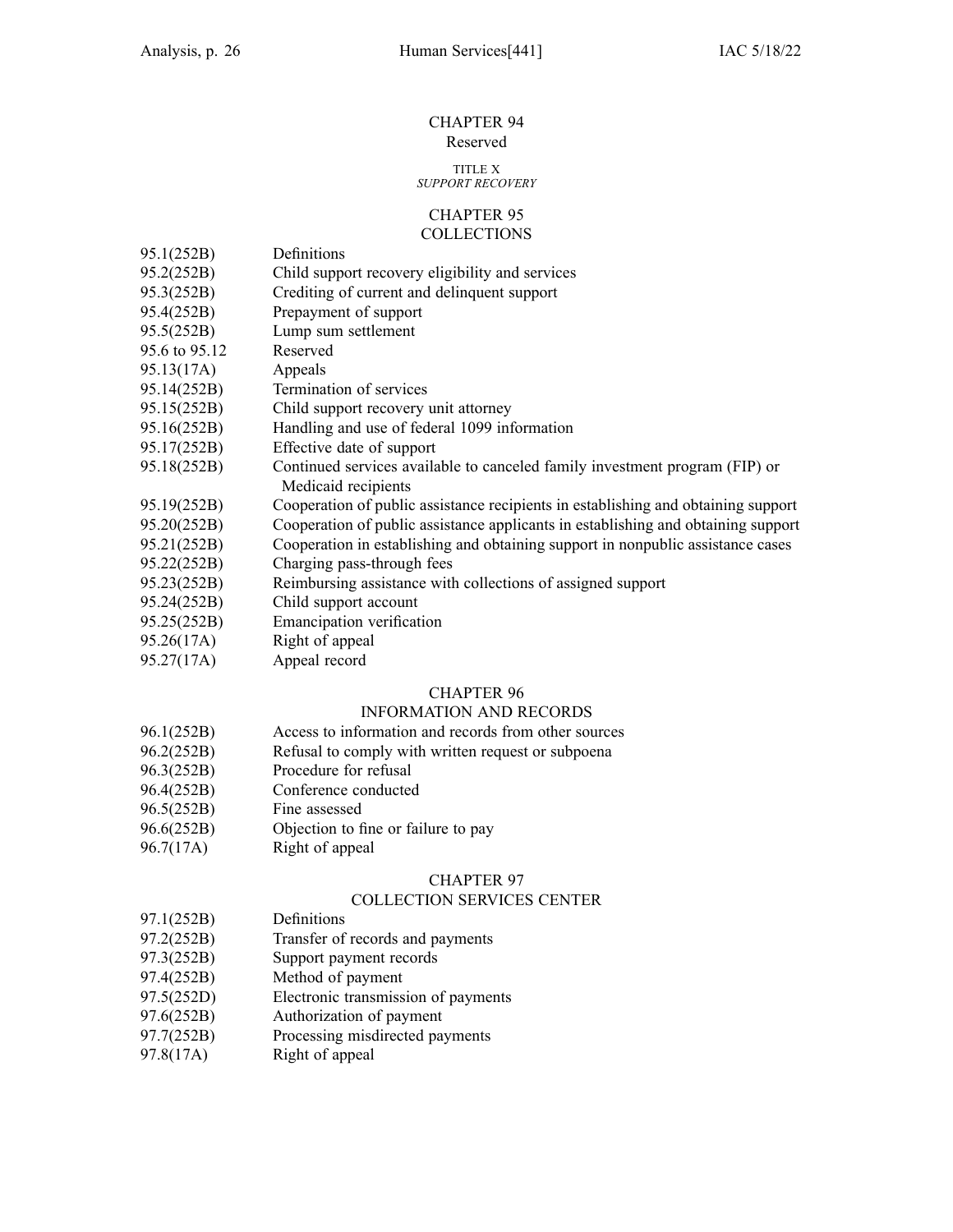## CHAPTER 94
Reserved

TITLE X
*SUPPORT RECOVERY*

## CHAPTER 95
## COLLECTIONS

| | |
|---|---|
| 95.1(252B) | Definitions |
| 95.2(252B) | Child support recovery eligibility and services |
| 95.3(252B) | Crediting of current and delinquent support |
| 95.4(252B) | Prepayment of support |
| 95.5(252B) | Lump sum settlement |
| 95.6 to 95.12 | Reserved |
| 95.13(17A) | Appeals |
| 95.14(252B) | Termination of services |
| 95.15(252B) | Child support recovery unit attorney |
| 95.16(252B) | Handling and use of federal 1099 information |
| 95.17(252B) | Effective date of support |
| 95.18(252B) | Continued services available to canceled family investment program (FIP) or Medicaid recipients |
| 95.19(252B) | Cooperation of public assistance recipients in establishing and obtaining support |
| 95.20(252B) | Cooperation of public assistance applicants in establishing and obtaining support |
| 95.21(252B) | Cooperation in establishing and obtaining support in nonpublic assistance cases |
| 95.22(252B) | Charging pass-through fees |
| 95.23(252B) | Reimbursing assistance with collections of assigned support |
| 95.24(252B) | Child support account |
| 95.25(252B) | Emancipation verification |
| 95.26(17A) | Right of appeal |
| 95.27(17A) | Appeal record |

## CHAPTER 96
## INFORMATION AND RECORDS

| | |
|---|---|
| 96.1(252B) | Access to information and records from other sources |
| 96.2(252B) | Refusal to comply with written request or subpoena |
| 96.3(252B) | Procedure for refusal |
| 96.4(252B) | Conference conducted |
| 96.5(252B) | Fine assessed |
| 96.6(252B) | Objection to fine or failure to pay |
| 96.7(17A) | Right of appeal |

## CHAPTER 97
## COLLECTION SERVICES CENTER

| | |
|---|---|
| 97.1(252B) | Definitions |
| 97.2(252B) | Transfer of records and payments |
| 97.3(252B) | Support payment records |
| 97.4(252B) | Method of payment |
| 97.5(252D) | Electronic transmission of payments |
| 97.6(252B) | Authorization of payment |
| 97.7(252B) | Processing misdirected payments |
| 97.8(17A) | Right of appeal |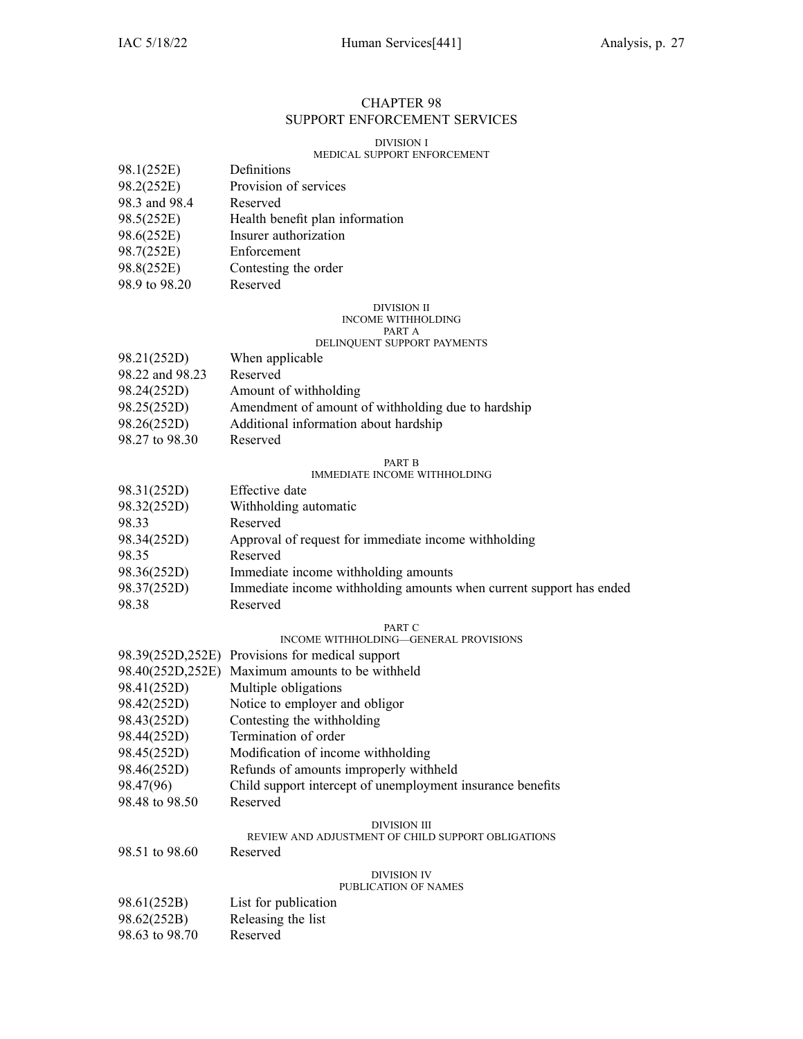# CHAPTER 98
# SUPPORT ENFORCEMENT SERVICES

## DIVISION I
## MEDICAL SUPPORT ENFORCEMENT

| | |
|---|---|
| 98.1(252E) | Definitions |
| 98.2(252E) | Provision of services |
| 98.3 and 98.4 | Reserved |
| 98.5(252E) | Health benefit plan information |
| 98.6(252E) | Insurer authorization |
| 98.7(252E) | Enforcement |
| 98.8(252E) | Contesting the order |
| 98.9 to 98.20 | Reserved |

## DIVISION II
## INCOME WITHHOLDING
### PART A
### DELINQUENT SUPPORT PAYMENTS

| | |
|---|---|
| 98.21(252D) | When applicable |
| 98.22 and 98.23 | Reserved |
| 98.24(252D) | Amount of withholding |
| 98.25(252D) | Amendment of amount of withholding due to hardship |
| 98.26(252D) | Additional information about hardship |
| 98.27 to 98.30 | Reserved |

### PART B
### IMMEDIATE INCOME WITHHOLDING

| | |
|---|---|
| 98.31(252D) | Effective date |
| 98.32(252D) | Withholding automatic |
| 98.33 | Reserved |
| 98.34(252D) | Approval of request for immediate income withholding |
| 98.35 | Reserved |
| 98.36(252D) | Immediate income withholding amounts |
| 98.37(252D) | Immediate income withholding amounts when current support has ended |
| 98.38 | Reserved |

### PART C
### INCOME WITHHOLDING—GENERAL PROVISIONS

| | |
|---|---|
| 98.39(252D,252E) | Provisions for medical support |
| 98.40(252D,252E) | Maximum amounts to be withheld |
| 98.41(252D) | Multiple obligations |
| 98.42(252D) | Notice to employer and obligor |
| 98.43(252D) | Contesting the withholding |
| 98.44(252D) | Termination of order |
| 98.45(252D) | Modification of income withholding |
| 98.46(252D) | Refunds of amounts improperly withheld |
| 98.47(96) | Child support intercept of unemployment insurance benefits |
| 98.48 to 98.50 | Reserved |

## DIVISION III
## REVIEW AND ADJUSTMENT OF CHILD SUPPORT OBLIGATIONS

| | |
|---|---|
| 98.51 to 98.60 | Reserved |

## DIVISION IV
## PUBLICATION OF NAMES

| | |
|---|---|
| 98.61(252B) | List for publication |
| 98.62(252B) | Releasing the list |
| 98.63 to 98.70 | Reserved |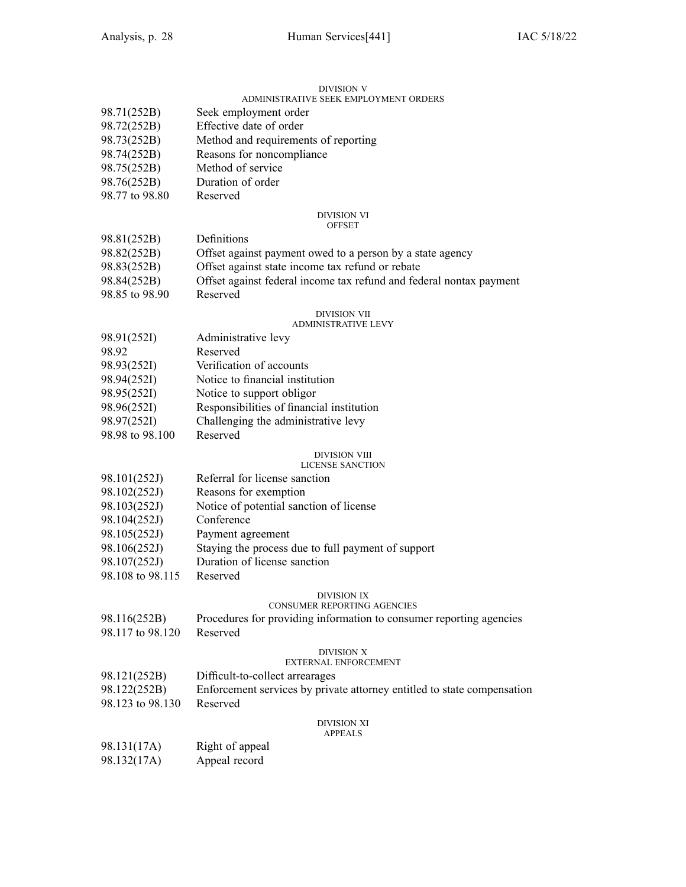DIVISION V
ADMINISTRATIVE SEEK EMPLOYMENT ORDERS

| | |
|---|---|
| 98.71(252B) | Seek employment order |
| 98.72(252B) | Effective date of order |
| 98.73(252B) | Method and requirements of reporting |
| 98.74(252B) | Reasons for noncompliance |
| 98.75(252B) | Method of service |
| 98.76(252B) | Duration of order |
| 98.77 to 98.80 | Reserved |

DIVISION VI
OFFSET

| | |
|---|---|
| 98.81(252B) | Definitions |
| 98.82(252B) | Offset against payment owed to a person by a state agency |
| 98.83(252B) | Offset against state income tax refund or rebate |
| 98.84(252B) | Offset against federal income tax refund and federal nontax payment |
| 98.85 to 98.90 | Reserved |

DIVISION VII
ADMINISTRATIVE LEVY

| | |
|---|---|
| 98.91(252I) | Administrative levy |
| 98.92 | Reserved |
| 98.93(252I) | Verification of accounts |
| 98.94(252I) | Notice to financial institution |
| 98.95(252I) | Notice to support obligor |
| 98.96(252I) | Responsibilities of financial institution |
| 98.97(252I) | Challenging the administrative levy |
| 98.98 to 98.100 | Reserved |

DIVISION VIII
LICENSE SANCTION

| | |
|---|---|
| 98.101(252J) | Referral for license sanction |
| 98.102(252J) | Reasons for exemption |
| 98.103(252J) | Notice of potential sanction of license |
| 98.104(252J) | Conference |
| 98.105(252J) | Payment agreement |
| 98.106(252J) | Staying the process due to full payment of support |
| 98.107(252J) | Duration of license sanction |
| 98.108 to 98.115 | Reserved |

DIVISION IX
CONSUMER REPORTING AGENCIES

| | |
|---|---|
| 98.116(252B) | Procedures for providing information to consumer reporting agencies |
| 98.117 to 98.120 | Reserved |

DIVISION X
EXTERNAL ENFORCEMENT

| | |
|---|---|
| 98.121(252B) | Difficult-to-collect arrearages |
| 98.122(252B) | Enforcement services by private attorney entitled to state compensation |
| 98.123 to 98.130 | Reserved |

DIVISION XI
APPEALS

| | |
|---|---|
| 98.131(17A) | Right of appeal |
| 98.132(17A) | Appeal record |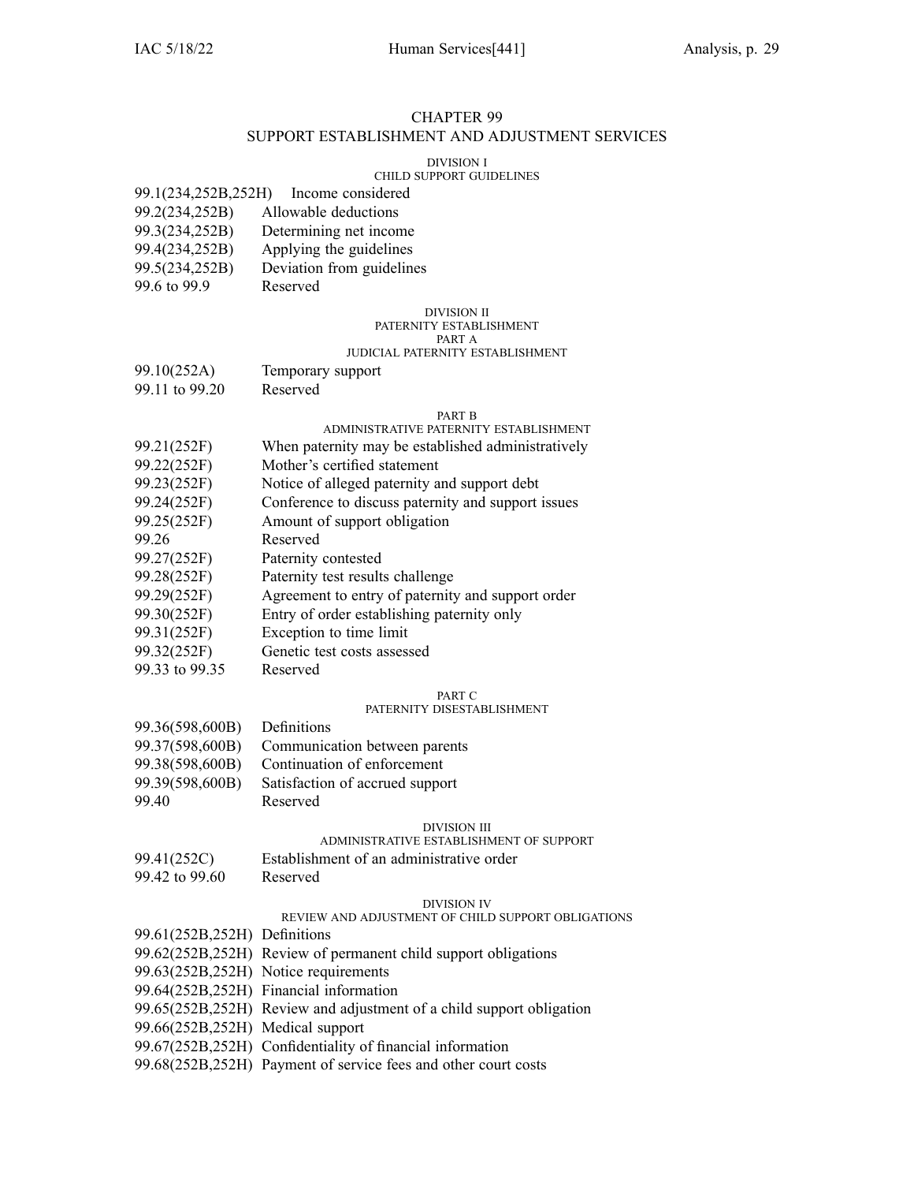# CHAPTER 99

## SUPPORT ESTABLISHMENT AND ADJUSTMENT SERVICES

### DIVISION I
### CHILD SUPPORT GUIDELINES

99.1(234,252B,252H) Income considered
99.2(234,252B) Allowable deductions
99.3(234,252B) Determining net income
99.4(234,252B) Applying the guidelines
99.5(234,252B) Deviation from guidelines
99.6 to 99.9 Reserved

### DIVISION II
### PATERNITY ESTABLISHMENT
#### PART A
#### JUDICIAL PATERNITY ESTABLISHMENT

99.10(252A) Temporary support
99.11 to 99.20 Reserved

#### PART B
#### ADMINISTRATIVE PATERNITY ESTABLISHMENT

99.21(252F) When paternity may be established administratively
99.22(252F) Mother's certified statement
99.23(252F) Notice of alleged paternity and support debt
99.24(252F) Conference to discuss paternity and support issues
99.25(252F) Amount of support obligation
99.26 Reserved
99.27(252F) Paternity contested
99.28(252F) Paternity test results challenge
99.29(252F) Agreement to entry of paternity and support order
99.30(252F) Entry of order establishing paternity only
99.31(252F) Exception to time limit
99.32(252F) Genetic test costs assessed
99.33 to 99.35 Reserved

#### PART C
#### PATERNITY DISESTABLISHMENT

99.36(598,600B) Definitions
99.37(598,600B) Communication between parents
99.38(598,600B) Continuation of enforcement
99.39(598,600B) Satisfaction of accrued support
99.40 Reserved

### DIVISION III
### ADMINISTRATIVE ESTABLISHMENT OF SUPPORT

99.41(252C) Establishment of an administrative order
99.42 to 99.60 Reserved

### DIVISION IV
### REVIEW AND ADJUSTMENT OF CHILD SUPPORT OBLIGATIONS

99.61(252B,252H) Definitions
99.62(252B,252H) Review of permanent child support obligations
99.63(252B,252H) Notice requirements
99.64(252B,252H) Financial information
99.65(252B,252H) Review and adjustment of a child support obligation
99.66(252B,252H) Medical support
99.67(252B,252H) Confidentiality of financial information
99.68(252B,252H) Payment of service fees and other court costs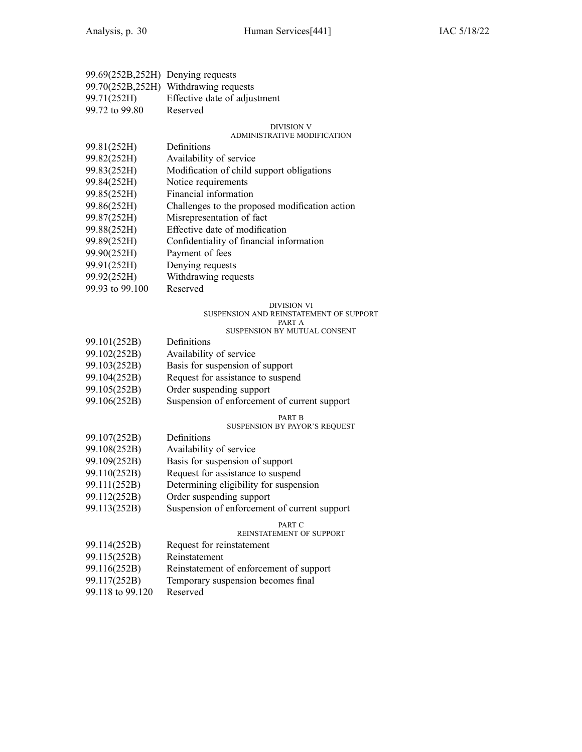99.69(252B,252H) Denying requests
99.70(252B,252H) Withdrawing requests
99.71(252H) Effective date of adjustment
99.72 to 99.80 Reserved

DIVISION V
ADMINISTRATIVE MODIFICATION

99.81(252H) Definitions
99.82(252H) Availability of service
99.83(252H) Modification of child support obligations
99.84(252H) Notice requirements
99.85(252H) Financial information
99.86(252H) Challenges to the proposed modification action
99.87(252H) Misrepresentation of fact
99.88(252H) Effective date of modification
99.89(252H) Confidentiality of financial information
99.90(252H) Payment of fees
99.91(252H) Denying requests
99.92(252H) Withdrawing requests
99.93 to 99.100 Reserved

DIVISION VI
SUSPENSION AND REINSTATEMENT OF SUPPORT
PART A
SUSPENSION BY MUTUAL CONSENT

99.101(252B) Definitions
99.102(252B) Availability of service
99.103(252B) Basis for suspension of support
99.104(252B) Request for assistance to suspend
99.105(252B) Order suspending support
99.106(252B) Suspension of enforcement of current support

PART B
SUSPENSION BY PAYOR'S REQUEST

99.107(252B) Definitions
99.108(252B) Availability of service
99.109(252B) Basis for suspension of support
99.110(252B) Request for assistance to suspend
99.111(252B) Determining eligibility for suspension
99.112(252B) Order suspending support
99.113(252B) Suspension of enforcement of current support

PART C
REINSTATEMENT OF SUPPORT

99.114(252B) Request for reinstatement
99.115(252B) Reinstatement
99.116(252B) Reinstatement of enforcement of support
99.117(252B) Temporary suspension becomes final
99.118 to 99.120 Reserved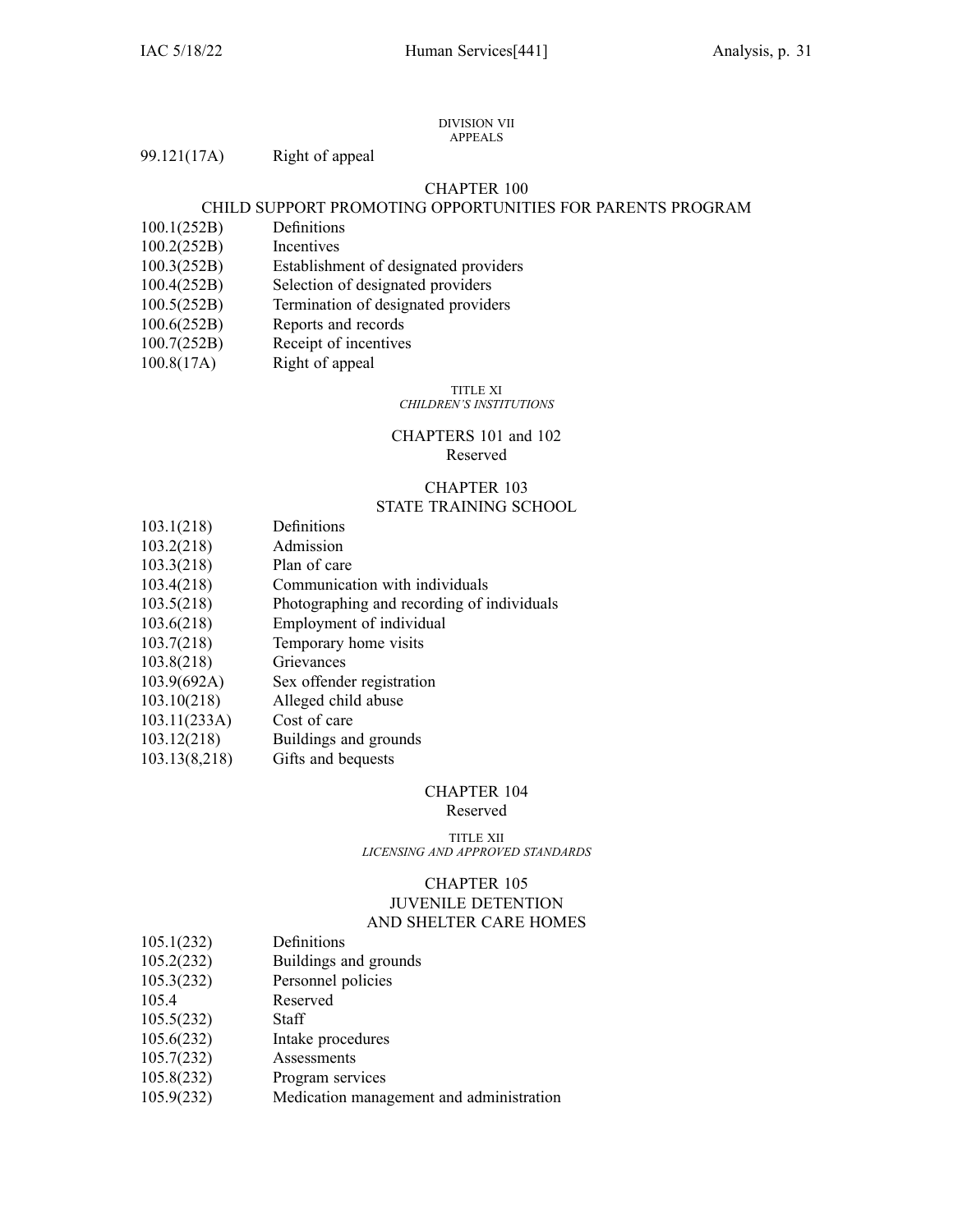DIVISION VII
APPEALS

99.121(17A) Right of appeal

## CHAPTER 100
## CHILD SUPPORT PROMOTING OPPORTUNITIES FOR PARENTS PROGRAM

100.1(252B) Definitions
100.2(252B) Incentives
100.3(252B) Establishment of designated providers
100.4(252B) Selection of designated providers
100.5(252B) Termination of designated providers
100.6(252B) Reports and records
100.7(252B) Receipt of incentives
100.8(17A) Right of appeal

TITLE XI
*CHILDREN'S INSTITUTIONS*

## CHAPTERS 101 and 102
Reserved

## CHAPTER 103
## STATE TRAINING SCHOOL

103.1(218) Definitions
103.2(218) Admission
103.3(218) Plan of care
103.4(218) Communication with individuals
103.5(218) Photographing and recording of individuals
103.6(218) Employment of individual
103.7(218) Temporary home visits
103.8(218) Grievances
103.9(692A) Sex offender registration
103.10(218) Alleged child abuse
103.11(233A) Cost of care
103.12(218) Buildings and grounds
103.13(8,218) Gifts and bequests

## CHAPTER 104
Reserved

TITLE XII
*LICENSING AND APPROVED STANDARDS*

## CHAPTER 105
## JUVENILE DETENTION
## AND SHELTER CARE HOMES

105.1(232) Definitions
105.2(232) Buildings and grounds
105.3(232) Personnel policies
105.4 Reserved
105.5(232) Staff
105.6(232) Intake procedures
105.7(232) Assessments
105.8(232) Program services
105.9(232) Medication management and administration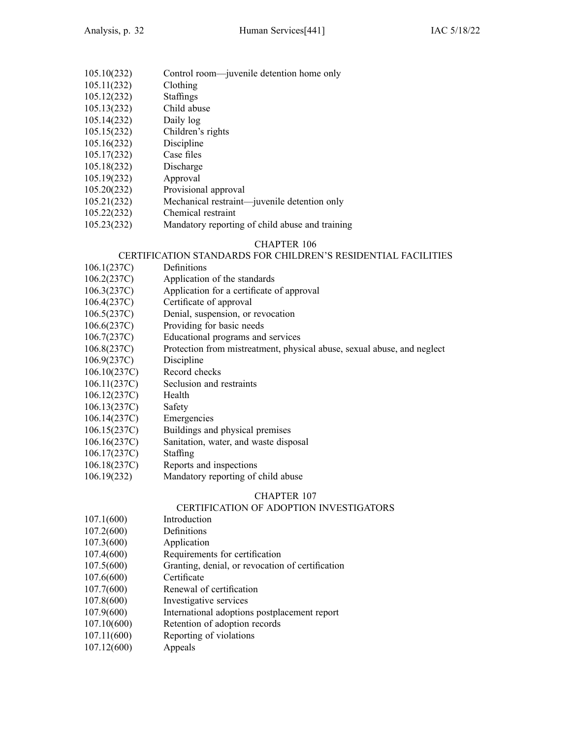105.10(232) Control room—juvenile detention home only
105.11(232) Clothing
105.12(232) Staffings
105.13(232) Child abuse
105.14(232) Daily log
105.15(232) Children's rights
105.16(232) Discipline
105.17(232) Case files
105.18(232) Discharge
105.19(232) Approval
105.20(232) Provisional approval
105.21(232) Mechanical restraint—juvenile detention only
105.22(232) Chemical restraint
105.23(232) Mandatory reporting of child abuse and training

## CHAPTER 106
### CERTIFICATION STANDARDS FOR CHILDREN'S RESIDENTIAL FACILITIES

106.1(237C) Definitions
106.2(237C) Application of the standards
106.3(237C) Application for a certificate of approval
106.4(237C) Certificate of approval
106.5(237C) Denial, suspension, or revocation
106.6(237C) Providing for basic needs
106.7(237C) Educational programs and services
106.8(237C) Protection from mistreatment, physical abuse, sexual abuse, and neglect
106.9(237C) Discipline
106.10(237C) Record checks
106.11(237C) Seclusion and restraints
106.12(237C) Health
106.13(237C) Safety
106.14(237C) Emergencies
106.15(237C) Buildings and physical premises
106.16(237C) Sanitation, water, and waste disposal
106.17(237C) Staffing
106.18(237C) Reports and inspections
106.19(232) Mandatory reporting of child abuse

## CHAPTER 107
### CERTIFICATION OF ADOPTION INVESTIGATORS

107.1(600) Introduction
107.2(600) Definitions
107.3(600) Application
107.4(600) Requirements for certification
107.5(600) Granting, denial, or revocation of certification
107.6(600) Certificate
107.7(600) Renewal of certification
107.8(600) Investigative services
107.9(600) International adoptions postplacement report
107.10(600) Retention of adoption records
107.11(600) Reporting of violations
107.12(600) Appeals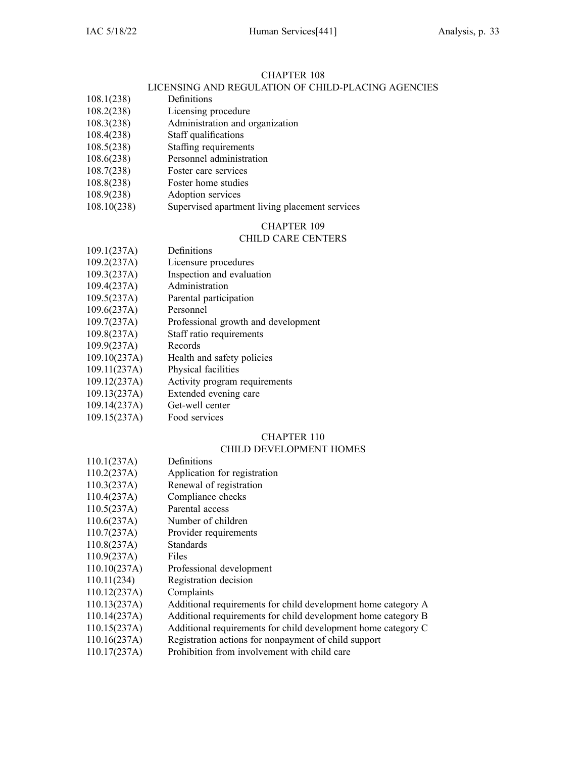## CHAPTER 108
## LICENSING AND REGULATION OF CHILD-PLACING AGENCIES

108.1(238) Definitions
108.2(238) Licensing procedure
108.3(238) Administration and organization
108.4(238) Staff qualifications
108.5(238) Staffing requirements
108.6(238) Personnel administration
108.7(238) Foster care services
108.8(238) Foster home studies
108.9(238) Adoption services
108.10(238) Supervised apartment living placement services

## CHAPTER 109
## CHILD CARE CENTERS

109.1(237A) Definitions
109.2(237A) Licensure procedures
109.3(237A) Inspection and evaluation
109.4(237A) Administration
109.5(237A) Parental participation
109.6(237A) Personnel
109.7(237A) Professional growth and development
109.8(237A) Staff ratio requirements
109.9(237A) Records
109.10(237A) Health and safety policies
109.11(237A) Physical facilities
109.12(237A) Activity program requirements
109.13(237A) Extended evening care
109.14(237A) Get-well center
109.15(237A) Food services

## CHAPTER 110
## CHILD DEVELOPMENT HOMES

110.1(237A) Definitions
110.2(237A) Application for registration
110.3(237A) Renewal of registration
110.4(237A) Compliance checks
110.5(237A) Parental access
110.6(237A) Number of children
110.7(237A) Provider requirements
110.8(237A) Standards
110.9(237A) Files
110.10(237A) Professional development
110.11(234) Registration decision
110.12(237A) Complaints
110.13(237A) Additional requirements for child development home category A
110.14(237A) Additional requirements for child development home category B
110.15(237A) Additional requirements for child development home category C
110.16(237A) Registration actions for nonpayment of child support
110.17(237A) Prohibition from involvement with child care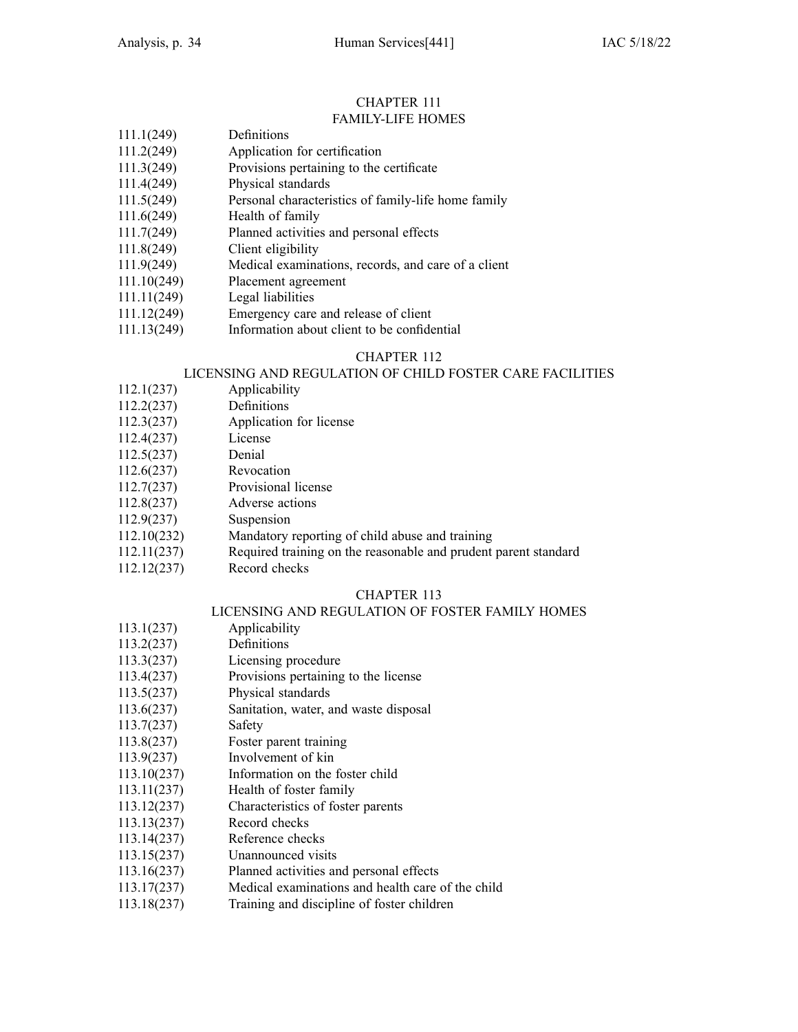## CHAPTER 111
## FAMILY-LIFE HOMES

| | |
|---|---|
| 111.1(249) | Definitions |
| 111.2(249) | Application for certification |
| 111.3(249) | Provisions pertaining to the certificate |
| 111.4(249) | Physical standards |
| 111.5(249) | Personal characteristics of family-life home family |
| 111.6(249) | Health of family |
| 111.7(249) | Planned activities and personal effects |
| 111.8(249) | Client eligibility |
| 111.9(249) | Medical examinations, records, and care of a client |
| 111.10(249) | Placement agreement |
| 111.11(249) | Legal liabilities |
| 111.12(249) | Emergency care and release of client |
| 111.13(249) | Information about client to be confidential |

## CHAPTER 112
## LICENSING AND REGULATION OF CHILD FOSTER CARE FACILITIES

| | |
|---|---|
| 112.1(237) | Applicability |
| 112.2(237) | Definitions |
| 112.3(237) | Application for license |
| 112.4(237) | License |
| 112.5(237) | Denial |
| 112.6(237) | Revocation |
| 112.7(237) | Provisional license |
| 112.8(237) | Adverse actions |
| 112.9(237) | Suspension |
| 112.10(232) | Mandatory reporting of child abuse and training |
| 112.11(237) | Required training on the reasonable and prudent parent standard |
| 112.12(237) | Record checks |

## CHAPTER 113
## LICENSING AND REGULATION OF FOSTER FAMILY HOMES

| | |
|---|---|
| 113.1(237) | Applicability |
| 113.2(237) | Definitions |
| 113.3(237) | Licensing procedure |
| 113.4(237) | Provisions pertaining to the license |
| 113.5(237) | Physical standards |
| 113.6(237) | Sanitation, water, and waste disposal |
| 113.7(237) | Safety |
| 113.8(237) | Foster parent training |
| 113.9(237) | Involvement of kin |
| 113.10(237) | Information on the foster child |
| 113.11(237) | Health of foster family |
| 113.12(237) | Characteristics of foster parents |
| 113.13(237) | Record checks |
| 113.14(237) | Reference checks |
| 113.15(237) | Unannounced visits |
| 113.16(237) | Planned activities and personal effects |
| 113.17(237) | Medical examinations and health care of the child |
| 113.18(237) | Training and discipline of foster children |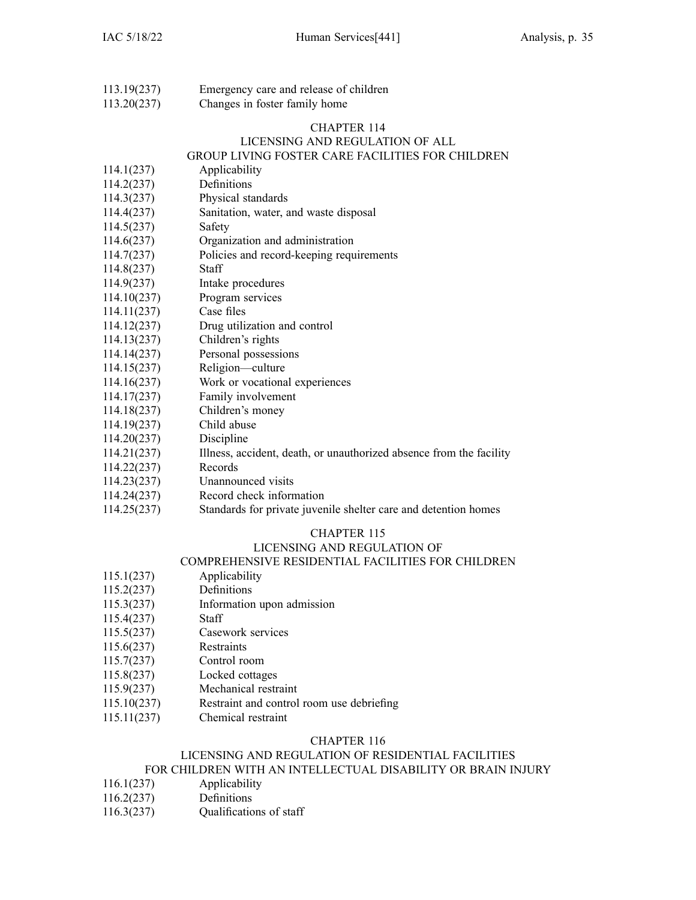113.19(237) Emergency care and release of children

113.20(237) Changes in foster family home

## CHAPTER 114
## LICENSING AND REGULATION OF ALL GROUP LIVING FOSTER CARE FACILITIES FOR CHILDREN

114.1(237) Applicability

114.2(237) Definitions

114.3(237) Physical standards

114.4(237) Sanitation, water, and waste disposal

114.5(237) Safety

114.6(237) Organization and administration

114.7(237) Policies and record-keeping requirements

114.8(237) Staff

114.9(237) Intake procedures

114.10(237) Program services

114.11(237) Case files

114.12(237) Drug utilization and control

114.13(237) Children's rights

114.14(237) Personal possessions

114.15(237) Religion—culture

114.16(237) Work or vocational experiences

114.17(237) Family involvement

114.18(237) Children's money

114.19(237) Child abuse

114.20(237) Discipline

114.21(237) Illness, accident, death, or unauthorized absence from the facility

114.22(237) Records

114.23(237) Unannounced visits

114.24(237) Record check information

114.25(237) Standards for private juvenile shelter care and detention homes

## CHAPTER 115
## LICENSING AND REGULATION OF COMPREHENSIVE RESIDENTIAL FACILITIES FOR CHILDREN

115.1(237) Applicability

115.2(237) Definitions

115.3(237) Information upon admission

115.4(237) Staff

115.5(237) Casework services

115.6(237) Restraints

115.7(237) Control room

115.8(237) Locked cottages

115.9(237) Mechanical restraint

115.10(237) Restraint and control room use debriefing

115.11(237) Chemical restraint

## CHAPTER 116
## LICENSING AND REGULATION OF RESIDENTIAL FACILITIES FOR CHILDREN WITH AN INTELLECTUAL DISABILITY OR BRAIN INJURY

116.1(237) Applicability

116.2(237) Definitions

116.3(237) Qualifications of staff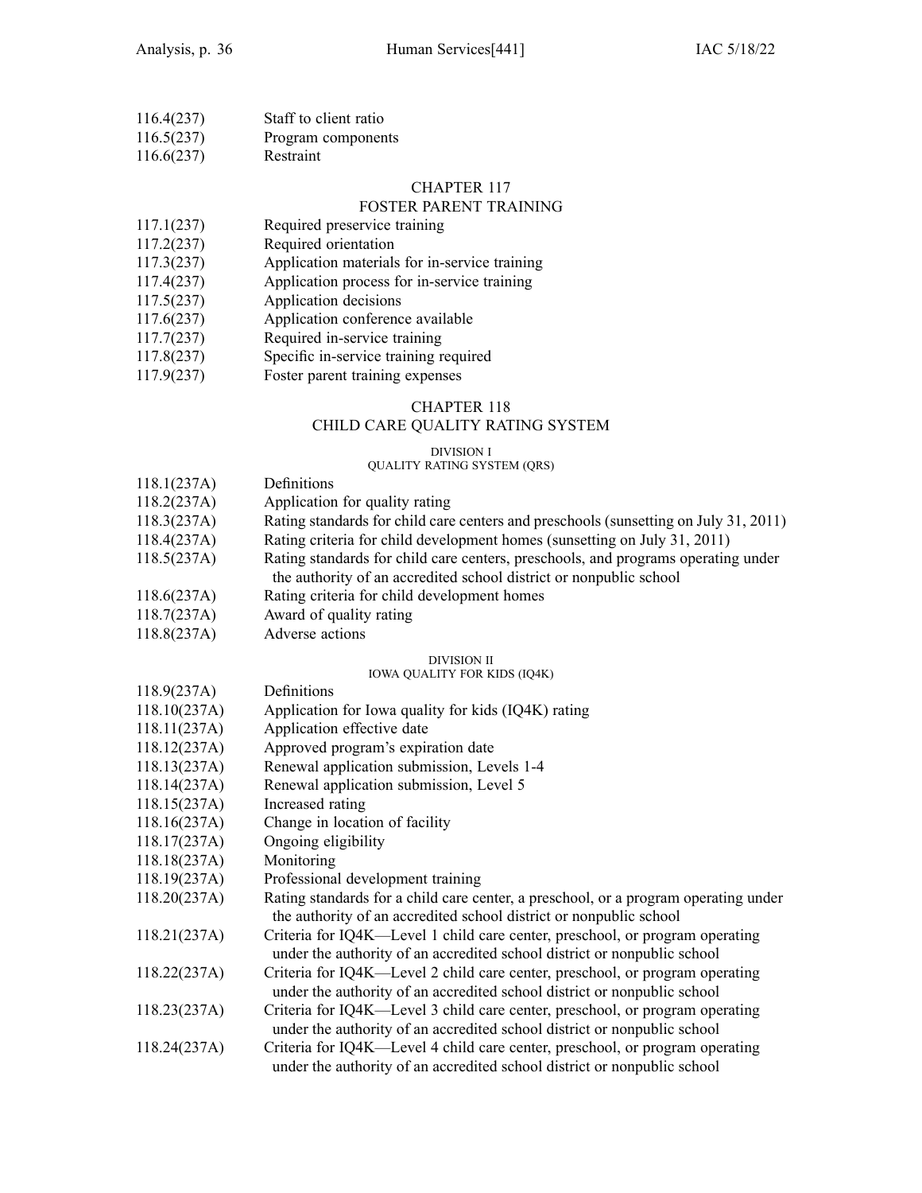| | |
|---|---|
| 116.4(237) | Staff to client ratio |
| 116.5(237) | Program components |
| 116.6(237) | Restraint |

## CHAPTER 117
## FOSTER PARENT TRAINING

| | |
|---|---|
| 117.1(237) | Required preservice training |
| 117.2(237) | Required orientation |
| 117.3(237) | Application materials for in-service training |
| 117.4(237) | Application process for in-service training |
| 117.5(237) | Application decisions |
| 117.6(237) | Application conference available |
| 117.7(237) | Required in-service training |
| 117.8(237) | Specific in-service training required |
| 117.9(237) | Foster parent training expenses |

## CHAPTER 118
## CHILD CARE QUALITY RATING SYSTEM

### DIVISION I
### QUALITY RATING SYSTEM (QRS)

| | |
|---|---|
| 118.1(237A) | Definitions |
| 118.2(237A) | Application for quality rating |
| 118.3(237A) | Rating standards for child care centers and preschools (sunsetting on July 31, 2011) |
| 118.4(237A) | Rating criteria for child development homes (sunsetting on July 31, 2011) |
| 118.5(237A) | Rating standards for child care centers, preschools, and programs operating under the authority of an accredited school district or nonpublic school |
| 118.6(237A) | Rating criteria for child development homes |
| 118.7(237A) | Award of quality rating |
| 118.8(237A) | Adverse actions |

### DIVISION II
### IOWA QUALITY FOR KIDS (IQ4K)

| | |
|---|---|
| 118.9(237A) | Definitions |
| 118.10(237A) | Application for Iowa quality for kids (IQ4K) rating |
| 118.11(237A) | Application effective date |
| 118.12(237A) | Approved program's expiration date |
| 118.13(237A) | Renewal application submission, Levels 1-4 |
| 118.14(237A) | Renewal application submission, Level 5 |
| 118.15(237A) | Increased rating |
| 118.16(237A) | Change in location of facility |
| 118.17(237A) | Ongoing eligibility |
| 118.18(237A) | Monitoring |
| 118.19(237A) | Professional development training |
| 118.20(237A) | Rating standards for a child care center, a preschool, or a program operating under the authority of an accredited school district or nonpublic school |
| 118.21(237A) | Criteria for IQ4K—Level 1 child care center, preschool, or program operating under the authority of an accredited school district or nonpublic school |
| 118.22(237A) | Criteria for IQ4K—Level 2 child care center, preschool, or program operating under the authority of an accredited school district or nonpublic school |
| 118.23(237A) | Criteria for IQ4K—Level 3 child care center, preschool, or program operating under the authority of an accredited school district or nonpublic school |
| 118.24(237A) | Criteria for IQ4K—Level 4 child care center, preschool, or program operating under the authority of an accredited school district or nonpublic school |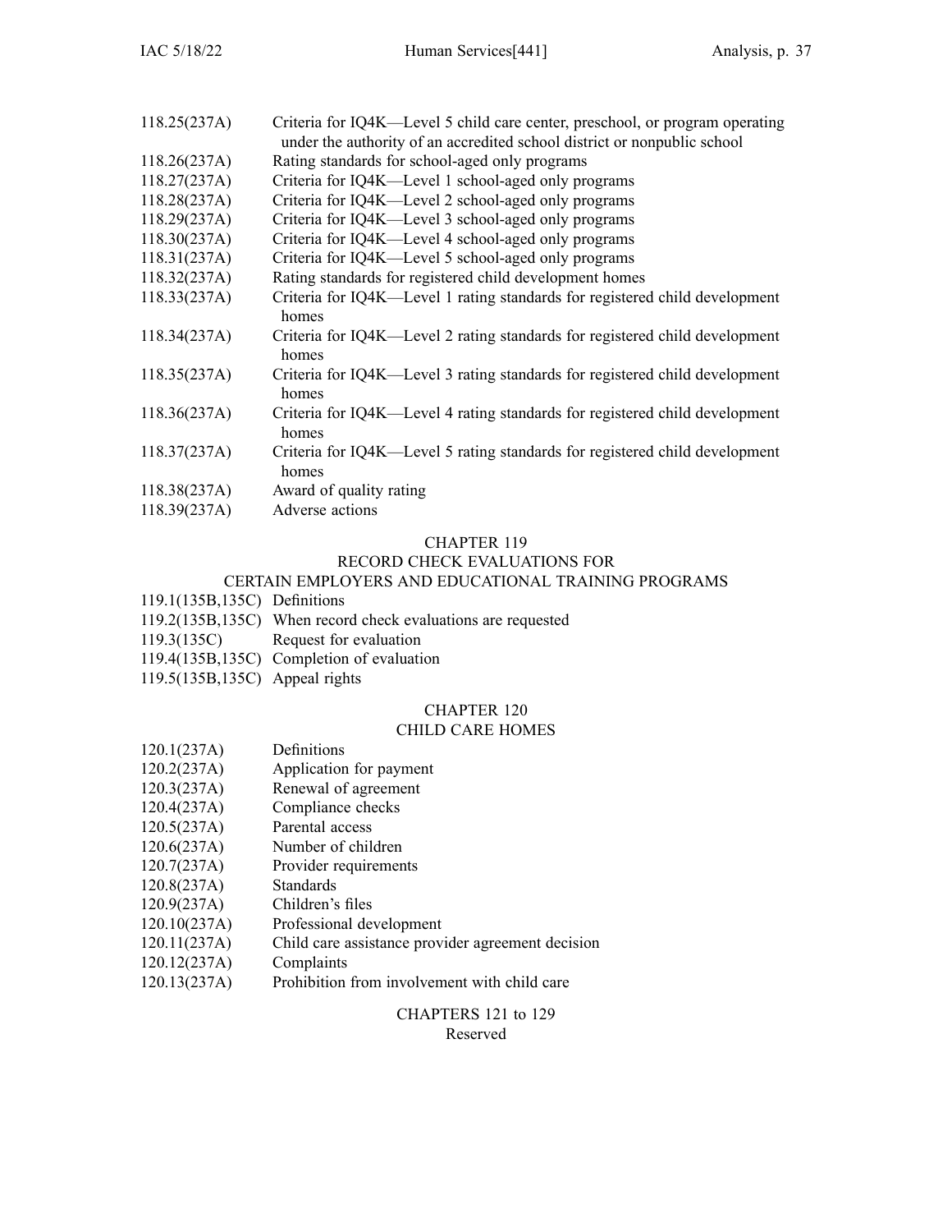118.25(237A) Criteria for IQ4K—Level 5 child care center, preschool, or program operating under the authority of an accredited school district or nonpublic school
118.26(237A) Rating standards for school-aged only programs
118.27(237A) Criteria for IQ4K—Level 1 school-aged only programs
118.28(237A) Criteria for IQ4K—Level 2 school-aged only programs
118.29(237A) Criteria for IQ4K—Level 3 school-aged only programs
118.30(237A) Criteria for IQ4K—Level 4 school-aged only programs
118.31(237A) Criteria for IQ4K—Level 5 school-aged only programs
118.32(237A) Rating standards for registered child development homes
118.33(237A) Criteria for IQ4K—Level 1 rating standards for registered child development homes
118.34(237A) Criteria for IQ4K—Level 2 rating standards for registered child development homes
118.35(237A) Criteria for IQ4K—Level 3 rating standards for registered child development homes
118.36(237A) Criteria for IQ4K—Level 4 rating standards for registered child development homes
118.37(237A) Criteria for IQ4K—Level 5 rating standards for registered child development homes
118.38(237A) Award of quality rating
118.39(237A) Adverse actions

## CHAPTER 119
## RECORD CHECK EVALUATIONS FOR CERTAIN EMPLOYERS AND EDUCATIONAL TRAINING PROGRAMS

119.1(135B,135C) Definitions
119.2(135B,135C) When record check evaluations are requested
119.3(135C) Request for evaluation
119.4(135B,135C) Completion of evaluation
119.5(135B,135C) Appeal rights

## CHAPTER 120
## CHILD CARE HOMES

120.1(237A) Definitions
120.2(237A) Application for payment
120.3(237A) Renewal of agreement
120.4(237A) Compliance checks
120.5(237A) Parental access
120.6(237A) Number of children
120.7(237A) Provider requirements
120.8(237A) Standards
120.9(237A) Children's files
120.10(237A) Professional development
120.11(237A) Child care assistance provider agreement decision
120.12(237A) Complaints
120.13(237A) Prohibition from involvement with child care

## CHAPTERS 121 to 129
Reserved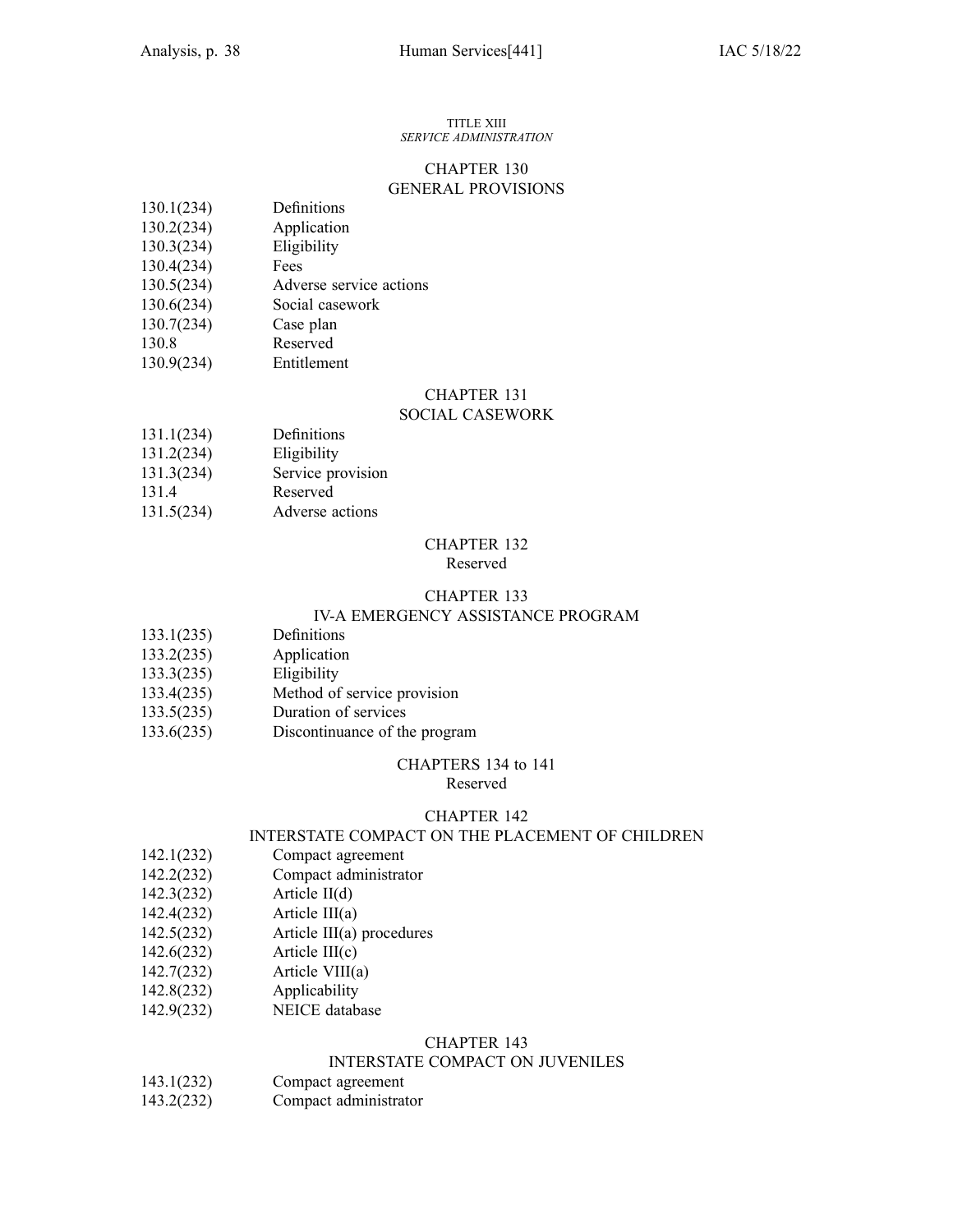TITLE XIII
*SERVICE ADMINISTRATION*

## CHAPTER 130
## GENERAL PROVISIONS

| | |
|---|---|
| 130.1(234) | Definitions |
| 130.2(234) | Application |
| 130.3(234) | Eligibility |
| 130.4(234) | Fees |
| 130.5(234) | Adverse service actions |
| 130.6(234) | Social casework |
| 130.7(234) | Case plan |
| 130.8 | Reserved |
| 130.9(234) | Entitlement |

## CHAPTER 131
## SOCIAL CASEWORK

| | |
|---|---|
| 131.1(234) | Definitions |
| 131.2(234) | Eligibility |
| 131.3(234) | Service provision |
| 131.4 | Reserved |
| 131.5(234) | Adverse actions |

## CHAPTER 132
Reserved

## CHAPTER 133
## IV-A EMERGENCY ASSISTANCE PROGRAM

| | |
|---|---|
| 133.1(235) | Definitions |
| 133.2(235) | Application |
| 133.3(235) | Eligibility |
| 133.4(235) | Method of service provision |
| 133.5(235) | Duration of services |
| 133.6(235) | Discontinuance of the program |

## CHAPTERS 134 to 141
Reserved

## CHAPTER 142
## INTERSTATE COMPACT ON THE PLACEMENT OF CHILDREN

| | |
|---|---|
| 142.1(232) | Compact agreement |
| 142.2(232) | Compact administrator |
| 142.3(232) | Article II(d) |
| 142.4(232) | Article III(a) |
| 142.5(232) | Article III(a) procedures |
| 142.6(232) | Article III(c) |
| 142.7(232) | Article VIII(a) |
| 142.8(232) | Applicability |
| 142.9(232) | NEICE database |

## CHAPTER 143
## INTERSTATE COMPACT ON JUVENILES

| | |
|---|---|
| 143.1(232) | Compact agreement |
| 143.2(232) | Compact administrator |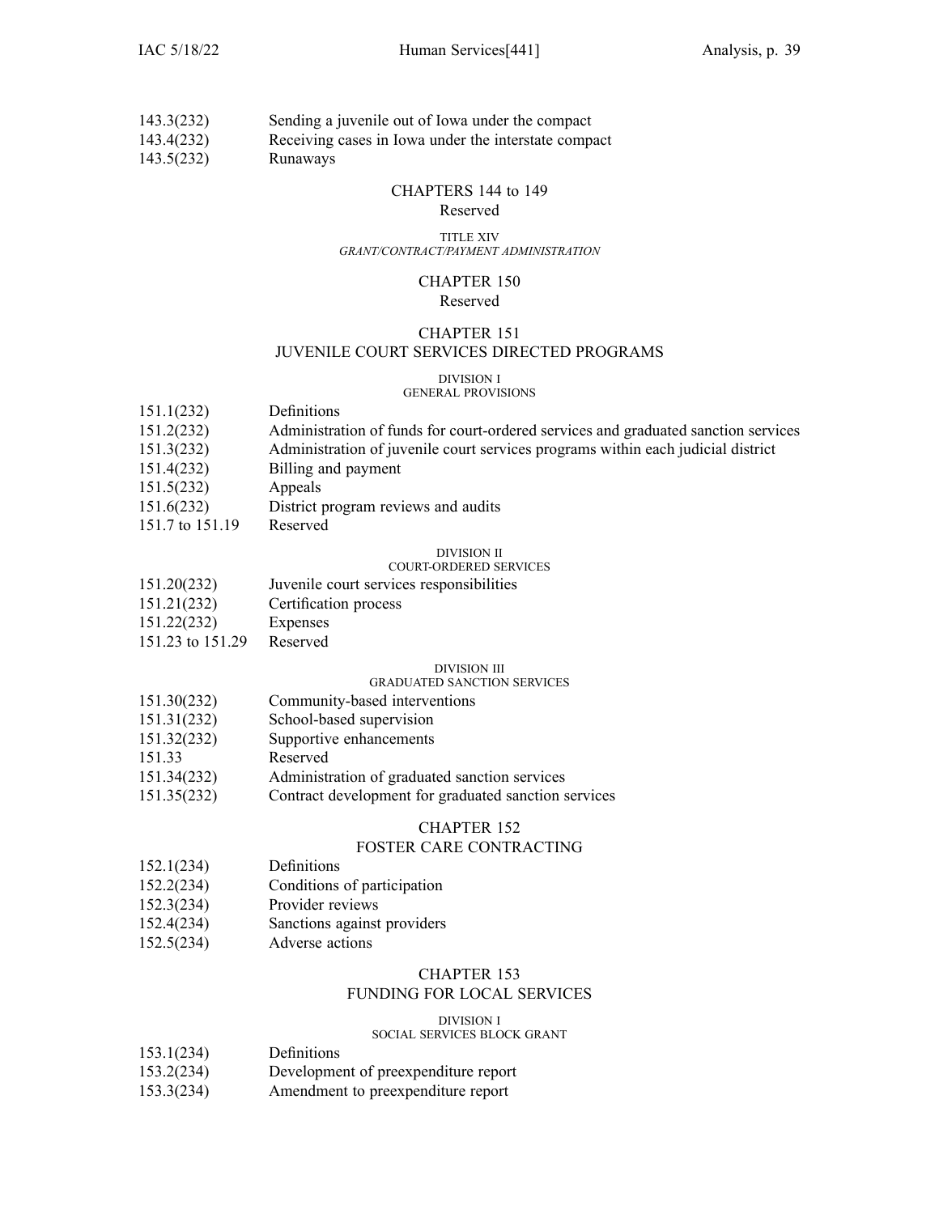| | |
|---|---|
| 143.3(232) | Sending a juvenile out of Iowa under the compact |
| 143.4(232) | Receiving cases in Iowa under the interstate compact |
| 143.5(232) | Runaways |

## CHAPTERS 144 to 149
Reserved

### TITLE XIV
*GRANT/CONTRACT/PAYMENT ADMINISTRATION*

## CHAPTER 150
Reserved

## CHAPTER 151
## JUVENILE COURT SERVICES DIRECTED PROGRAMS

### DIVISION I
### GENERAL PROVISIONS

| | |
|---|---|
| 151.1(232) | Definitions |
| 151.2(232) | Administration of funds for court-ordered services and graduated sanction services |
| 151.3(232) | Administration of juvenile court services programs within each judicial district |
| 151.4(232) | Billing and payment |
| 151.5(232) | Appeals |
| 151.6(232) | District program reviews and audits |
| 151.7 to 151.19 | Reserved |

### DIVISION II
### COURT-ORDERED SERVICES

| | |
|---|---|
| 151.20(232) | Juvenile court services responsibilities |
| 151.21(232) | Certification process |
| 151.22(232) | Expenses |
| 151.23 to 151.29 | Reserved |

### DIVISION III
### GRADUATED SANCTION SERVICES

| | |
|---|---|
| 151.30(232) | Community-based interventions |
| 151.31(232) | School-based supervision |
| 151.32(232) | Supportive enhancements |
| 151.33 | Reserved |
| 151.34(232) | Administration of graduated sanction services |
| 151.35(232) | Contract development for graduated sanction services |

## CHAPTER 152
## FOSTER CARE CONTRACTING

| | |
|---|---|
| 152.1(234) | Definitions |
| 152.2(234) | Conditions of participation |
| 152.3(234) | Provider reviews |
| 152.4(234) | Sanctions against providers |
| 152.5(234) | Adverse actions |

## CHAPTER 153
## FUNDING FOR LOCAL SERVICES

### DIVISION I
### SOCIAL SERVICES BLOCK GRANT

| | |
|---|---|
| 153.1(234) | Definitions |
| 153.2(234) | Development of preexpenditure report |
| 153.3(234) | Amendment to preexpenditure report |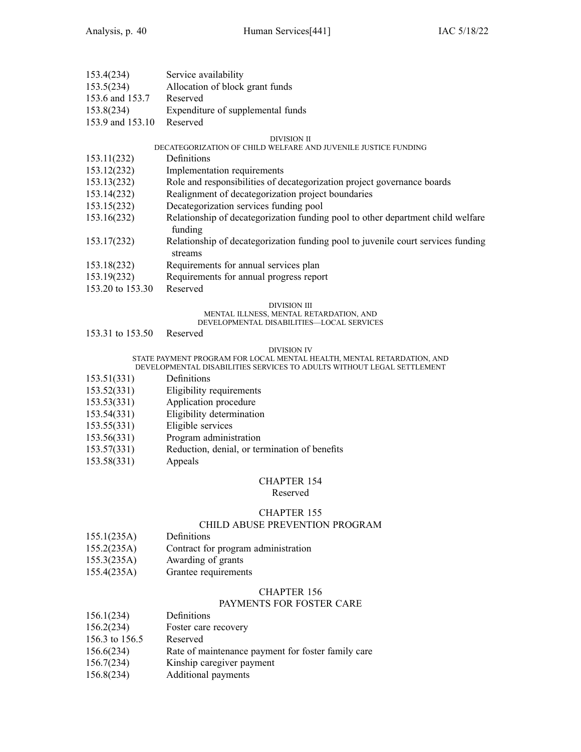153.4(234) Service availability
153.5(234) Allocation of block grant funds
153.6 and 153.7 Reserved
153.8(234) Expenditure of supplemental funds
153.9 and 153.10 Reserved

DIVISION II
DECATEGORIZATION OF CHILD WELFARE AND JUVENILE JUSTICE FUNDING

153.11(232) Definitions
153.12(232) Implementation requirements
153.13(232) Role and responsibilities of decategorization project governance boards
153.14(232) Realignment of decategorization project boundaries
153.15(232) Decategorization services funding pool
153.16(232) Relationship of decategorization funding pool to other department child welfare funding
153.17(232) Relationship of decategorization funding pool to juvenile court services funding streams
153.18(232) Requirements for annual services plan
153.19(232) Requirements for annual progress report
153.20 to 153.30 Reserved

DIVISION III
MENTAL ILLNESS, MENTAL RETARDATION, AND
DEVELOPMENTAL DISABILITIES—LOCAL SERVICES

153.31 to 153.50 Reserved

DIVISION IV
STATE PAYMENT PROGRAM FOR LOCAL MENTAL HEALTH, MENTAL RETARDATION, AND
DEVELOPMENTAL DISABILITIES SERVICES TO ADULTS WITHOUT LEGAL SETTLEMENT

153.51(331) Definitions
153.52(331) Eligibility requirements
153.53(331) Application procedure
153.54(331) Eligibility determination
153.55(331) Eligible services
153.56(331) Program administration
153.57(331) Reduction, denial, or termination of benefits
153.58(331) Appeals

CHAPTER 154
Reserved

CHAPTER 155
CHILD ABUSE PREVENTION PROGRAM

155.1(235A) Definitions
155.2(235A) Contract for program administration
155.3(235A) Awarding of grants
155.4(235A) Grantee requirements

CHAPTER 156
PAYMENTS FOR FOSTER CARE

156.1(234) Definitions
156.2(234) Foster care recovery
156.3 to 156.5 Reserved
156.6(234) Rate of maintenance payment for foster family care
156.7(234) Kinship caregiver payment
156.8(234) Additional payments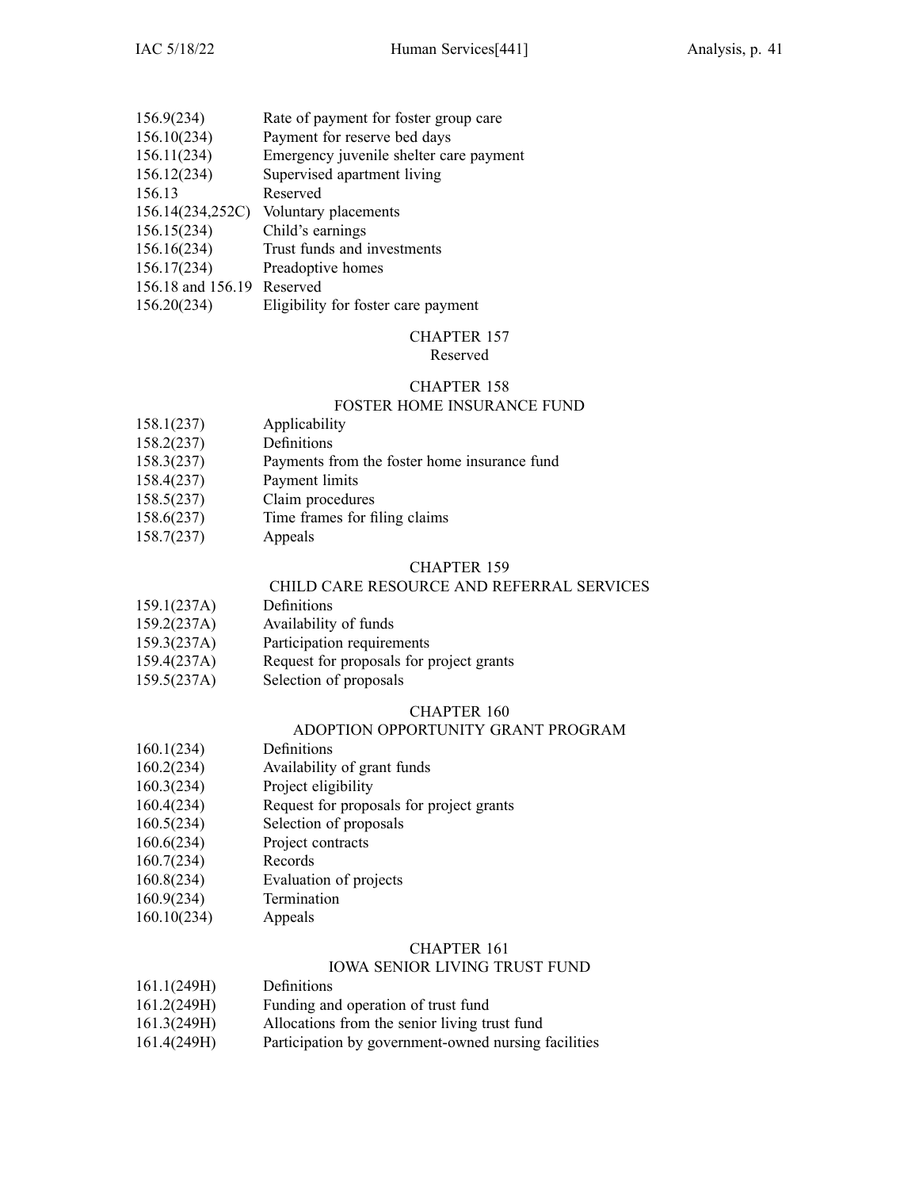156.9(234) Rate of payment for foster group care
156.10(234) Payment for reserve bed days
156.11(234) Emergency juvenile shelter care payment
156.12(234) Supervised apartment living
156.13 Reserved
156.14(234,252C) Voluntary placements
156.15(234) Child's earnings
156.16(234) Trust funds and investments
156.17(234) Preadoptive homes
156.18 and 156.19 Reserved
156.20(234) Eligibility for foster care payment

## CHAPTER 157
Reserved

## CHAPTER 158
FOSTER HOME INSURANCE FUND

158.1(237) Applicability
158.2(237) Definitions
158.3(237) Payments from the foster home insurance fund
158.4(237) Payment limits
158.5(237) Claim procedures
158.6(237) Time frames for filing claims
158.7(237) Appeals

## CHAPTER 159
CHILD CARE RESOURCE AND REFERRAL SERVICES

159.1(237A) Definitions
159.2(237A) Availability of funds
159.3(237A) Participation requirements
159.4(237A) Request for proposals for project grants
159.5(237A) Selection of proposals

## CHAPTER 160
ADOPTION OPPORTUNITY GRANT PROGRAM

160.1(234) Definitions
160.2(234) Availability of grant funds
160.3(234) Project eligibility
160.4(234) Request for proposals for project grants
160.5(234) Selection of proposals
160.6(234) Project contracts
160.7(234) Records
160.8(234) Evaluation of projects
160.9(234) Termination
160.10(234) Appeals

## CHAPTER 161
IOWA SENIOR LIVING TRUST FUND

161.1(249H) Definitions
161.2(249H) Funding and operation of trust fund
161.3(249H) Allocations from the senior living trust fund
161.4(249H) Participation by government-owned nursing facilities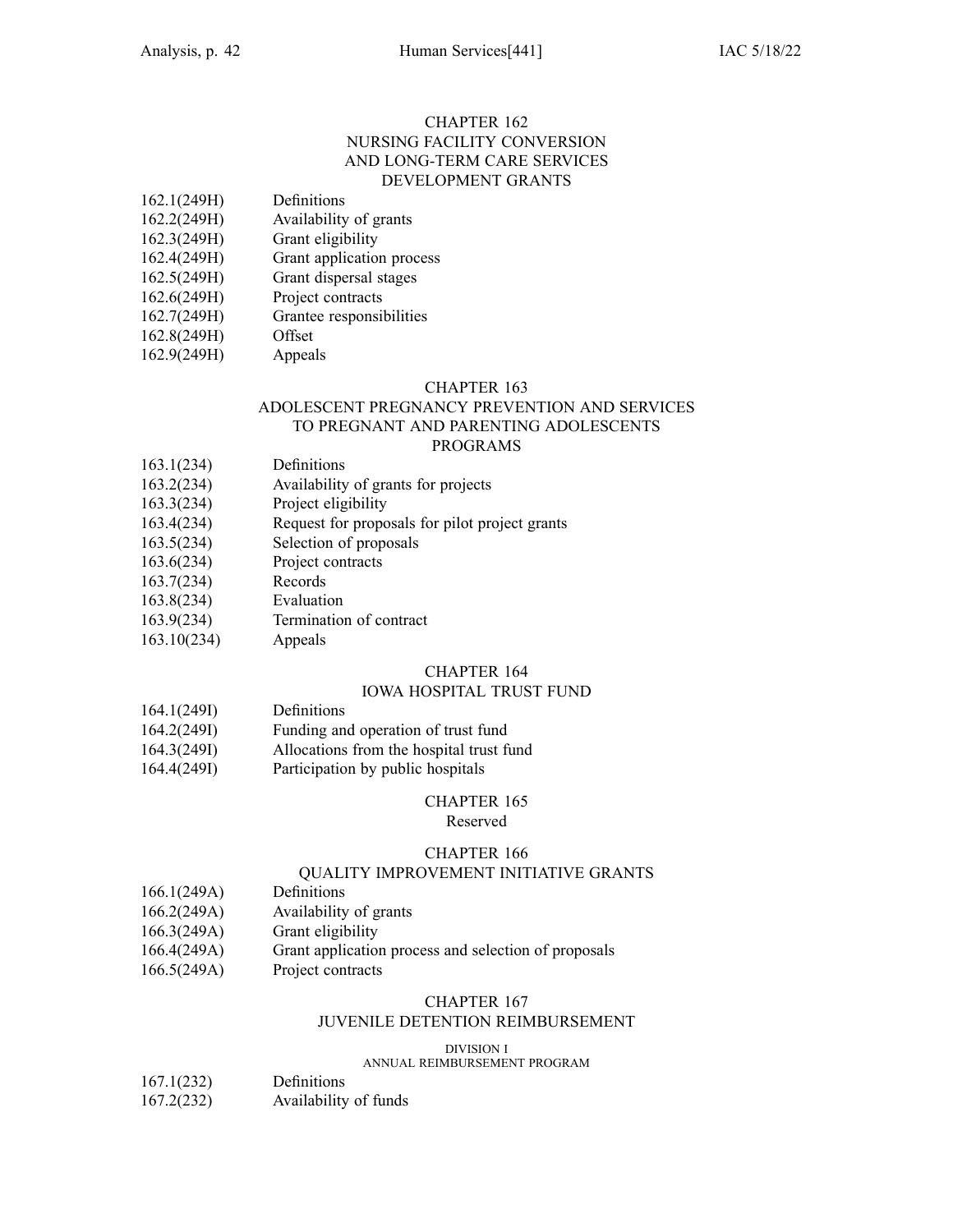## CHAPTER 162
## NURSING FACILITY CONVERSION AND LONG-TERM CARE SERVICES DEVELOPMENT GRANTS

| | |
|---|---|
| 162.1(249H) | Definitions |
| 162.2(249H) | Availability of grants |
| 162.3(249H) | Grant eligibility |
| 162.4(249H) | Grant application process |
| 162.5(249H) | Grant dispersal stages |
| 162.6(249H) | Project contracts |
| 162.7(249H) | Grantee responsibilities |
| 162.8(249H) | Offset |
| 162.9(249H) | Appeals |

## CHAPTER 163
## ADOLESCENT PREGNANCY PREVENTION AND SERVICES TO PREGNANT AND PARENTING ADOLESCENTS PROGRAMS

| | |
|---|---|
| 163.1(234) | Definitions |
| 163.2(234) | Availability of grants for projects |
| 163.3(234) | Project eligibility |
| 163.4(234) | Request for proposals for pilot project grants |
| 163.5(234) | Selection of proposals |
| 163.6(234) | Project contracts |
| 163.7(234) | Records |
| 163.8(234) | Evaluation |
| 163.9(234) | Termination of contract |
| 163.10(234) | Appeals |

## CHAPTER 164
## IOWA HOSPITAL TRUST FUND

| | |
|---|---|
| 164.1(249I) | Definitions |
| 164.2(249I) | Funding and operation of trust fund |
| 164.3(249I) | Allocations from the hospital trust fund |
| 164.4(249I) | Participation by public hospitals |

## CHAPTER 165
Reserved

## CHAPTER 166
## QUALITY IMPROVEMENT INITIATIVE GRANTS

| | |
|---|---|
| 166.1(249A) | Definitions |
| 166.2(249A) | Availability of grants |
| 166.3(249A) | Grant eligibility |
| 166.4(249A) | Grant application process and selection of proposals |
| 166.5(249A) | Project contracts |

## CHAPTER 167
## JUVENILE DETENTION REIMBURSEMENT

### DIVISION I
### ANNUAL REIMBURSEMENT PROGRAM

| | |
|---|---|
| 167.1(232) | Definitions |
| 167.2(232) | Availability of funds |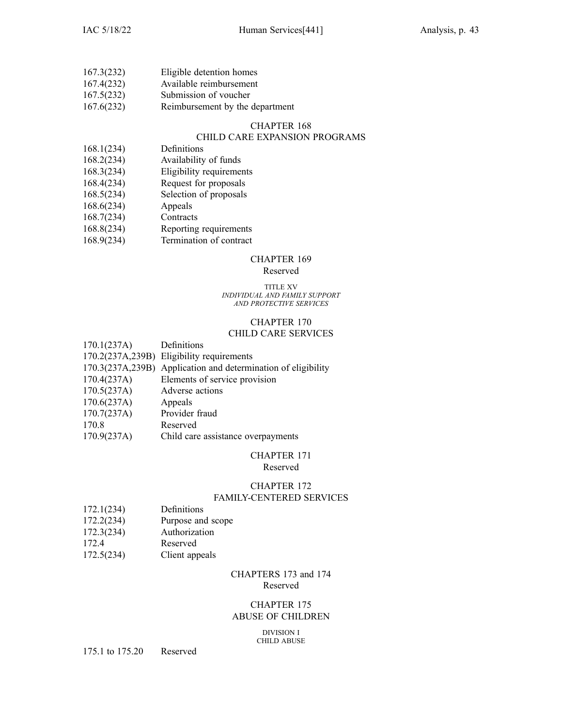167.3(232) Eligible detention homes
167.4(232) Available reimbursement
167.5(232) Submission of voucher
167.6(232) Reimbursement by the department

## CHAPTER 168
## CHILD CARE EXPANSION PROGRAMS

168.1(234) Definitions
168.2(234) Availability of funds
168.3(234) Eligibility requirements
168.4(234) Request for proposals
168.5(234) Selection of proposals
168.6(234) Appeals
168.7(234) Contracts
168.8(234) Reporting requirements
168.9(234) Termination of contract

## CHAPTER 169
Reserved

### TITLE XV
### *INDIVIDUAL AND FAMILY SUPPORT AND PROTECTIVE SERVICES*

## CHAPTER 170
## CHILD CARE SERVICES

170.1(237A) Definitions
170.2(237A,239B) Eligibility requirements
170.3(237A,239B) Application and determination of eligibility
170.4(237A) Elements of service provision
170.5(237A) Adverse actions
170.6(237A) Appeals
170.7(237A) Provider fraud
170.8 Reserved
170.9(237A) Child care assistance overpayments

## CHAPTER 171
Reserved

## CHAPTER 172
## FAMILY-CENTERED SERVICES

172.1(234) Definitions
172.2(234) Purpose and scope
172.3(234) Authorization
172.4 Reserved
172.5(234) Client appeals

## CHAPTERS 173 and 174
Reserved

## CHAPTER 175
## ABUSE OF CHILDREN

### DIVISION I
### CHILD ABUSE

175.1 to 175.20 Reserved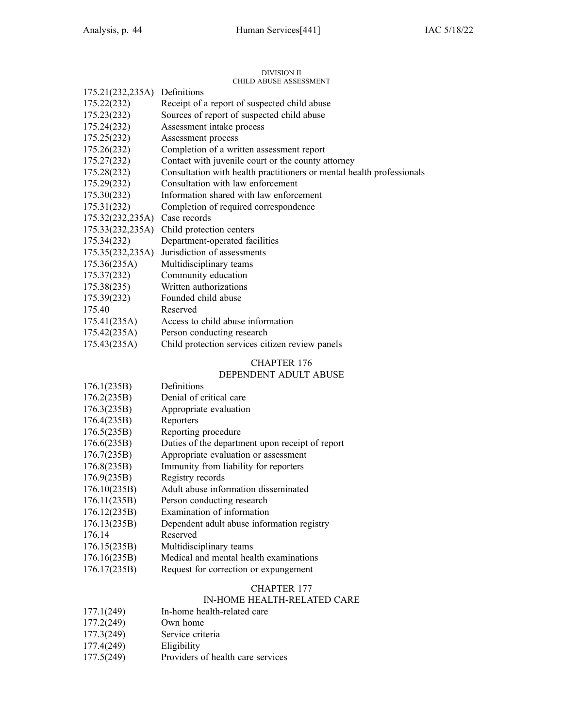DIVISION II
CHILD ABUSE ASSESSMENT

| | |
|---|---|
| 175.21(232,235A) | Definitions |
| 175.22(232) | Receipt of a report of suspected child abuse |
| 175.23(232) | Sources of report of suspected child abuse |
| 175.24(232) | Assessment intake process |
| 175.25(232) | Assessment process |
| 175.26(232) | Completion of a written assessment report |
| 175.27(232) | Contact with juvenile court or the county attorney |
| 175.28(232) | Consultation with health practitioners or mental health professionals |
| 175.29(232) | Consultation with law enforcement |
| 175.30(232) | Information shared with law enforcement |
| 175.31(232) | Completion of required correspondence |
| 175.32(232,235A) | Case records |
| 175.33(232,235A) | Child protection centers |
| 175.34(232) | Department-operated facilities |
| 175.35(232,235A) | Jurisdiction of assessments |
| 175.36(235A) | Multidisciplinary teams |
| 175.37(232) | Community education |
| 175.38(235) | Written authorizations |
| 175.39(232) | Founded child abuse |
| 175.40 | Reserved |
| 175.41(235A) | Access to child abuse information |
| 175.42(235A) | Person conducting research |
| 175.43(235A) | Child protection services citizen review panels |

CHAPTER 176
DEPENDENT ADULT ABUSE

| | |
|---|---|
| 176.1(235B) | Definitions |
| 176.2(235B) | Denial of critical care |
| 176.3(235B) | Appropriate evaluation |
| 176.4(235B) | Reporters |
| 176.5(235B) | Reporting procedure |
| 176.6(235B) | Duties of the department upon receipt of report |
| 176.7(235B) | Appropriate evaluation or assessment |
| 176.8(235B) | Immunity from liability for reporters |
| 176.9(235B) | Registry records |
| 176.10(235B) | Adult abuse information disseminated |
| 176.11(235B) | Person conducting research |
| 176.12(235B) | Examination of information |
| 176.13(235B) | Dependent adult abuse information registry |
| 176.14 | Reserved |
| 176.15(235B) | Multidisciplinary teams |
| 176.16(235B) | Medical and mental health examinations |
| 176.17(235B) | Request for correction or expungement |

CHAPTER 177
IN-HOME HEALTH-RELATED CARE

| | |
|---|---|
| 177.1(249) | In-home health-related care |
| 177.2(249) | Own home |
| 177.3(249) | Service criteria |
| 177.4(249) | Eligibility |
| 177.5(249) | Providers of health care services |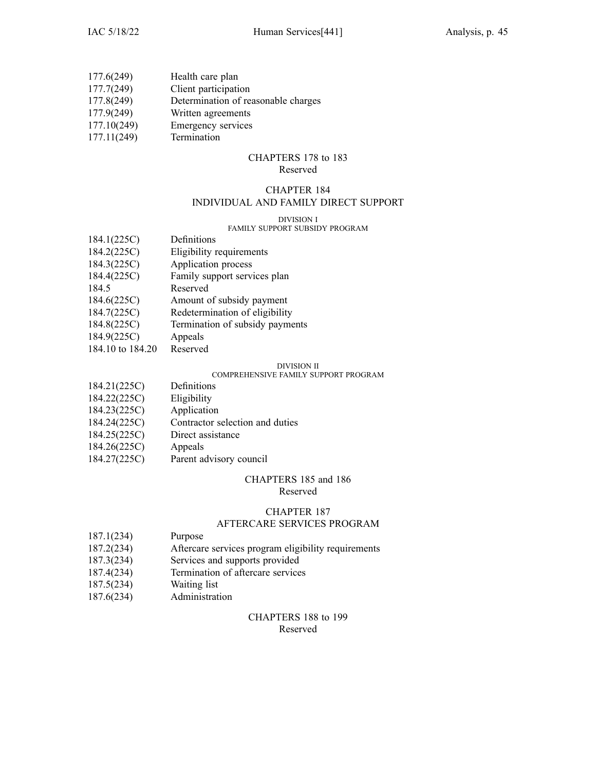177.6(249) Health care plan
177.7(249) Client participation
177.8(249) Determination of reasonable charges
177.9(249) Written agreements
177.10(249) Emergency services
177.11(249) Termination

## CHAPTERS 178 to 183
Reserved

## CHAPTER 184
## INDIVIDUAL AND FAMILY DIRECT SUPPORT

### DIVISION I
### FAMILY SUPPORT SUBSIDY PROGRAM

184.1(225C) Definitions
184.2(225C) Eligibility requirements
184.3(225C) Application process
184.4(225C) Family support services plan
184.5 Reserved
184.6(225C) Amount of subsidy payment
184.7(225C) Redetermination of eligibility
184.8(225C) Termination of subsidy payments
184.9(225C) Appeals
184.10 to 184.20 Reserved

### DIVISION II
### COMPREHENSIVE FAMILY SUPPORT PROGRAM

184.21(225C) Definitions
184.22(225C) Eligibility
184.23(225C) Application
184.24(225C) Contractor selection and duties
184.25(225C) Direct assistance
184.26(225C) Appeals
184.27(225C) Parent advisory council

## CHAPTERS 185 and 186
Reserved

## CHAPTER 187
## AFTERCARE SERVICES PROGRAM

187.1(234) Purpose
187.2(234) Aftercare services program eligibility requirements
187.3(234) Services and supports provided
187.4(234) Termination of aftercare services
187.5(234) Waiting list
187.6(234) Administration

## CHAPTERS 188 to 199
Reserved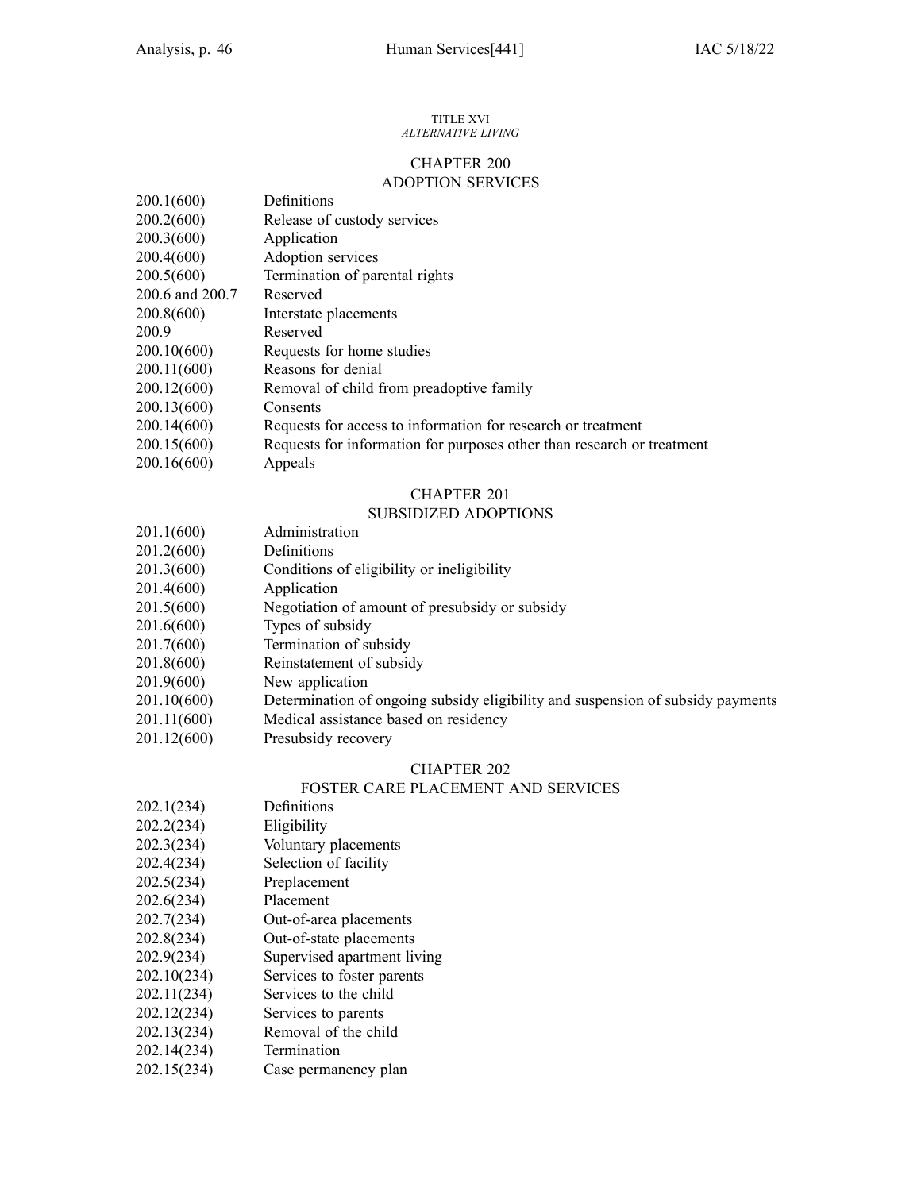TITLE XVI

*ALTERNATIVE LIVING*

## CHAPTER 200
## ADOPTION SERVICES

| | |
|---|---|
| 200.1(600) | Definitions |
| 200.2(600) | Release of custody services |
| 200.3(600) | Application |
| 200.4(600) | Adoption services |
| 200.5(600) | Termination of parental rights |
| 200.6 and 200.7 | Reserved |
| 200.8(600) | Interstate placements |
| 200.9 | Reserved |
| 200.10(600) | Requests for home studies |
| 200.11(600) | Reasons for denial |
| 200.12(600) | Removal of child from preadoptive family |
| 200.13(600) | Consents |
| 200.14(600) | Requests for access to information for research or treatment |
| 200.15(600) | Requests for information for purposes other than research or treatment |
| 200.16(600) | Appeals |

## CHAPTER 201
## SUBSIDIZED ADOPTIONS

| | |
|---|---|
| 201.1(600) | Administration |
| 201.2(600) | Definitions |
| 201.3(600) | Conditions of eligibility or ineligibility |
| 201.4(600) | Application |
| 201.5(600) | Negotiation of amount of presubsidy or subsidy |
| 201.6(600) | Types of subsidy |
| 201.7(600) | Termination of subsidy |
| 201.8(600) | Reinstatement of subsidy |
| 201.9(600) | New application |
| 201.10(600) | Determination of ongoing subsidy eligibility and suspension of subsidy payments |
| 201.11(600) | Medical assistance based on residency |
| 201.12(600) | Presubsidy recovery |

## CHAPTER 202
## FOSTER CARE PLACEMENT AND SERVICES

| | |
|---|---|
| 202.1(234) | Definitions |
| 202.2(234) | Eligibility |
| 202.3(234) | Voluntary placements |
| 202.4(234) | Selection of facility |
| 202.5(234) | Preplacement |
| 202.6(234) | Placement |
| 202.7(234) | Out-of-area placements |
| 202.8(234) | Out-of-state placements |
| 202.9(234) | Supervised apartment living |
| 202.10(234) | Services to foster parents |
| 202.11(234) | Services to the child |
| 202.12(234) | Services to parents |
| 202.13(234) | Removal of the child |
| 202.14(234) | Termination |
| 202.15(234) | Case permanency plan |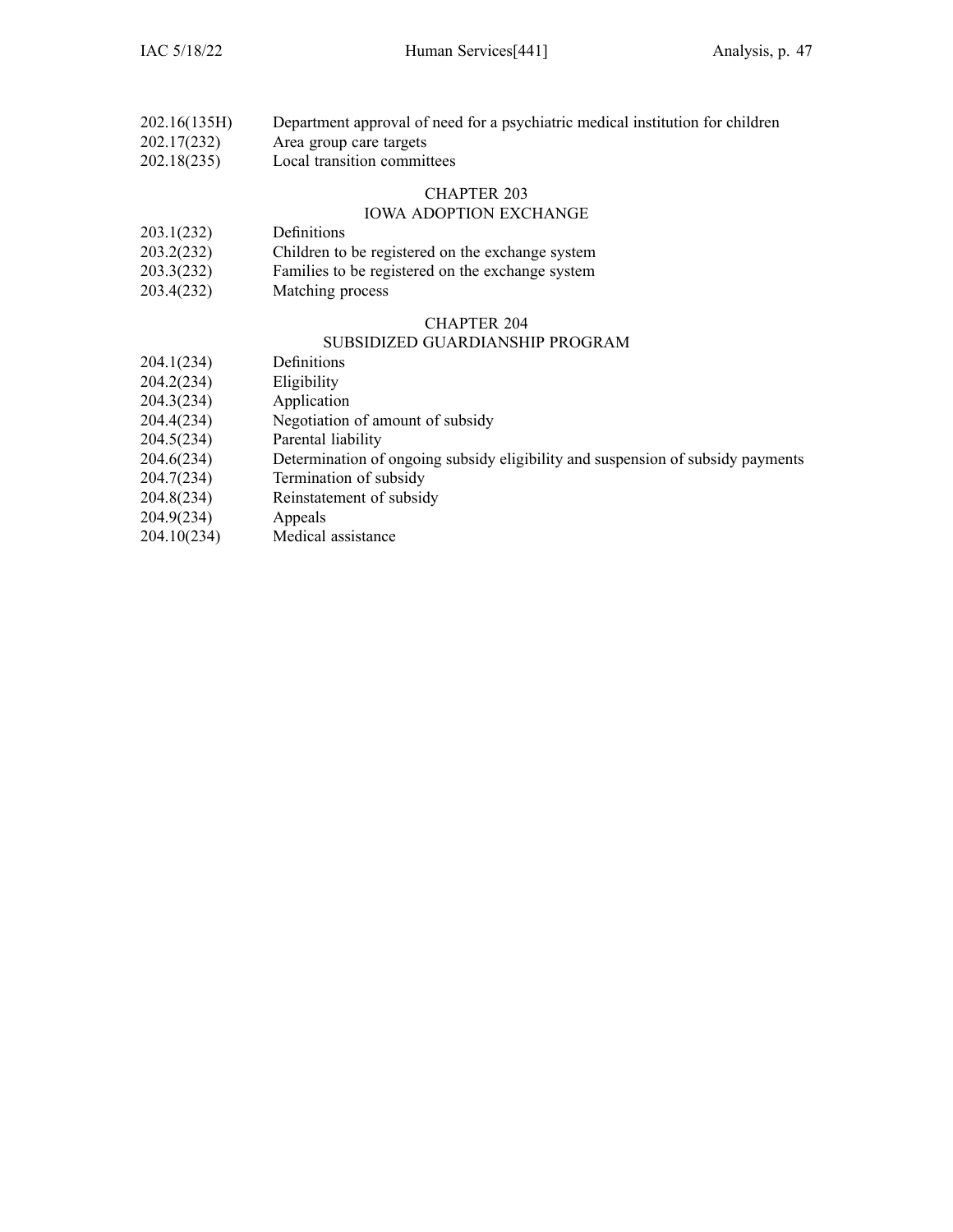202.16(135H) Department approval of need for a psychiatric medical institution for children
202.17(232) Area group care targets
202.18(235) Local transition committees

## CHAPTER 203
## IOWA ADOPTION EXCHANGE

203.1(232) Definitions
203.2(232) Children to be registered on the exchange system
203.3(232) Families to be registered on the exchange system
203.4(232) Matching process

## CHAPTER 204
## SUBSIDIZED GUARDIANSHIP PROGRAM

204.1(234) Definitions
204.2(234) Eligibility
204.3(234) Application
204.4(234) Negotiation of amount of subsidy
204.5(234) Parental liability
204.6(234) Determination of ongoing subsidy eligibility and suspension of subsidy payments
204.7(234) Termination of subsidy
204.8(234) Reinstatement of subsidy
204.9(234) Appeals
204.10(234) Medical assistance